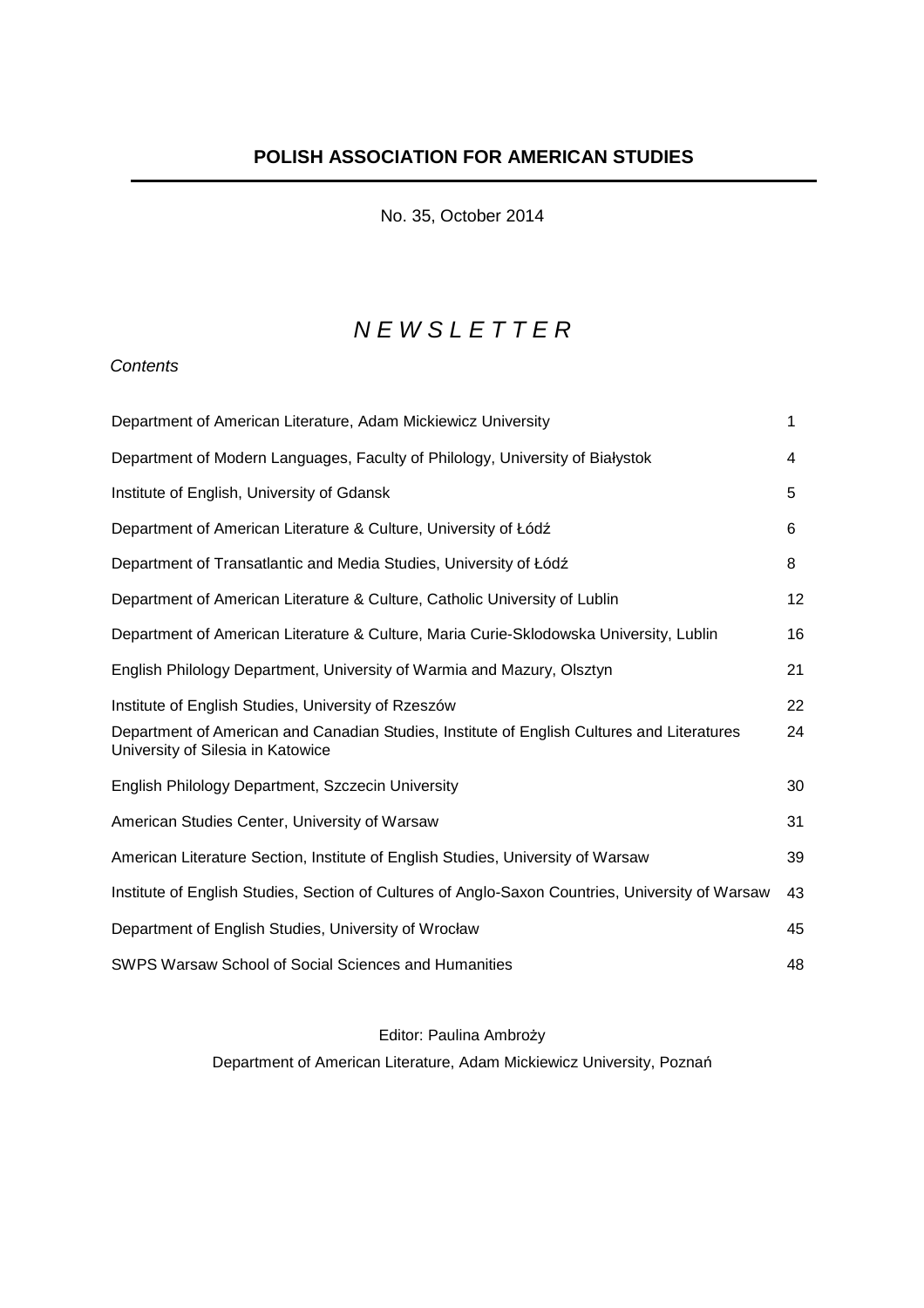## POLISH ASSOCIATION FOR AMERICAN STUDIES

No. 35, October 2014

# *N E W S L E T T E R*

*Contents*

| | |
|---|---|
| Department of American Literature, Adam Mickiewicz University | 1 |
| Department of Modern Languages, Faculty of Philology, University of Białystok | 4 |
| Institute of English, University of Gdansk | 5 |
| Department of American Literature & Culture, University of Łódź | 6 |
| Department of Transatlantic and Media Studies, University of Łódź | 8 |
| Department of American Literature & Culture, Catholic University of Lublin | 12 |
| Department of American Literature & Culture, Maria Curie-Sklodowska University, Lublin | 16 |
| English Philology Department, University of Warmia and Mazury, Olsztyn | 21 |
| Institute of English Studies, University of Rzeszów | 22 |
| Department of American and Canadian Studies, Institute of English Cultures and Literatures University of Silesia in Katowice | 24 |
| English Philology Department, Szczecin University | 30 |
| American Studies Center, University of Warsaw | 31 |
| American Literature Section, Institute of English Studies, University of Warsaw | 39 |
| Institute of English Studies, Section of Cultures of Anglo-Saxon Countries, University of Warsaw | 43 |
| Department of English Studies, University of Wrocław | 45 |
| SWPS Warsaw School of Social Sciences and Humanities | 48 |

Editor: Paulina Ambroży

Department of American Literature, Adam Mickiewicz University, Poznań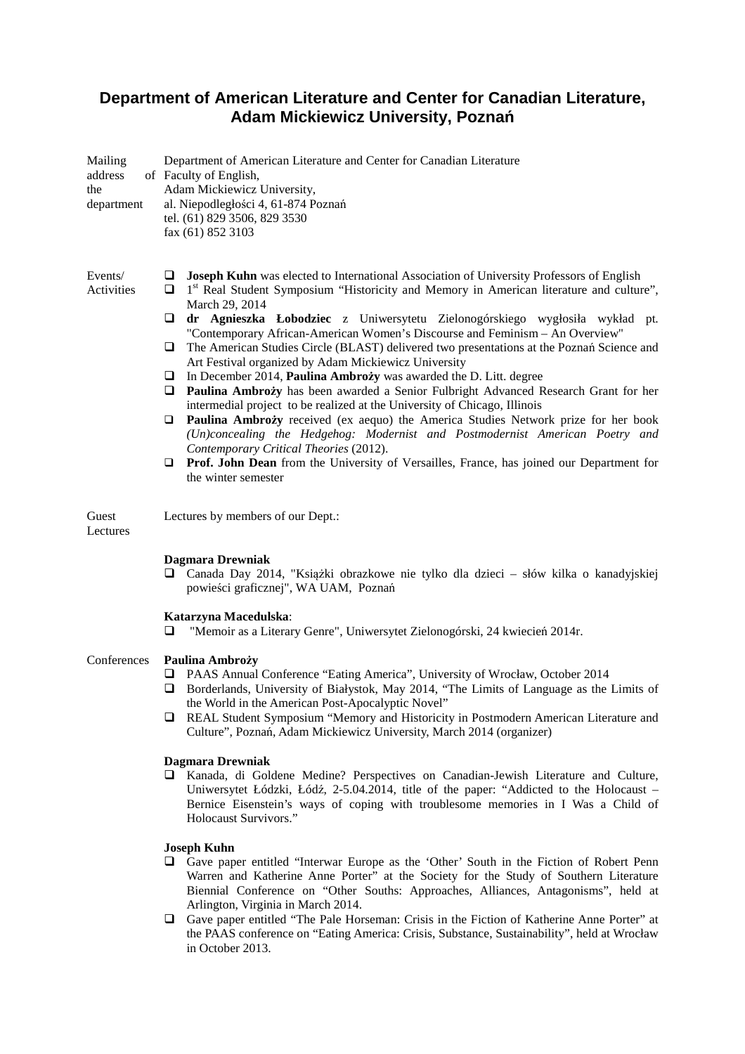## Department of American Literature and Center for Canadian Literature, Adam Mickiewicz University, Poznań

**Mailing address of the department**

Department of American Literature and Center for Canadian Literature
Faculty of English,
Adam Mickiewicz University,
al. Niepodległości 4, 61-874 Poznań
tel. (61) 829 3506, 829 3530
fax (61) 852 3103

**Events/ Activities**

- **Joseph Kuhn** was elected to International Association of University Professors of English
- 1st Real Student Symposium "Historicity and Memory in American literature and culture", March 29, 2014
- **dr Agnieszka Łobodziec** z Uniwersytetu Zielonogórskiego wygłosiła wykład pt. "Contemporary African-American Women's Discourse and Feminism – An Overview"
- The American Studies Circle (BLAST) delivered two presentations at the Poznań Science and Art Festival organized by Adam Mickiewicz University
- In December 2014, **Paulina Ambroży** was awarded the D. Litt. degree
- **Paulina Ambroży** has been awarded a Senior Fulbright Advanced Research Grant for her intermedial project to be realized at the University of Chicago, Illinois
- **Paulina Ambroży** received (ex aequo) the America Studies Network prize for her book *(Un)concealing the Hedgehog: Modernist and Postmodernist American Poetry and Contemporary Critical Theories* (2012).
- **Prof. John Dean** from the University of Versailles, France, has joined our Department for the winter semester

**Guest Lectures**

Lectures by members of our Dept.:

**Dagmara Drewniak**

- Canada Day 2014, "Książki obrazkowe nie tylko dla dzieci – słów kilka o kanadyjskiej powieści graficznej", WA UAM, Poznań

**Katarzyna Macedulska**:

- "Memoir as a Literary Genre", Uniwersytet Zielonogórski, 24 kwiecień 2014r.

**Conferences**

**Paulina Ambroży**

- PAAS Annual Conference "Eating America", University of Wrocław, October 2014
- Borderlands, University of Białystok, May 2014, "The Limits of Language as the Limits of the World in the American Post-Apocalyptic Novel"
- REAL Student Symposium "Memory and Historicity in Postmodern American Literature and Culture", Poznań, Adam Mickiewicz University, March 2014 (organizer)

**Dagmara Drewniak**

- Kanada, di Goldene Medine? Perspectives on Canadian-Jewish Literature and Culture, Uniwersytet Łódzki, Łódź, 2-5.04.2014, title of the paper: "Addicted to the Holocaust – Bernice Eisenstein's ways of coping with troublesome memories in I Was a Child of Holocaust Survivors."

**Joseph Kuhn**

- Gave paper entitled "Interwar Europe as the 'Other' South in the Fiction of Robert Penn Warren and Katherine Anne Porter" at the Society for the Study of Southern Literature Biennial Conference on "Other Souths: Approaches, Alliances, Antagonisms", held at Arlington, Virginia in March 2014.
- Gave paper entitled "The Pale Horseman: Crisis in the Fiction of Katherine Anne Porter" at the PAAS conference on "Eating America: Crisis, Substance, Sustainability", held at Wrocław in October 2013.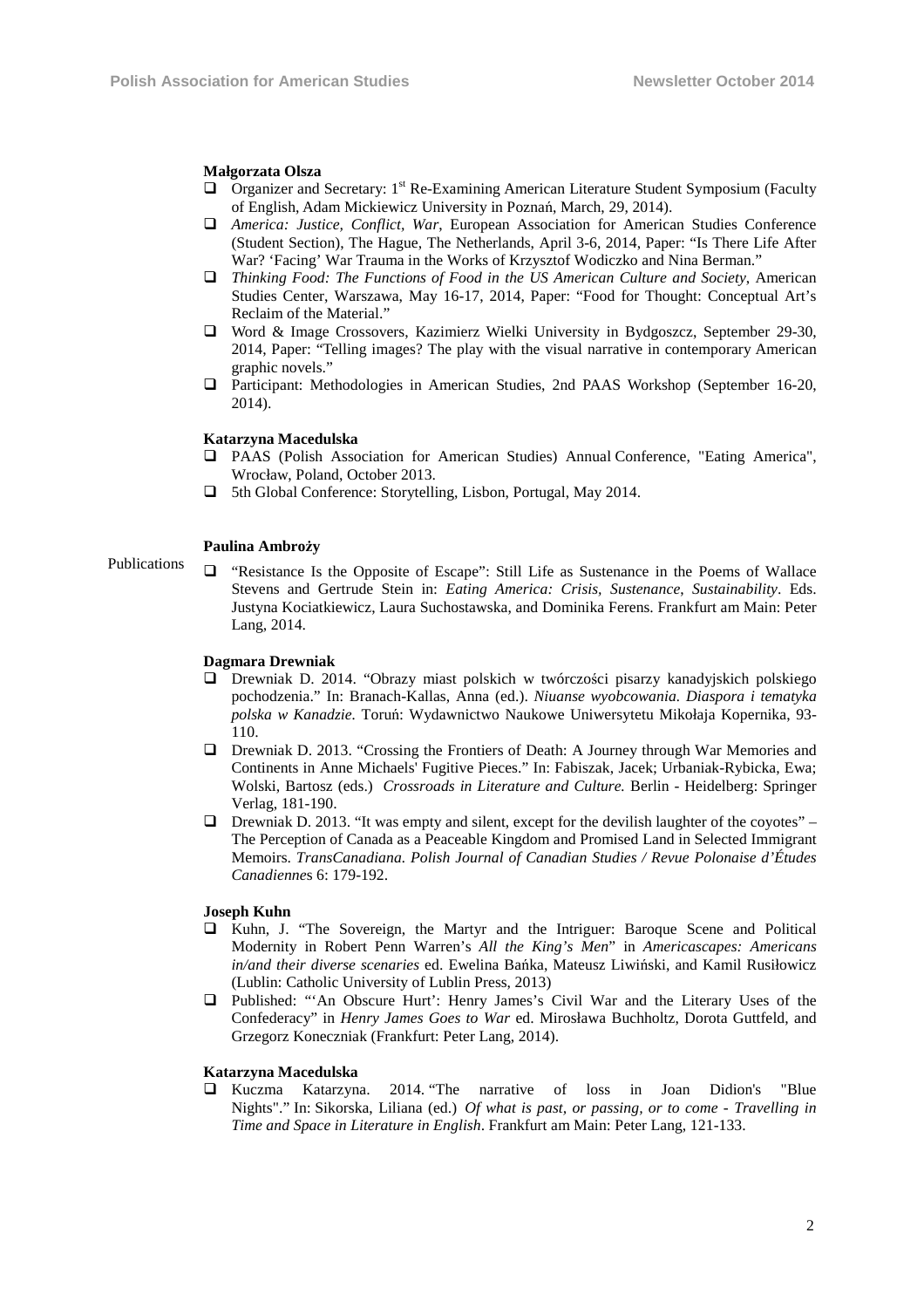**Małgorzata Olsza**

- Organizer and Secretary: 1st Re-Examining American Literature Student Symposium (Faculty of English, Adam Mickiewicz University in Poznań, March, 29, 2014).
- *America: Justice, Conflict, War*, European Association for American Studies Conference (Student Section), The Hague, The Netherlands, April 3-6, 2014, Paper: "Is There Life After War? 'Facing' War Trauma in the Works of Krzysztof Wodiczko and Nina Berman."
- *Thinking Food: The Functions of Food in the US American Culture and Society*, American Studies Center, Warszawa, May 16-17, 2014, Paper: "Food for Thought: Conceptual Art's Reclaim of the Material."
- Word & Image Crossovers, Kazimierz Wielki University in Bydgoszcz, September 29-30, 2014, Paper: "Telling images? The play with the visual narrative in contemporary American graphic novels."
- Participant: Methodologies in American Studies, 2nd PAAS Workshop (September 16-20, 2014).

**Katarzyna Macedulska**

- PAAS (Polish Association for American Studies) Annual Conference, "Eating America", Wrocław, Poland, October 2013.
- 5th Global Conference: Storytelling, Lisbon, Portugal, May 2014.

## Publications

**Paulina Ambroży**

- "Resistance Is the Opposite of Escape": Still Life as Sustenance in the Poems of Wallace Stevens and Gertrude Stein in: *Eating America: Crisis, Sustenance, Sustainability*. Eds. Justyna Kociatkiewicz, Laura Suchostawska, and Dominika Ferens. Frankfurt am Main: Peter Lang, 2014.

**Dagmara Drewniak**

- Drewniak D. 2014. "Obrazy miast polskich w twórczości pisarzy kanadyjskich polskiego pochodzenia." In: Branach-Kallas, Anna (ed.). *Niuanse wyobcowania. Diaspora i tematyka polska w Kanadzie.* Toruń: Wydawnictwo Naukowe Uniwersytetu Mikołaja Kopernika, 93-110.
- Drewniak D. 2013. "Crossing the Frontiers of Death: A Journey through War Memories and Continents in Anne Michaels' Fugitive Pieces." In: Fabiszak, Jacek; Urbaniak-Rybicka, Ewa; Wolski, Bartosz (eds.) *Crossroads in Literature and Culture.* Berlin - Heidelberg: Springer Verlag, 181-190.
- Drewniak D. 2013. "It was empty and silent, except for the devilish laughter of the coyotes" – The Perception of Canada as a Peaceable Kingdom and Promised Land in Selected Immigrant Memoirs. *TransCanadiana. Polish Journal of Canadian Studies / Revue Polonaise d'Études Canadiennes* 6: 179-192.

**Joseph Kuhn**

- Kuhn, J. "The Sovereign, the Martyr and the Intriguer: Baroque Scene and Political Modernity in Robert Penn Warren's *All the King's Men*" in *Americascapes: Americans in/and their diverse scenaries* ed. Ewelina Bańka, Mateusz Liwiński, and Kamil Rusiłowicz (Lublin: Catholic University of Lublin Press, 2013)
- Published: "'An Obscure Hurt': Henry James's Civil War and the Literary Uses of the Confederacy" in *Henry James Goes to War* ed. Mirosława Buchholtz, Dorota Guttfeld, and Grzegorz Koneczniak (Frankfurt: Peter Lang, 2014).

**Katarzyna Macedulska**

- Kuczma Katarzyna. 2014. "The narrative of loss in Joan Didion's "Blue Nights"." In: Sikorska, Liliana (ed.) *Of what is past, or passing, or to come - Travelling in Time and Space in Literature in English*. Frankfurt am Main: Peter Lang, 121-133.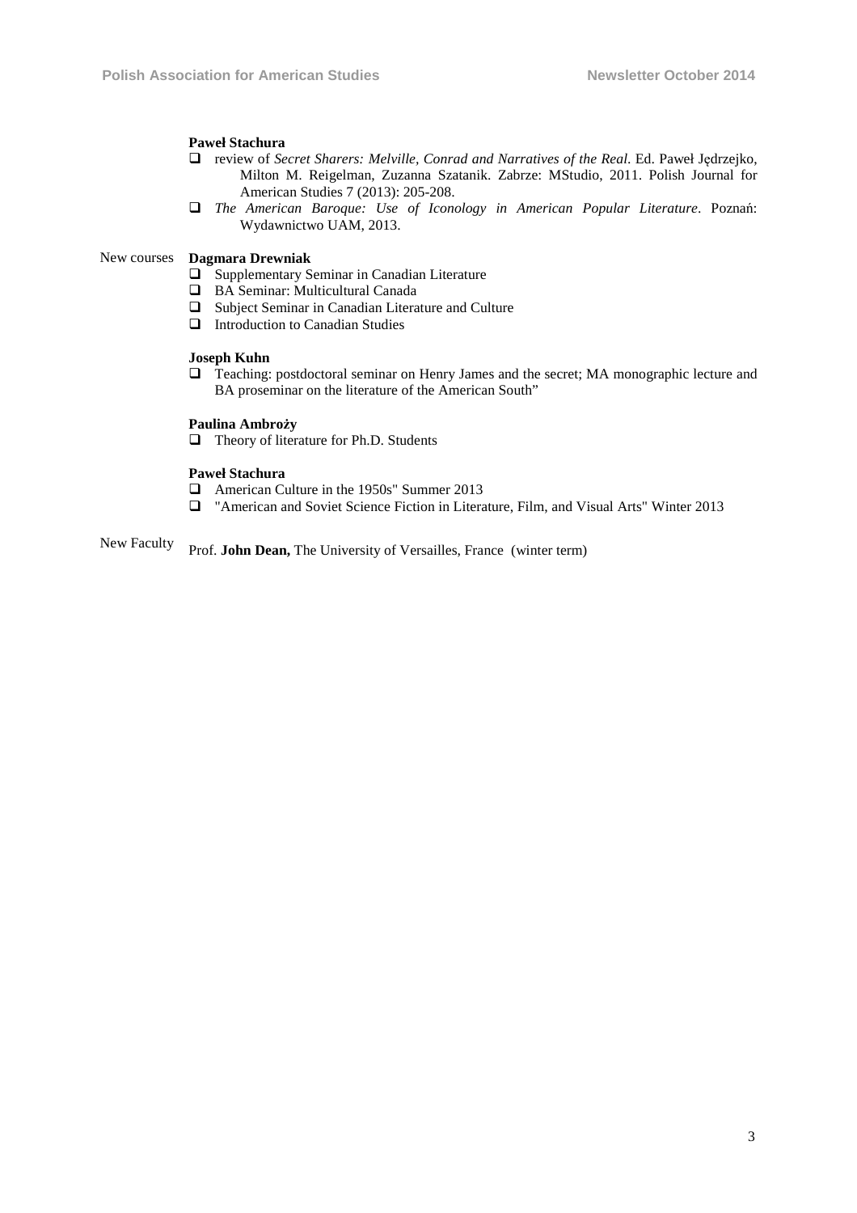**Paweł Stachura**

- review of *Secret Sharers: Melville, Conrad and Narratives of the Real*. Ed. Paweł Jędrzejko, Milton M. Reigelman, Zuzanna Szatanik. Zabrze: MStudio, 2011. Polish Journal for American Studies 7 (2013): 205-208.
- *The American Baroque: Use of Iconology in American Popular Literature*. Poznań: Wydawnictwo UAM, 2013.

New courses

**Dagmara Drewniak**

- Supplementary Seminar in Canadian Literature
- BA Seminar: Multicultural Canada
- Subject Seminar in Canadian Literature and Culture
- Introduction to Canadian Studies

**Joseph Kuhn**

- Teaching: postdoctoral seminar on Henry James and the secret; MA monographic lecture and BA proseminar on the literature of the American South"

**Paulina Ambroży**

- Theory of literature for Ph.D. Students

**Paweł Stachura**

- American Culture in the 1950s" Summer 2013
- "American and Soviet Science Fiction in Literature, Film, and Visual Arts" Winter 2013

New Faculty

Prof. **John Dean,** The University of Versailles, France (winter term)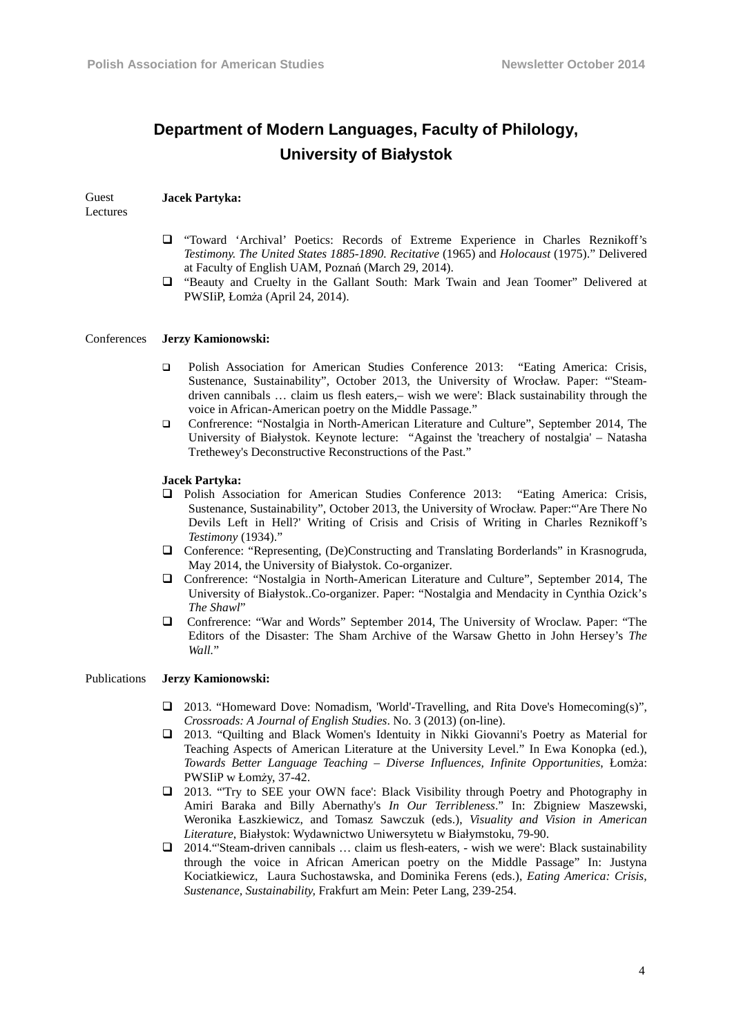## Department of Modern Languages, Faculty of Philology, University of Białystok

### Guest Lectures

**Jacek Partyka:**

- "Toward 'Archival' Poetics: Records of Extreme Experience in Charles Reznikoff's *Testimony. The United States 1885-1890. Recitative* (1965) and *Holocaust* (1975)." Delivered at Faculty of English UAM, Poznań (March 29, 2014).
- "Beauty and Cruelty in the Gallant South: Mark Twain and Jean Toomer" Delivered at PWSIiP, Łomża (April 24, 2014).

### Conferences

**Jerzy Kamionowski:**

- Polish Association for American Studies Conference 2013: "Eating America: Crisis, Sustenance, Sustainability", October 2013, the University of Wrocław. Paper: "'Steam-driven cannibals … claim us flesh eaters,– wish we were': Black sustainability through the voice in African-American poetry on the Middle Passage."
- Confrerence: "Nostalgia in North-American Literature and Culture", September 2014, The University of Białystok. Keynote lecture: "Against the 'treachery of nostalgia' – Natasha Trethewey's Deconstructive Reconstructions of the Past."

**Jacek Partyka:**

- Polish Association for American Studies Conference 2013: "Eating America: Crisis, Sustenance, Sustainability", October 2013, the University of Wrocław. Paper:"'Are There No Devils Left in Hell?' Writing of Crisis and Crisis of Writing in Charles Reznikoff's *Testimony* (1934)."
- Conference: "Representing, (De)Constructing and Translating Borderlands" in Krasnogruda, May 2014, the University of Białystok. Co-organizer.
- Confrerence: "Nostalgia in North-American Literature and Culture", September 2014, The University of Białystok..Co-organizer. Paper: "Nostalgia and Mendacity in Cynthia Ozick's *The Shawl*"
- Confrerence: "War and Words" September 2014, The University of Wroclaw. Paper: "The Editors of the Disaster: The Sham Archive of the Warsaw Ghetto in John Hersey's *The Wall.*"

### Publications

**Jerzy Kamionowski:**

- 2013. "Homeward Dove: Nomadism, 'World'-Travelling, and Rita Dove's Homecoming(s)", *Crossroads: A Journal of English Studies*. No. 3 (2013) (on-line).
- 2013. "Quilting and Black Women's Identuity in Nikki Giovanni's Poetry as Material for Teaching Aspects of American Literature at the University Level." In Ewa Konopka (ed.), *Towards Better Language Teaching – Diverse Influences, Infinite Opportunities*, Łomża: PWSIiP w Łomży, 37-42.
- 2013. "'Try to SEE your OWN face': Black Visibility through Poetry and Photography in Amiri Baraka and Billy Abernathy's *In Our Terribleness*." In: Zbigniew Maszewski, Weronika Łaszkiewicz, and Tomasz Sawczuk (eds.), *Visuality and Vision in American Literature*, Białystok: Wydawnictwo Uniwersytetu w Białymstoku, 79-90.
- 2014."'Steam-driven cannibals … claim us flesh-eaters, - wish we were': Black sustainability through the voice in African American poetry on the Middle Passage" In: Justyna Kociatkiewicz, Laura Suchostawska, and Dominika Ferens (eds.), *Eating America: Crisis, Sustenance, Sustainability*, Frakfurt am Mein: Peter Lang, 239-254.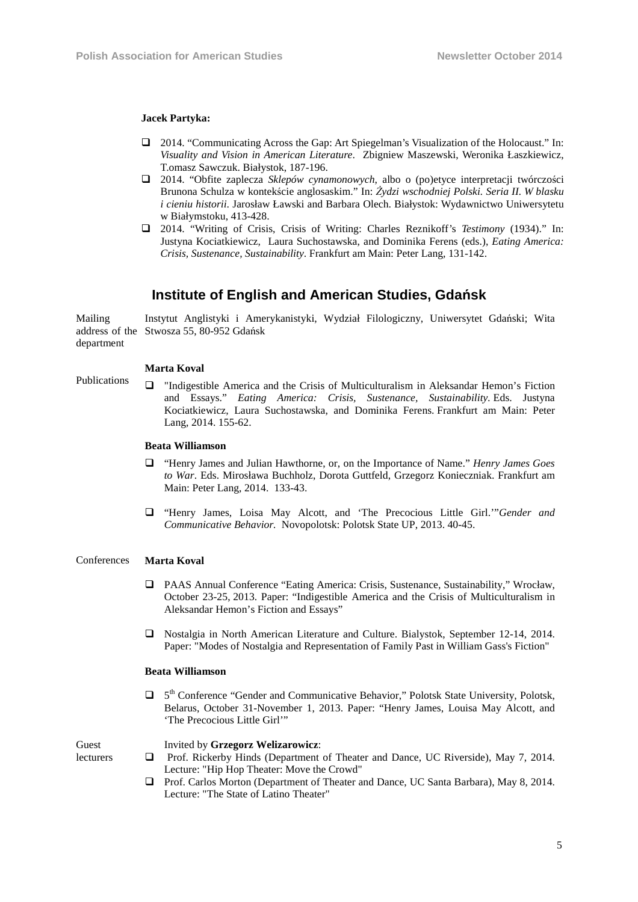**Jacek Partyka:**

- 2014. "Communicating Across the Gap: Art Spiegelman's Visualization of the Holocaust." In: *Visuality and Vision in American Literature*. Zbigniew Maszewski, Weronika Łaszkiewicz, T.omasz Sawczuk. Białystok, 187-196.
- 2014. "Obfite zaplecza *Sklepów cynamonowych,* albo o (po)etyce interpretacji twórczości Brunona Schulza w kontekście anglosaskim." In: *Żydzi wschodniej Polski. Seria II. W blasku i cieniu historii*. Jarosław Ławski and Barbara Olech. Białystok: Wydawnictwo Uniwersytetu w Białymstoku, 413-428.
- 2014. "Writing of Crisis, Crisis of Writing: Charles Reznikoff's *Testimony* (1934)." In: Justyna Kociatkiewicz, Laura Suchostawska, and Dominika Ferens (eds.), *Eating America: Crisis, Sustenance, Sustainability*. Frankfurt am Main: Peter Lang, 131-142.

## Institute of English and American Studies, Gdańsk

Mailing address of the department

Instytut Anglistyki i Amerykanistyki, Wydział Filologiczny, Uniwersytet Gdański; Wita Stwosza 55, 80-952 Gdańsk

Publications

**Marta Koval**

- "Indigestible America and the Crisis of Multiculturalism in Aleksandar Hemon's Fiction and Essays." *Eating America: Crisis, Sustenance, Sustainability.* Eds. Justyna Kociatkiewicz, Laura Suchostawska, and Dominika Ferens. Frankfurt am Main: Peter Lang, 2014. 155-62.

**Beata Williamson**

- "Henry James and Julian Hawthorne, or, on the Importance of Name." *Henry James Goes to War*. Eds. Mirosława Buchholz, Dorota Guttfeld, Grzegorz Koneczniak. Frankfurt am Main: Peter Lang, 2014. 133-43.
- "Henry James, Loisa May Alcott, and 'The Precocious Little Girl.'"*Gender and Communicative Behavior.* Novopolotsk: Polotsk State UP, 2013. 40-45.

Conferences

**Marta Koval**

- PAAS Annual Conference "Eating America: Crisis, Sustenance, Sustainability," Wrocław, October 23-25, 2013. Paper: "Indigestible America and the Crisis of Multiculturalism in Aleksandar Hemon's Fiction and Essays"
- Nostalgia in North American Literature and Culture. Bialystok, September 12-14, 2014. Paper: "Modes of Nostalgia and Representation of Family Past in William Gass's Fiction"

**Beata Williamson**

- 5th Conference "Gender and Communicative Behavior," Polotsk State University, Polotsk, Belarus, October 31-November 1, 2013. Paper: "Henry James, Louisa May Alcott, and 'The Precocious Little Girl'"

Guest lecturers

Invited by **Grzegorz Welizarowicz**:

- Prof. Rickerby Hinds (Department of Theater and Dance, UC Riverside), May 7, 2014. Lecture: "Hip Hop Theater: Move the Crowd"
- Prof. Carlos Morton (Department of Theater and Dance, UC Santa Barbara), May 8, 2014. Lecture: "The State of Latino Theater"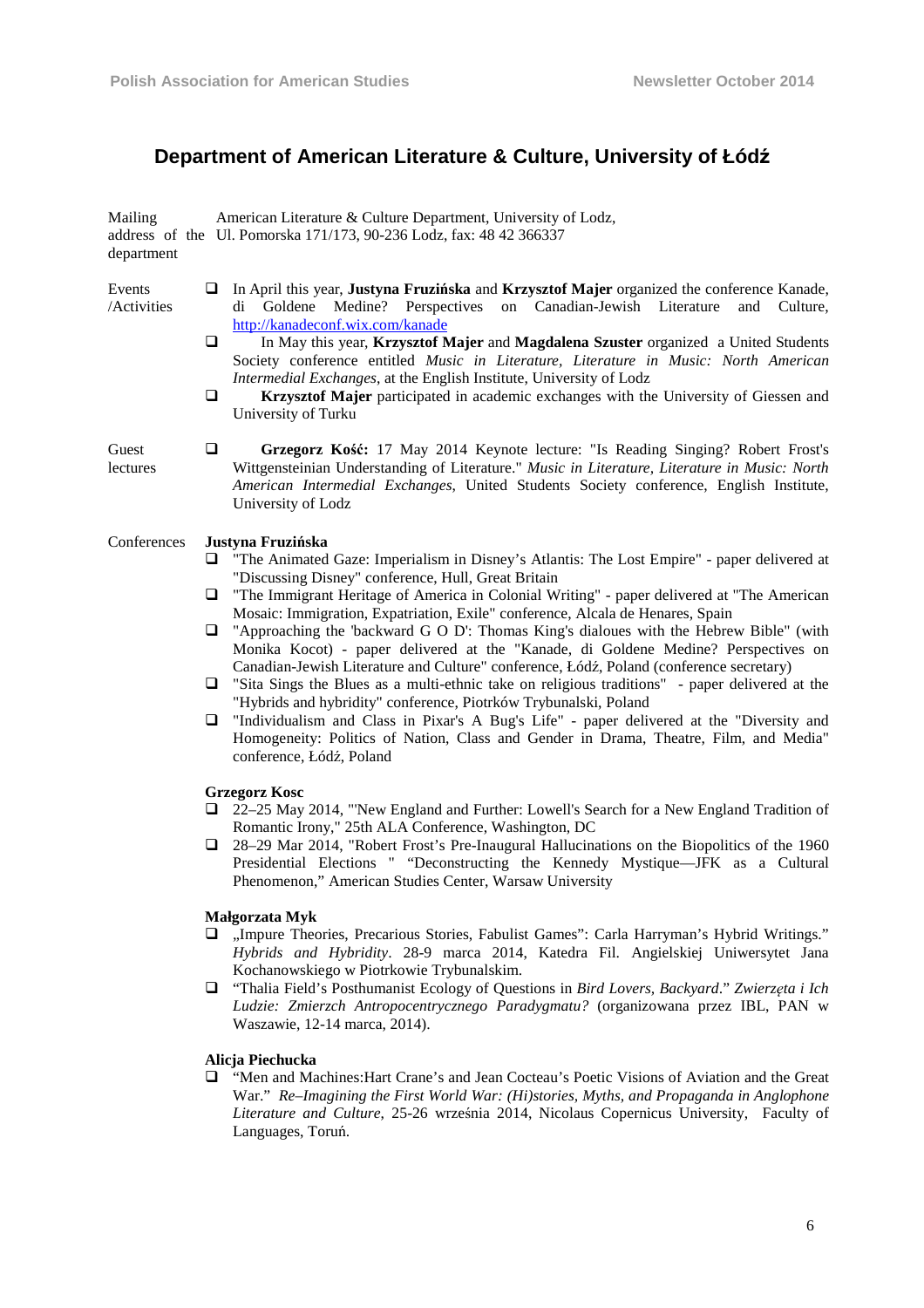## Department of American Literature & Culture, University of Łódź

**Mailing address of the department**
American Literature & Culture Department, University of Lodz, Ul. Pomorska 171/173, 90-236 Lodz, fax: 48 42 366337

**Events /Activities**

- In April this year, **Justyna Fruzińska** and **Krzysztof Majer** organized the conference Kanade, di Goldene Medine? Perspectives on Canadian-Jewish Literature and Culture, http://kanadeconf.wix.com/kanade
- In May this year, **Krzysztof Majer** and **Magdalena Szuster** organized a United Students Society conference entitled *Music in Literature, Literature in Music: North American Intermedial Exchanges*, at the English Institute, University of Lodz
- **Krzysztof Majer** participated in academic exchanges with the University of Giessen and University of Turku

**Guest lectures**

- **Grzegorz Kość:** 17 May 2014 Keynote lecture: "Is Reading Singing? Robert Frost's Wittgensteinian Understanding of Literature." *Music in Literature, Literature in Music: North American Intermedial Exchanges*, United Students Society conference, English Institute, University of Lodz

**Conferences**

**Justyna Fruzińska**

- "The Animated Gaze: Imperialism in Disney's Atlantis: The Lost Empire" - paper delivered at "Discussing Disney" conference, Hull, Great Britain
- "The Immigrant Heritage of America in Colonial Writing" - paper delivered at "The American Mosaic: Immigration, Expatriation, Exile" conference, Alcala de Henares, Spain
- "Approaching the 'backward G O D': Thomas King's dialoues with the Hebrew Bible" (with Monika Kocot) - paper delivered at the "Kanade, di Goldene Medine? Perspectives on Canadian-Jewish Literature and Culture" conference, Łódź, Poland (conference secretary)
- "Sita Sings the Blues as a multi-ethnic take on religious traditions" - paper delivered at the "Hybrids and hybridity" conference, Piotrków Trybunalski, Poland
- "Individualism and Class in Pixar's A Bug's Life" - paper delivered at the "Diversity and Homogeneity: Politics of Nation, Class and Gender in Drama, Theatre, Film, and Media" conference, Łódź, Poland

**Grzegorz Kosc**

- 22–25 May 2014, "'New England and Further: Lowell's Search for a New England Tradition of Romantic Irony," 25th ALA Conference, Washington, DC
- 28–29 Mar 2014, "Robert Frost's Pre-Inaugural Hallucinations on the Biopolitics of the 1960 Presidential Elections " "Deconstructing the Kennedy Mystique—JFK as a Cultural Phenomenon," American Studies Center, Warsaw University

**Małgorzata Myk**

- „Impure Theories, Precarious Stories, Fabulist Games": Carla Harryman's Hybrid Writings." *Hybrids and Hybridity*. 28-9 marca 2014, Katedra Fil. Angielskiej Uniwersytet Jana Kochanowskiego w Piotrkowie Trybunalskim.
- "Thalia Field's Posthumanist Ecology of Questions in *Bird Lovers, Backyard*." *Zwierzęta i Ich Ludzie: Zmierzch Antropocentrycznego Paradygmatu?* (organizowana przez IBL, PAN w Waszawie, 12-14 marca, 2014).

**Alicja Piechucka**

- "Men and Machines:Hart Crane's and Jean Cocteau's Poetic Visions of Aviation and the Great War." *Re–Imagining the First World War: (Hi)stories, Myths, and Propaganda in Anglophone Literature and Culture*, 25-26 września 2014, Nicolaus Copernicus University, Faculty of Languages, Toruń.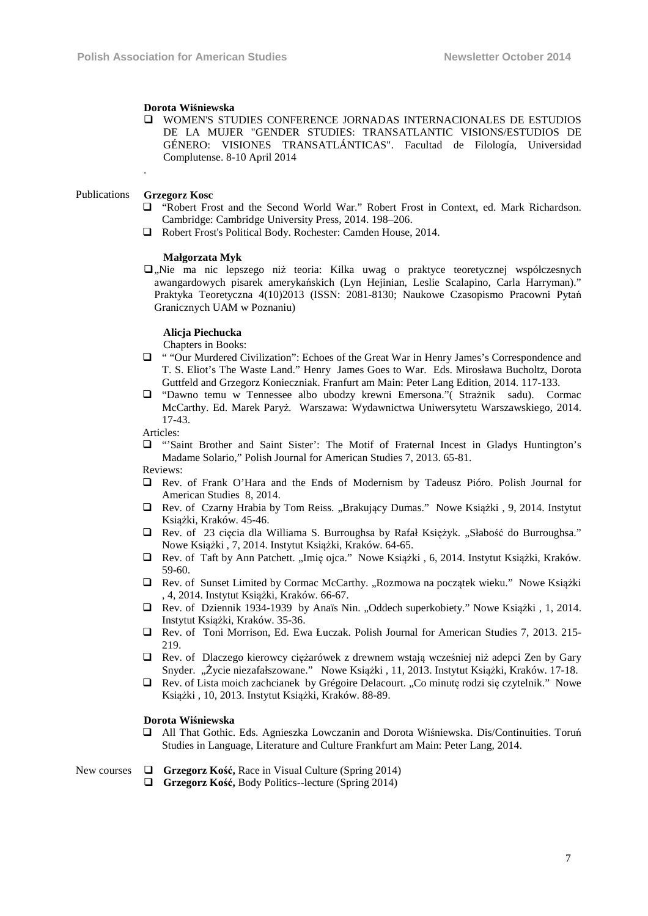**Dorota Wiśniewska**

- WOMEN'S STUDIES CONFERENCE JORNADAS INTERNACIONALES DE ESTUDIOS DE LA MUJER "GENDER STUDIES: TRANSATLANTIC VISIONS/ESTUDIOS DE GÉNERO: VISIONES TRANSATLÁNTICAS". Facultad de Filología, Universidad Complutense. 8-10 April 2014

.

Publications

**Grzegorz Kosc**

- "Robert Frost and the Second World War." Robert Frost in Context, ed. Mark Richardson. Cambridge: Cambridge University Press, 2014. 198–206.
- Robert Frost's Political Body. Rochester: Camden House, 2014.

**Małgorzata Myk**

- „Nie ma nic lepszego niż teoria: Kilka uwag o praktyce teoretycznej współczesnych awangardowych pisarek amerykańskich (Lyn Hejinian, Leslie Scalapino, Carla Harryman)." Praktyka Teoretyczna 4(10)2013 (ISSN: 2081-8130; Naukowe Czasopismo Pracowni Pytań Granicznych UAM w Poznaniu)

**Alicja Piechucka**

Chapters in Books:

- " "Our Murdered Civilization": Echoes of the Great War in Henry James's Correspondence and T. S. Eliot's The Waste Land." Henry James Goes to War. Eds. Mirosława Bucholtz, Dorota Guttfeld and Grzegorz Koneczniak. Franfurt am Main: Peter Lang Edition, 2014. 117-133.
- "Dawno temu w Tennessee albo ubodzy krewni Emersona."( Strażnik sadu). Cormac McCarthy. Ed. Marek Paryż. Warszawa: Wydawnictwa Uniwersytetu Warszawskiego, 2014. 17-43.

Articles:

- "'Saint Brother and Saint Sister': The Motif of Fraternal Incest in Gladys Huntington's Madame Solario," Polish Journal for American Studies 7, 2013. 65-81.

Reviews:

- Rev. of Frank O'Hara and the Ends of Modernism by Tadeusz Pióro. Polish Journal for American Studies 8, 2014.
- Rev. of Czarny Hrabia by Tom Reiss. „Brakujący Dumas." Nowe Książki , 9, 2014. Instytut Książki, Kraków. 45-46.
- Rev. of 23 cięcia dla Williama S. Burroughsa by Rafał Księżyk. „Słabość do Burroughsa." Nowe Książki , 7, 2014. Instytut Książki, Kraków. 64-65.
- Rev. of Taft by Ann Patchett. „Imię ojca." Nowe Książki , 6, 2014. Instytut Książki, Kraków. 59-60.
- Rev. of Sunset Limited by Cormac McCarthy. „Rozmowa na początek wieku." Nowe Książki , 4, 2014. Instytut Książki, Kraków. 66-67.
- Rev. of Dziennik 1934-1939 by Anaïs Nin. „Oddech superkobiety." Nowe Książki , 1, 2014. Instytut Książki, Kraków. 35-36.
- Rev. of Toni Morrison, Ed. Ewa Łuczak. Polish Journal for American Studies 7, 2013. 215-219.
- Rev. of Dlaczego kierowcy ciężarówek z drewnem wstają wcześniej niż adepci Zen by Gary Snyder. „Życie niezafałszowane." Nowe Książki , 11, 2013. Instytut Książki, Kraków. 17-18.
- Rev. of Lista moich zachcianek by Grégoire Delacourt. „Co minutę rodzi się czytelnik." Nowe Książki , 10, 2013. Instytut Książki, Kraków. 88-89.

**Dorota Wiśniewska**

- All That Gothic. Eds. Agnieszka Lowczanin and Dorota Wiśniewska. Dis/Continuities. Toruń Studies in Language, Literature and Culture Frankfurt am Main: Peter Lang, 2014.

New courses

- **Grzegorz Kość,** Race in Visual Culture (Spring 2014)
- **Grzegorz Kość,** Body Politics--lecture (Spring 2014)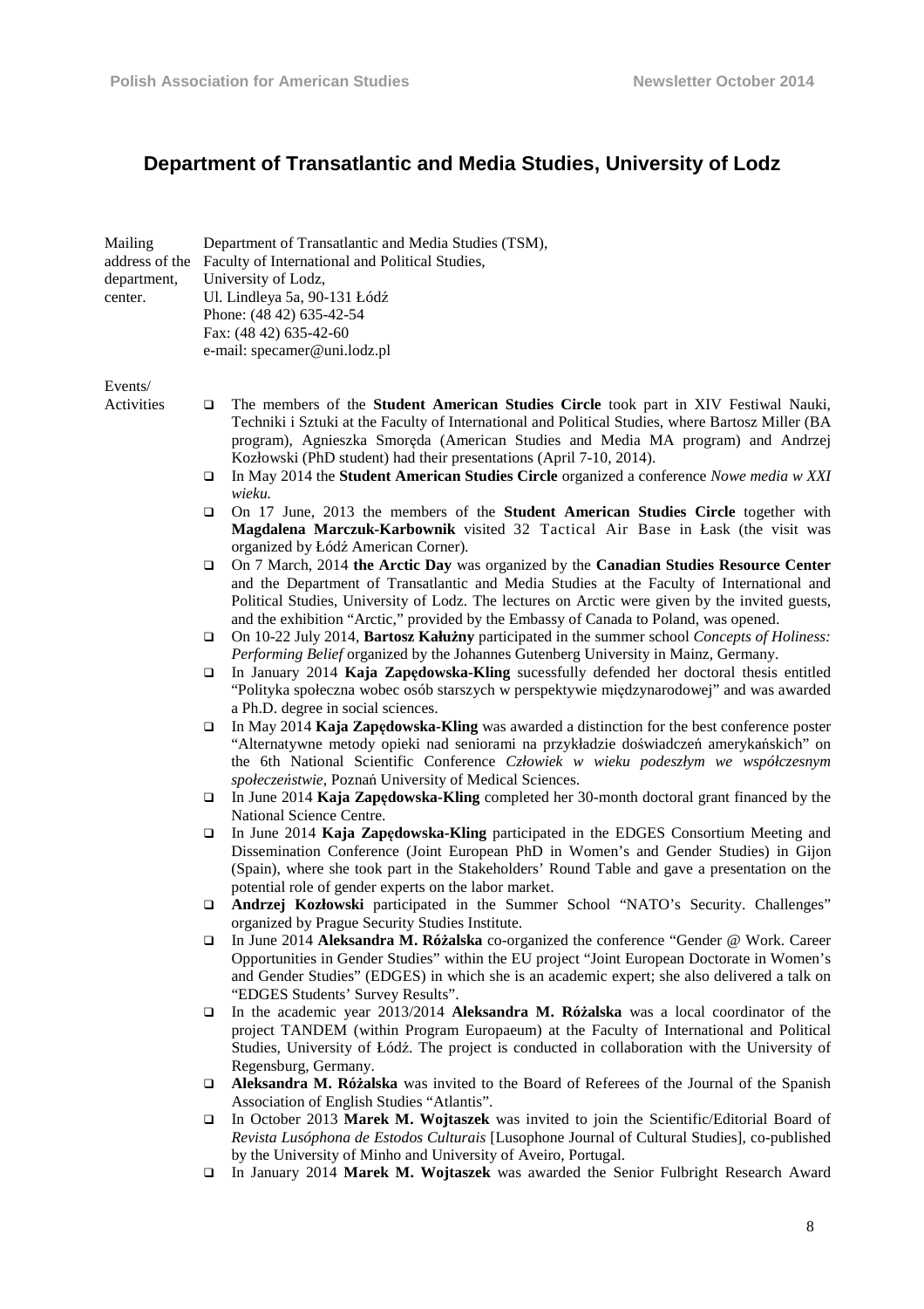## Department of Transatlantic and Media Studies, University of Lodz

**Mailing address of the department, center.**

Department of Transatlantic and Media Studies (TSM),
Faculty of International and Political Studies,
University of Lodz,
Ul. Lindleya 5a, 90-131 Łódź
Phone: (48 42) 635-42-54
Fax: (48 42) 635-42-60
e-mail: specamer@uni.lodz.pl

**Events/ Activities**

- The members of the **Student American Studies Circle** took part in XIV Festiwal Nauki, Techniki i Sztuki at the Faculty of International and Political Studies, where Bartosz Miller (BA program), Agnieszka Smoręda (American Studies and Media MA program) and Andrzej Kozłowski (PhD student) had their presentations (April 7-10, 2014).
- In May 2014 the **Student American Studies Circle** organized a conference *Nowe media w XXI wieku.*
- On 17 June, 2013 the members of the **Student American Studies Circle** together with **Magdalena Marczuk-Karbownik** visited 32 Tactical Air Base in Łask (the visit was organized by Łódź American Corner).
- On 7 March, 2014 **the Arctic Day** was organized by the **Canadian Studies Resource Center** and the Department of Transatlantic and Media Studies at the Faculty of International and Political Studies, University of Lodz. The lectures on Arctic were given by the invited guests, and the exhibition "Arctic," provided by the Embassy of Canada to Poland, was opened.
- On 10-22 July 2014, **Bartosz Kałużny** participated in the summer school *Concepts of Holiness: Performing Belief* organized by the Johannes Gutenberg University in Mainz, Germany.
- In January 2014 **Kaja Zapędowska-Kling** sucessfully defended her doctoral thesis entitled "Polityka społeczna wobec osób starszych w perspektywie międzynarodowej" and was awarded a Ph.D. degree in social sciences.
- In May 2014 **Kaja Zapędowska-Kling** was awarded a distinction for the best conference poster "Alternatywne metody opieki nad seniorami na przykładzie doświadczeń amerykańskich" on the 6th National Scientific Conference *Człowiek w wieku podeszłym we współczesnym społeczeństwie*, Poznań University of Medical Sciences.
- In June 2014 **Kaja Zapędowska-Kling** completed her 30-month doctoral grant financed by the National Science Centre.
- In June 2014 **Kaja Zapędowska-Kling** participated in the EDGES Consortium Meeting and Dissemination Conference (Joint European PhD in Women's and Gender Studies) in Gijon (Spain), where she took part in the Stakeholders' Round Table and gave a presentation on the potential role of gender experts on the labor market.
- **Andrzej Kozłowski** participated in the Summer School "NATO's Security. Challenges" organized by Prague Security Studies Institute.
- In June 2014 **Aleksandra M. Różalska** co-organized the conference "Gender @ Work. Career Opportunities in Gender Studies" within the EU project "Joint European Doctorate in Women's and Gender Studies" (EDGES) in which she is an academic expert; she also delivered a talk on "EDGES Students' Survey Results".
- In the academic year 2013/2014 **Aleksandra M. Różalska** was a local coordinator of the project TANDEM (within Program Europaeum) at the Faculty of International and Political Studies, University of Łódź. The project is conducted in collaboration with the University of Regensburg, Germany.
- **Aleksandra M. Różalska** was invited to the Board of Referees of the Journal of the Spanish Association of English Studies "Atlantis".
- In October 2013 **Marek M. Wojtaszek** was invited to join the Scientific/Editorial Board of *Revista Lusóphona de Estodos Culturais* [Lusophone Journal of Cultural Studies], co-published by the University of Minho and University of Aveiro, Portugal.
- In January 2014 **Marek M. Wojtaszek** was awarded the Senior Fulbright Research Award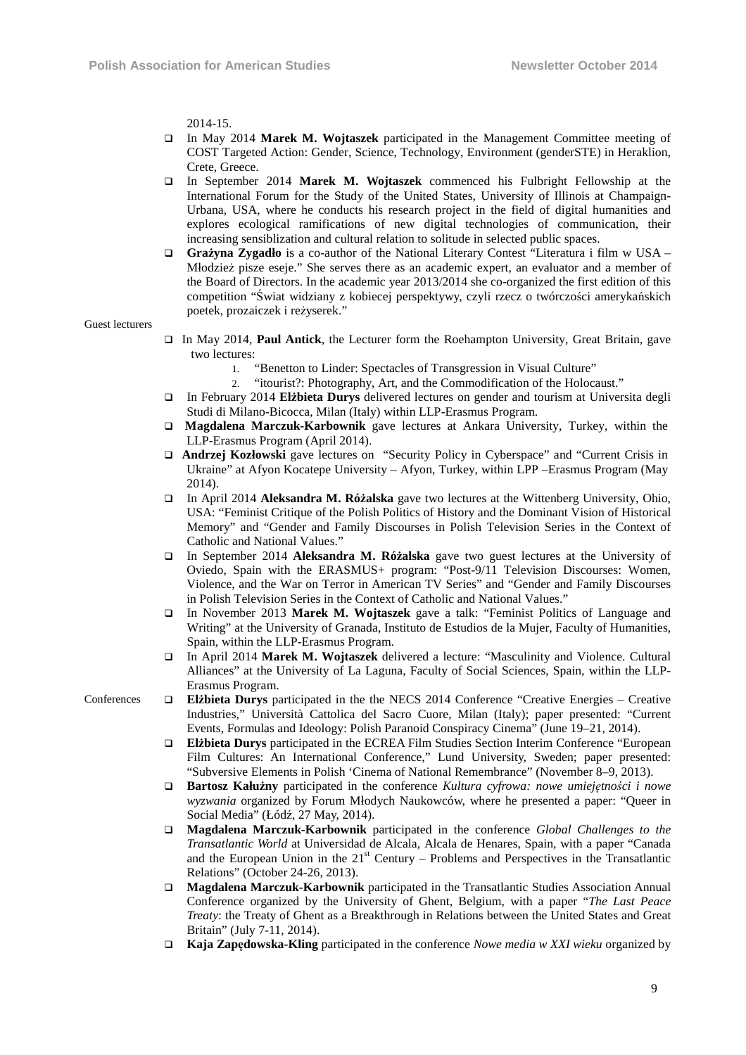2014-15.

- In May 2014 **Marek M. Wojtaszek** participated in the Management Committee meeting of COST Targeted Action: Gender, Science, Technology, Environment (genderSTE) in Heraklion, Crete, Greece.
- In September 2014 **Marek M. Wojtaszek** commenced his Fulbright Fellowship at the International Forum for the Study of the United States, University of Illinois at Champaign-Urbana, USA, where he conducts his research project in the field of digital humanities and explores ecological ramifications of new digital technologies of communication, their increasing sensiblization and cultural relation to solitude in selected public spaces.
- **Grażyna Zygadło** is a co-author of the National Literary Contest "Literatura i film w USA – Młodzież pisze eseje." She serves there as an academic expert, an evaluator and a member of the Board of Directors. In the academic year 2013/2014 she co-organized the first edition of this competition "Świat widziany z kobiecej perspektywy, czyli rzecz o twórczości amerykańskich poetek, prozaiczek i reżyserek."

Guest lecturers

- In May 2014, **Paul Antick**, the Lecturer form the Roehampton University, Great Britain, gave two lectures:
    1. "Benetton to Linder: Spectacles of Transgression in Visual Culture"
    2. "itourist?: Photography, Art, and the Commodification of the Holocaust."
- In February 2014 **Elżbieta Durys** delivered lectures on gender and tourism at Universita degli Studi di Milano-Bicocca, Milan (Italy) within LLP-Erasmus Program.
- **Magdalena Marczuk-Karbownik** gave lectures at Ankara University, Turkey, within the LLP-Erasmus Program (April 2014).
- **Andrzej Kozłowski** gave lectures on "Security Policy in Cyberspace" and "Current Crisis in Ukraine" at Afyon Kocatepe University – Afyon, Turkey, within LPP –Erasmus Program (May 2014).
- In April 2014 **Aleksandra M. Różalska** gave two lectures at the Wittenberg University, Ohio, USA: "Feminist Critique of the Polish Politics of History and the Dominant Vision of Historical Memory" and "Gender and Family Discourses in Polish Television Series in the Context of Catholic and National Values."
- In September 2014 **Aleksandra M. Różalska** gave two guest lectures at the University of Oviedo, Spain with the ERASMUS+ program: "Post-9/11 Television Discourses: Women, Violence, and the War on Terror in American TV Series" and "Gender and Family Discourses in Polish Television Series in the Context of Catholic and National Values."
- In November 2013 **Marek M. Wojtaszek** gave a talk: "Feminist Politics of Language and Writing" at the University of Granada, Instituto de Estudios de la Mujer, Faculty of Humanities, Spain, within the LLP-Erasmus Program.
- In April 2014 **Marek M. Wojtaszek** delivered a lecture: "Masculinity and Violence. Cultural Alliances" at the University of La Laguna, Faculty of Social Sciences, Spain, within the LLP-Erasmus Program.

Conferences

- **Elżbieta Durys** participated in the the NECS 2014 Conference "Creative Energies – Creative Industries," Università Cattolica del Sacro Cuore, Milan (Italy); paper presented: "Current Events, Formulas and Ideology: Polish Paranoid Conspiracy Cinema" (June 19–21, 2014).
- **Elżbieta Durys** participated in the ECREA Film Studies Section Interim Conference "European Film Cultures: An International Conference," Lund University, Sweden; paper presented: "Subversive Elements in Polish 'Cinema of National Remembrance" (November 8–9, 2013).
- **Bartosz Kałużny** participated in the conference *Kultura cyfrowa: nowe umiejętności i nowe wyzwania* organized by Forum Młodych Naukowców, where he presented a paper: "Queer in Social Media" (Łódź, 27 May, 2014).
- **Magdalena Marczuk-Karbownik** participated in the conference *Global Challenges to the Transatlantic World* at Universidad de Alcala, Alcala de Henares, Spain, with a paper "Canada and the European Union in the 21st Century – Problems and Perspectives in the Transatlantic Relations" (October 24-26, 2013).
- **Magdalena Marczuk-Karbownik** participated in the Transatlantic Studies Association Annual Conference organized by the University of Ghent, Belgium, with a paper "*The Last Peace Treaty*: the Treaty of Ghent as a Breakthrough in Relations between the United States and Great Britain" (July 7-11, 2014).
- **Kaja Zapędowska-Kling** participated in the conference *Nowe media w XXI wieku* organized by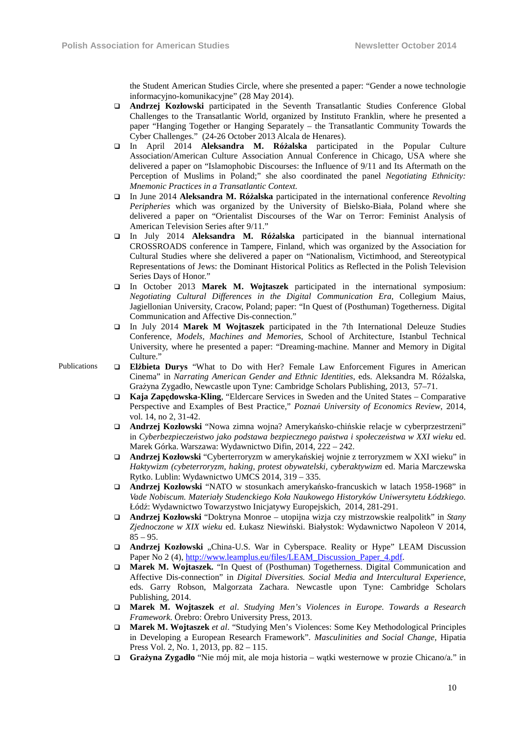the Student American Studies Circle, where she presented a paper: "Gender a nowe technologie informacyjno-komunikacyjne" (28 May 2014).

- **Andrzej Kozłowski** participated in the Seventh Transatlantic Studies Conference Global Challenges to the Transatlantic World, organized by Instituto Franklin, where he presented a paper "Hanging Together or Hanging Separately – the Transatlantic Community Towards the Cyber Challenges." (24-26 October 2013 Alcala de Henares).
- In April 2014 **Aleksandra M. Różalska** participated in the Popular Culture Association/American Culture Association Annual Conference in Chicago, USA where she delivered a paper on "Islamophobic Discourses: the Influence of 9/11 and Its Aftermath on the Perception of Muslims in Poland;" she also coordinated the panel *Negotiating Ethnicity: Mnemonic Practices in a Transatlantic Context.*
- In June 2014 **Aleksandra M. Różalska** participated in the international conference *Revolting Peripheries* which was organized by the University of Bielsko-Biała, Poland where she delivered a paper on "Orientalist Discourses of the War on Terror: Feminist Analysis of American Television Series after 9/11."
- In July 2014 **Aleksandra M. Różalska** participated in the biannual international CROSSROADS conference in Tampere, Finland, which was organized by the Association for Cultural Studies where she delivered a paper on "Nationalism, Victimhood, and Stereotypical Representations of Jews: the Dominant Historical Politics as Reflected in the Polish Television Series Days of Honor."
- In October 2013 **Marek M. Wojtaszek** participated in the international symposium: *Negotiating Cultural Differences in the Digital Communication Era*, Collegium Maius, Jagiellonian University, Cracow, Poland; paper: "In Quest of (Posthuman) Togetherness. Digital Communication and Affective Dis-connection."
- In July 2014 **Marek M Wojtaszek** participated in the 7th International Deleuze Studies Conference, *Models, Machines and Memories*, School of Architecture, Istanbul Technical University, where he presented a paper: "Dreaming-machine. Manner and Memory in Digital Culture."

Publications

- **Elżbieta Durys** "What to Do with Her? Female Law Enforcement Figures in American Cinema" in *Narrating American Gender and Ethnic Identities*, eds. Aleksandra M. Różalska, Grażyna Zygadło, Newcastle upon Tyne: Cambridge Scholars Publishing, 2013, 57–71.
- **Kaja Zapędowska-Kling**, "Eldercare Services in Sweden and the United States – Comparative Perspective and Examples of Best Practice," *Poznań University of Economics Review*, 2014, vol. 14, no 2, 31-42.
- **Andrzej Kozłowski** "Nowa zimna wojna? Amerykańsko-chińskie relacje w cyberprzestrzeni" in *Cyberbezpieczeństwo jako podstawa bezpiecznego państwa i społeczeństwa w XXI wieku* ed. Marek Górka. Warszawa: Wydawnictwo Difin, 2014, 222 – 242.
- **Andrzej Kozłowski** "Cyberterroryzm w amerykańskiej wojnie z terroryzmem w XXI wieku" in *Haktywizm (cybeterroryzm, haking, protest obywatelski, cyberaktywizm* ed. Maria Marczewska Rytko. Lublin: Wydawnictwo UMCS 2014, 319 – 335.
- **Andrzej Kozłowski** "NATO w stosunkach amerykańsko-francuskich w latach 1958-1968" in *Vade Nobiscum. Materiały Studenckiego Koła Naukowego Historyków Uniwersytetu Łódzkiego.* Łódź: Wydawnictwo Towarzystwo Inicjatywy Europejskich, 2014, 281-291.
- **Andrzej Kozłowski** "Doktryna Monroe – utopijna wizja czy mistrzowskie realpolitk" in *Stany Zjednoczone w XIX wieku* ed. Łukasz Niewiński. Białystok: Wydawnictwo Napoleon V 2014, 85 – 95.
- **Andrzej Kozłowski** „China-U.S. War in Cyberspace. Reality or Hype" LEAM Discussion Paper No 2 (4), http://www.leamplus.eu/files/LEAM_Discussion_Paper_4.pdf.
- **Marek M. Wojtaszek.** "In Quest of (Posthuman) Togetherness. Digital Communication and Affective Dis-connection" in *Digital Diversities. Social Media and Intercultural Experience*, eds. Garry Robson, Malgorzata Zachara. Newcastle upon Tyne: Cambridge Scholars Publishing, 2014.
- **Marek M. Wojtaszek** *et al*. *Studying Men's Violences in Europe. Towards a Research Framework*. Örebro: Örebro University Press, 2013.
- **Marek M. Wojtaszek** *et al*. "Studying Men's Violences: Some Key Methodological Principles in Developing a European Research Framework". *Masculinities and Social Change*, Hipatia Press Vol. 2, No. 1, 2013, pp. 82 – 115.
- **Grażyna Zygadło** "Nie mój mit, ale moja historia – wątki westernowe w prozie Chicano/a." in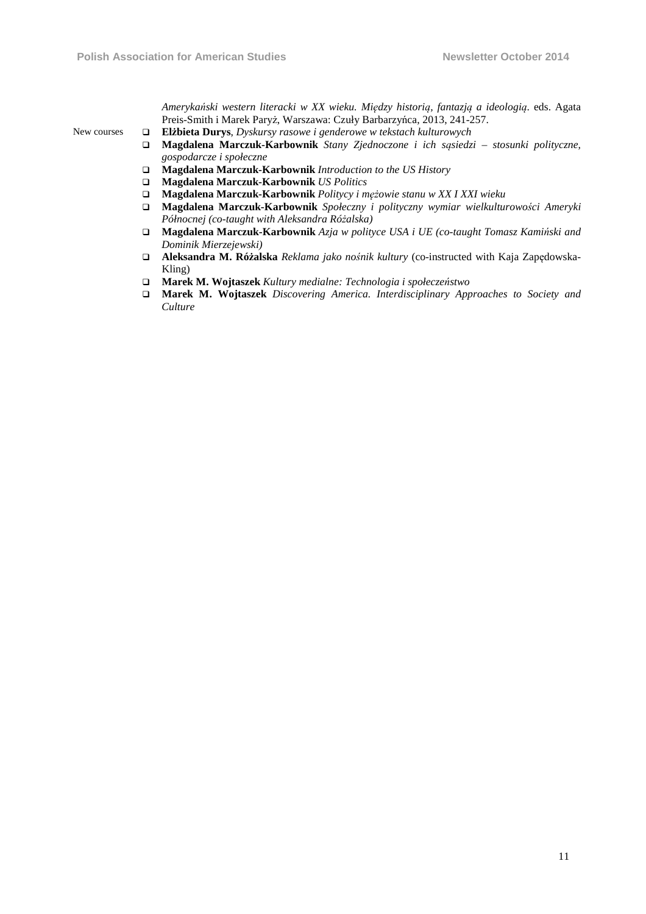*Amerykański western literacki w XX wieku. Między historią, fantazją a ideologią*. eds. Agata Preis-Smith i Marek Paryż, Warszawa: Czuły Barbarzyńca, 2013, 241-257.

New courses

- **Elżbieta Durys**, *Dyskursy rasowe i genderowe w tekstach kulturowych*
- **Magdalena Marczuk-Karbownik** *Stany Zjednoczone i ich sąsiedzi – stosunki polityczne, gospodarcze i społeczne*
- **Magdalena Marczuk-Karbownik** *Introduction to the US History*
- **Magdalena Marczuk-Karbownik** *US Politics*
- **Magdalena Marczuk-Karbownik** *Politycy i mężowie stanu w XX I XXI wieku*
- **Magdalena Marczuk-Karbownik** *Społeczny i polityczny wymiar wielkulturowości Ameryki Północnej (co-taught with Aleksandra Różalska)*
- **Magdalena Marczuk-Karbownik** *Azja w polityce USA i UE (co-taught Tomasz Kamiński and Dominik Mierzejewski)*
- **Aleksandra M. Różalska** *Reklama jako nośnik kultury* (co-instructed with Kaja Zapędowska-Kling)
- **Marek M. Wojtaszek** *Kultury medialne: Technologia i społeczeństwo*
- **Marek M. Wojtaszek** *Discovering America. Interdisciplinary Approaches to Society and Culture*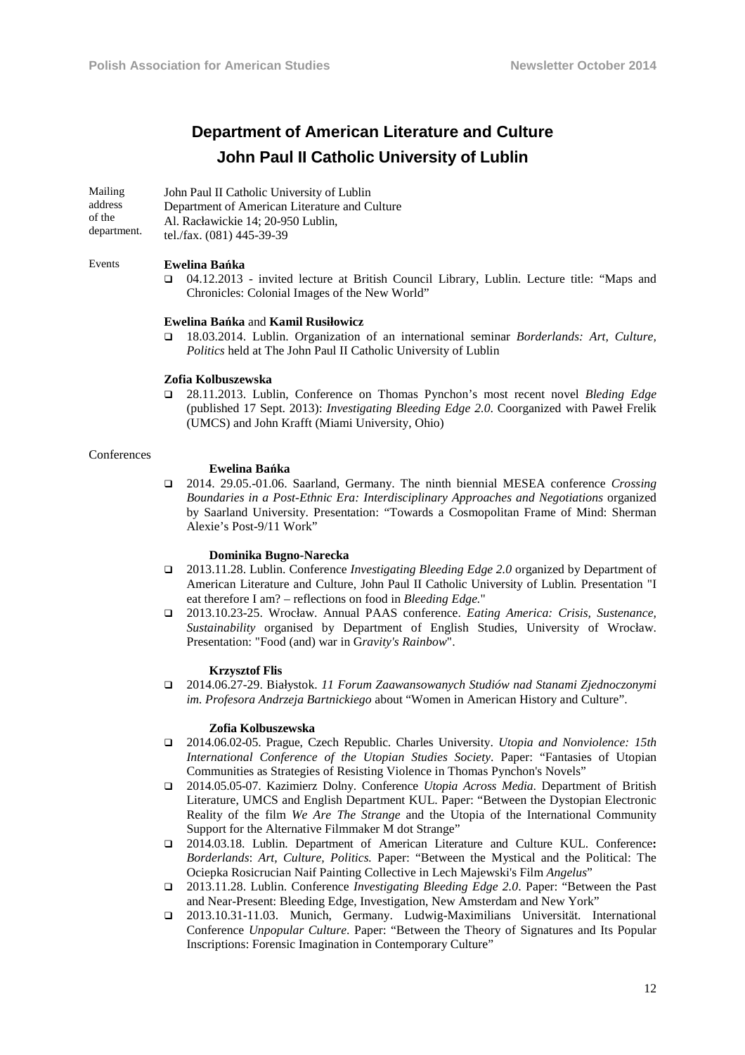# Department of American Literature and Culture
# John Paul II Catholic University of Lublin

Mailing address of the department.

John Paul II Catholic University of Lublin
Department of American Literature and Culture
Al. Racławickie 14; 20-950 Lublin,
tel./fax. (081) 445-39-39

Events

**Ewelina Bańka**

- 04.12.2013 - invited lecture at British Council Library, Lublin. Lecture title: "Maps and Chronicles: Colonial Images of the New World"

**Ewelina Bańka** and **Kamil Rusiłowicz**

- 18.03.2014. Lublin. Organization of an international seminar *Borderlands: Art, Culture, Politics* held at The John Paul II Catholic University of Lublin

**Zofia Kolbuszewska**

- 28.11.2013. Lublin, Conference on Thomas Pynchon's most recent novel *Bleding Edge* (published 17 Sept. 2013): *Investigating Bleeding Edge 2.0*. Coorganized with Paweł Frelik (UMCS) and John Krafft (Miami University, Ohio)

Conferences

**Ewelina Bańka**

- 2014. 29.05.-01.06. Saarland, Germany. The ninth biennial MESEA conference *Crossing Boundaries in a Post-Ethnic Era: Interdisciplinary Approaches and Negotiations* organized by Saarland University. Presentation: "Towards a Cosmopolitan Frame of Mind: Sherman Alexie's Post-9/11 Work"

**Dominika Bugno-Narecka**

- 2013.11.28. Lublin. Conference *Investigating Bleeding Edge 2.0* organized by Department of American Literature and Culture, John Paul II Catholic University of Lublin*.* Presentation "I eat therefore I am? – reflections on food in *Bleeding Edge.*"
- 2013.10.23-25. Wrocław. Annual PAAS conference. *Eating America: Crisis, Sustenance, Sustainability* organised by Department of English Studies, University of Wrocław. Presentation: "Food (and) war in G*ravity's Rainbow*".

**Krzysztof Flis**

- 2014.06.27-29. Białystok. *11 Forum Zaawansowanych Studiów nad Stanami Zjednoczonymi im. Profesora Andrzeja Bartnickiego* about "Women in American History and Culture".

**Zofia Kolbuszewska**

- 2014.06.02-05. Prague, Czech Republic. Charles University. *Utopia and Nonviolence: 15th International Conference of the Utopian Studies Society*. Paper: "Fantasies of Utopian Communities as Strategies of Resisting Violence in Thomas Pynchon's Novels"
- 2014.05.05-07. Kazimierz Dolny. Conference *Utopia Across Media*. Department of British Literature, UMCS and English Department KUL. Paper: "Between the Dystopian Electronic Reality of the film *We Are The Strange* and the Utopia of the International Community Support for the Alternative Filmmaker M dot Strange"
- 2014.03.18. Lublin. Department of American Literature and Culture KUL. Conference**:** *Borderlands*: *Art, Culture, Politics.* Paper: "Between the Mystical and the Political: The Ociepka Rosicrucian Naif Painting Collective in Lech Majewski's Film *Angelus*"
- 2013.11.28. Lublin. Conference *Investigating Bleeding Edge 2.0*. Paper: "Between the Past and Near-Present: Bleeding Edge, Investigation, New Amsterdam and New York"
- 2013.10.31-11.03. Munich, Germany. Ludwig-Maximilians Universität. International Conference *Unpopular Culture*. Paper: "Between the Theory of Signatures and Its Popular Inscriptions: Forensic Imagination in Contemporary Culture"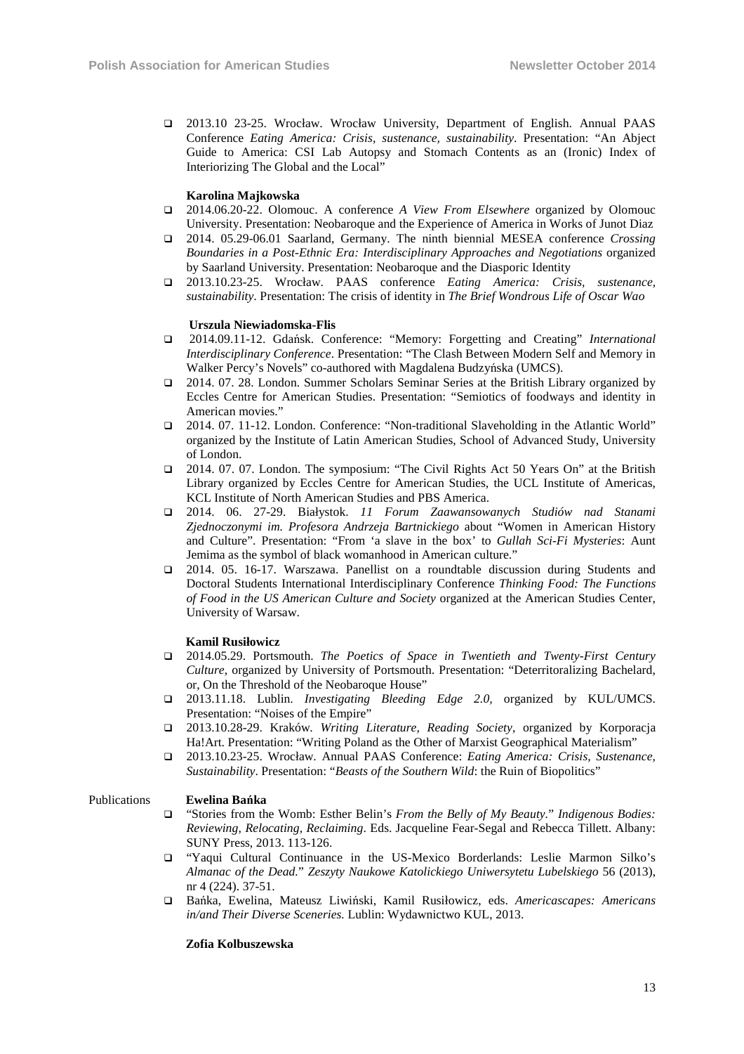- 2013.10 23-25. Wrocław. Wrocław University, Department of English. Annual PAAS Conference *Eating America: Crisis, sustenance, sustainability*. Presentation: "An Abject Guide to America: CSI Lab Autopsy and Stomach Contents as an (Ironic) Index of Interiorizing The Global and the Local"

**Karolina Majkowska**

- 2014.06.20-22. Olomouc. A conference *A View From Elsewhere* organized by Olomouc University. Presentation: Neobaroque and the Experience of America in Works of Junot Diaz
- 2014. 05.29-06.01 Saarland, Germany. The ninth biennial MESEA conference *Crossing Boundaries in a Post-Ethnic Era: Interdisciplinary Approaches and Negotiations* organized by Saarland University. Presentation: Neobaroque and the Diasporic Identity
- 2013.10.23-25. Wrocław. PAAS conference *Eating America: Crisis, sustenance, sustainability*. Presentation: The crisis of identity in *The Brief Wondrous Life of Oscar Wao*

**Urszula Niewiadomska-Flis**

- 2014.09.11-12. Gdańsk. Conference: "Memory: Forgetting and Creating" *International Interdisciplinary Conference*. Presentation: "The Clash Between Modern Self and Memory in Walker Percy's Novels" co-authored with Magdalena Budzyńska (UMCS).
- 2014. 07. 28. London. Summer Scholars Seminar Series at the British Library organized by Eccles Centre for American Studies. Presentation: "Semiotics of foodways and identity in American movies."
- 2014. 07. 11-12. London. Conference: "Non-traditional Slaveholding in the Atlantic World" organized by the Institute of Latin American Studies, School of Advanced Study, University of London.
- 2014. 07. 07. London. The symposium: "The Civil Rights Act 50 Years On" at the British Library organized by Eccles Centre for American Studies, the UCL Institute of Americas, KCL Institute of North American Studies and PBS America.
- 2014. 06. 27-29. Białystok. *11 Forum Zaawansowanych Studiów nad Stanami Zjednoczonymi im. Profesora Andrzeja Bartnickiego* about "Women in American History and Culture". Presentation: "From 'a slave in the box' to *Gullah Sci-Fi Mysteries*: Aunt Jemima as the symbol of black womanhood in American culture."
- 2014. 05. 16-17. Warszawa. Panellist on a roundtable discussion during Students and Doctoral Students International Interdisciplinary Conference *Thinking Food: The Functions of Food in the US American Culture and Society* organized at the American Studies Center, University of Warsaw.

**Kamil Rusiłowicz**

- 2014.05.29. Portsmouth. *The Poetics of Space in Twentieth and Twenty-First Century Culture*, organized by University of Portsmouth. Presentation: "Deterritoralizing Bachelard, or, On the Threshold of the Neobaroque House"
- 2013.11.18. Lublin. *Investigating Bleeding Edge 2.0,* organized by KUL/UMCS. Presentation: "Noises of the Empire"
- 2013.10.28-29. Kraków. *Writing Literature, Reading Society*, organized by Korporacja Ha!Art. Presentation: "Writing Poland as the Other of Marxist Geographical Materialism"
- 2013.10.23-25. Wrocław. Annual PAAS Conference: *Eating America: Crisis, Sustenance, Sustainability*. Presentation: "*Beasts of the Southern Wild*: the Ruin of Biopolitics"

Publications

**Ewelina Bańka**

- "Stories from the Womb: Esther Belin's *From the Belly of My Beauty*." *Indigenous Bodies: Reviewing, Relocating, Reclaiming*. Eds. Jacqueline Fear-Segal and Rebecca Tillett. Albany: SUNY Press, 2013. 113-126.
- "Yaqui Cultural Continuance in the US-Mexico Borderlands: Leslie Marmon Silko's *Almanac of the Dead*." *Zeszyty Naukowe Katolickiego Uniwersytetu Lubelskiego* 56 (2013), nr 4 (224). 37-51.
- Bańka, Ewelina, Mateusz Liwiński, Kamil Rusiłowicz, eds. *Americascapes: Americans in/and Their Diverse Sceneries.* Lublin: Wydawnictwo KUL, 2013.

**Zofia Kolbuszewska**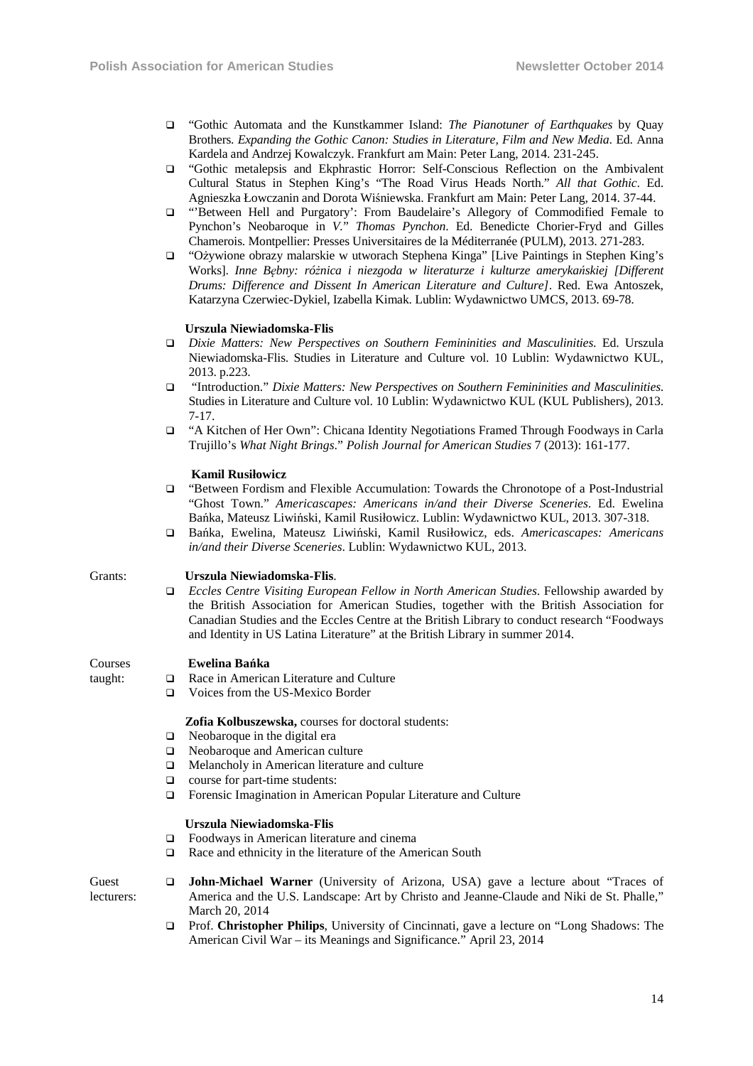- "Gothic Automata and the Kunstkammer Island: *The Pianotuner of Earthquakes* by Quay Brothers. *Expanding the Gothic Canon: Studies in Literature, Film and New Media*. Ed. Anna Kardela and Andrzej Kowalczyk. Frankfurt am Main: Peter Lang, 2014. 231-245.
- "Gothic metalepsis and Ekphrastic Horror: Self-Conscious Reflection on the Ambivalent Cultural Status in Stephen King's "The Road Virus Heads North." *All that Gothic*. Ed. Agnieszka Łowczanin and Dorota Wiśniewska. Frankfurt am Main: Peter Lang, 2014. 37-44.
- "'Between Hell and Purgatory': From Baudelaire's Allegory of Commodified Female to Pynchon's Neobaroque in *V*." *Thomas Pynchon*. Ed. Benedicte Chorier-Fryd and Gilles Chamerois. Montpellier: Presses Universitaires de la Méditerranée (PULM), 2013. 271-283.
- "Ożywione obrazy malarskie w utworach Stephena Kinga" [Live Paintings in Stephen King's Works]. *Inne Bębny: różnica i niezgoda w literaturze i kulturze amerykańskiej [Different Drums: Difference and Dissent In American Literature and Culture]*. Red. Ewa Antoszek, Katarzyna Czerwiec-Dykiel, Izabella Kimak. Lublin: Wydawnictwo UMCS, 2013. 69-78.

**Urszula Niewiadomska-Flis**

- *Dixie Matters: New Perspectives on Southern Femininities and Masculinities*. Ed. Urszula Niewiadomska-Flis. Studies in Literature and Culture vol. 10 Lublin: Wydawnictwo KUL, 2013. p.223.
- "Introduction." *Dixie Matters: New Perspectives on Southern Femininities and Masculinities*. Studies in Literature and Culture vol. 10 Lublin: Wydawnictwo KUL (KUL Publishers), 2013. 7-17.
- "A Kitchen of Her Own": Chicana Identity Negotiations Framed Through Foodways in Carla Trujillo's *What Night Brings*." *Polish Journal for American Studies* 7 (2013): 161-177.

**Kamil Rusiłowicz**

- "Between Fordism and Flexible Accumulation: Towards the Chronotope of a Post-Industrial "Ghost Town." *Americascapes: Americans in/and their Diverse Sceneries*. Ed. Ewelina Bańka, Mateusz Liwiński, Kamil Rusiłowicz. Lublin: Wydawnictwo KUL, 2013. 307-318.
- Bańka, Ewelina, Mateusz Liwiński, Kamil Rusiłowicz, eds. *Americascapes: Americans in/and their Diverse Sceneries*. Lublin: Wydawnictwo KUL, 2013.

Grants:

**Urszula Niewiadomska-Flis**.

- *Eccles Centre Visiting European Fellow in North American Studies*. Fellowship awarded by the British Association for American Studies, together with the British Association for Canadian Studies and the Eccles Centre at the British Library to conduct research "Foodways and Identity in US Latina Literature" at the British Library in summer 2014.

Courses taught:

**Ewelina Bańka**

- Race in American Literature and Culture
- Voices from the US-Mexico Border

**Zofia Kolbuszewska,** courses for doctoral students:

- Neobaroque in the digital era
- Neobaroque and American culture
- Melancholy in American literature and culture
- course for part-time students:
- Forensic Imagination in American Popular Literature and Culture

**Urszula Niewiadomska-Flis**

- Foodways in American literature and cinema
- Race and ethnicity in the literature of the American South

Guest lecturers:

- **John-Michael Warner** (University of Arizona, USA) gave a lecture about "Traces of America and the U.S. Landscape: Art by Christo and Jeanne-Claude and Niki de St. Phalle," March 20, 2014
- Prof. **Christopher Philips**, University of Cincinnati, gave a lecture on "Long Shadows: The American Civil War – its Meanings and Significance." April 23, 2014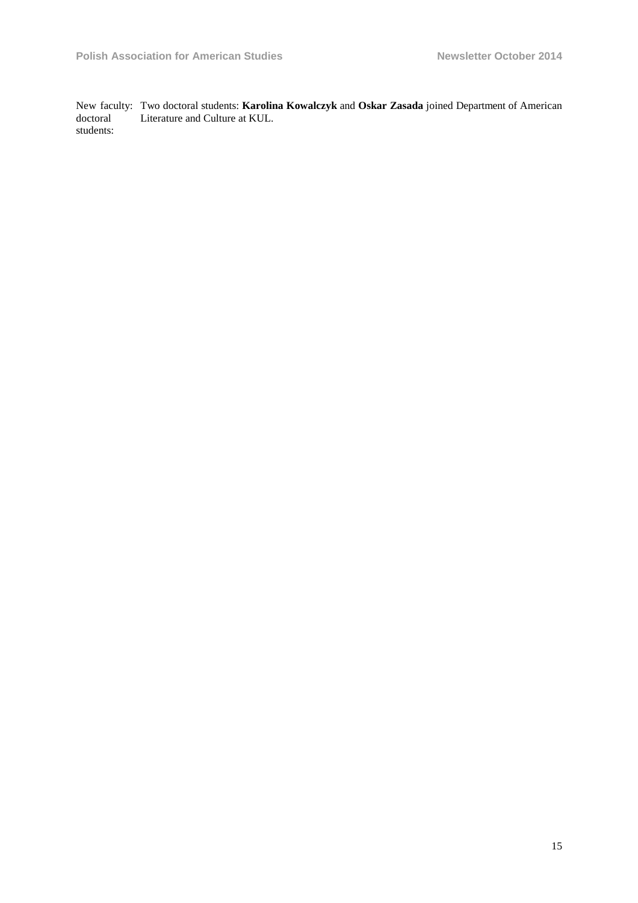New faculty: doctoral students: Two doctoral students: **Karolina Kowalczyk** and **Oskar Zasada** joined Department of American Literature and Culture at KUL.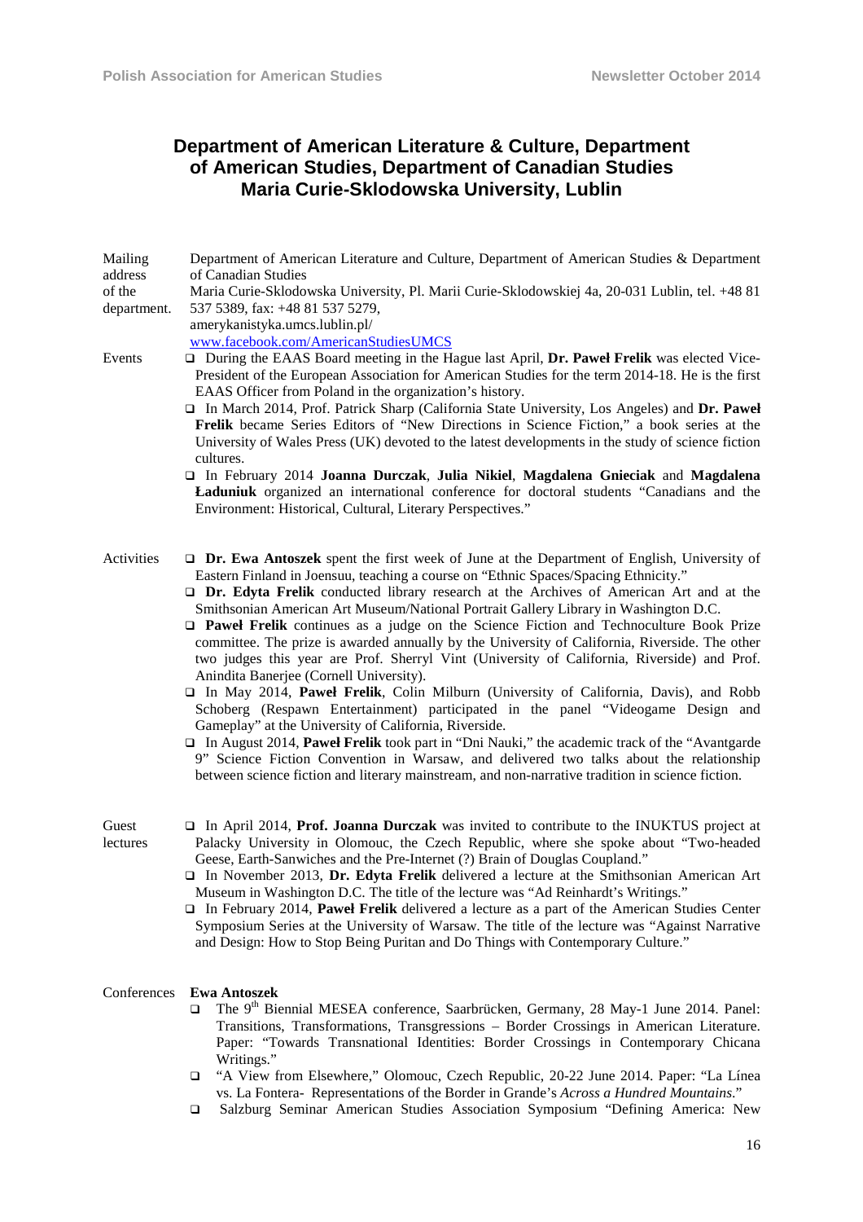## Department of American Literature & Culture, Department of American Studies, Department of Canadian Studies Maria Curie-Sklodowska University, Lublin

**Mailing address of the department.**

Department of American Literature and Culture, Department of American Studies & Department of Canadian Studies
Maria Curie-Sklodowska University, Pl. Marii Curie-Sklodowskiej 4a, 20-031 Lublin, tel. +48 81 537 5389, fax: +48 81 537 5279,
amerykanistyka.umcs.lublin.pl/
www.facebook.com/AmericanStudiesUMCS

**Events**

- During the EAAS Board meeting in the Hague last April, **Dr. Paweł Frelik** was elected Vice-President of the European Association for American Studies for the term 2014-18. He is the first EAAS Officer from Poland in the organization's history.
- In March 2014, Prof. Patrick Sharp (California State University, Los Angeles) and **Dr. Paweł Frelik** became Series Editors of "New Directions in Science Fiction," a book series at the University of Wales Press (UK) devoted to the latest developments in the study of science fiction cultures.
- In February 2014 **Joanna Durczak**, **Julia Nikiel**, **Magdalena Gnieciak** and **Magdalena Ładuniuk** organized an international conference for doctoral students "Canadians and the Environment: Historical, Cultural, Literary Perspectives."

**Activities**

- **Dr. Ewa Antoszek** spent the first week of June at the Department of English, University of Eastern Finland in Joensuu, teaching a course on "Ethnic Spaces/Spacing Ethnicity."
- **Dr. Edyta Frelik** conducted library research at the Archives of American Art and at the Smithsonian American Art Museum/National Portrait Gallery Library in Washington D.C.
- **Paweł Frelik** continues as a judge on the Science Fiction and Technoculture Book Prize committee. The prize is awarded annually by the University of California, Riverside. The other two judges this year are Prof. Sherryl Vint (University of California, Riverside) and Prof. Anindita Banerjee (Cornell University).
- In May 2014, **Paweł Frelik**, Colin Milburn (University of California, Davis), and Robb Schoberg (Respawn Entertainment) participated in the panel "Videogame Design and Gameplay" at the University of California, Riverside.
- In August 2014, **Paweł Frelik** took part in "Dni Nauki," the academic track of the "Avantgarde 9" Science Fiction Convention in Warsaw, and delivered two talks about the relationship between science fiction and literary mainstream, and non-narrative tradition in science fiction.

**Guest lectures**

- In April 2014, **Prof. Joanna Durczak** was invited to contribute to the INUKTUS project at Palacky University in Olomouc, the Czech Republic, where she spoke about "Two-headed Geese, Earth-Sanwiches and the Pre-Internet (?) Brain of Douglas Coupland."
- In November 2013, **Dr. Edyta Frelik** delivered a lecture at the Smithsonian American Art Museum in Washington D.C. The title of the lecture was "Ad Reinhardt's Writings."
- In February 2014, **Paweł Frelik** delivered a lecture as a part of the American Studies Center Symposium Series at the University of Warsaw. The title of the lecture was "Against Narrative and Design: How to Stop Being Puritan and Do Things with Contemporary Culture."

**Conferences**

**Ewa Antoszek**

- The 9th Biennial MESEA conference, Saarbrücken, Germany, 28 May-1 June 2014. Panel: Transitions, Transformations, Transgressions – Border Crossings in American Literature. Paper: "Towards Transnational Identities: Border Crossings in Contemporary Chicana Writings."
- "A View from Elsewhere," Olomouc, Czech Republic, 20-22 June 2014. Paper: "La Línea vs. La Fontera- Representations of the Border in Grande's *Across a Hundred Mountains*."
- Salzburg Seminar American Studies Association Symposium "Defining America: New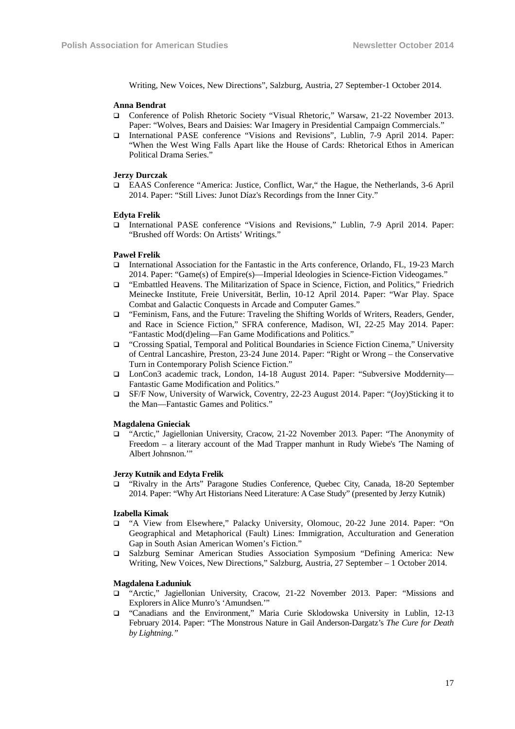Writing, New Voices, New Directions", Salzburg, Austria, 27 September-1 October 2014.

**Anna Bendrat**

- Conference of Polish Rhetoric Society "Visual Rhetoric," Warsaw, 21-22 November 2013. Paper: "Wolves, Bears and Daisies: War Imagery in Presidential Campaign Commercials."
- International PASE conference "Visions and Revisions", Lublin, 7-9 April 2014. Paper: "When the West Wing Falls Apart like the House of Cards: Rhetorical Ethos in American Political Drama Series."

**Jerzy Durczak**

- EAAS Conference "America: Justice, Conflict, War," the Hague, the Netherlands, 3-6 April 2014. Paper: "Still Lives: Junot Díaz's Recordings from the Inner City."

**Edyta Frelik**

- International PASE conference "Visions and Revisions," Lublin, 7-9 April 2014. Paper: "Brushed off Words: On Artists' Writings."

**Paweł Frelik**

- International Association for the Fantastic in the Arts conference, Orlando, FL, 19-23 March 2014. Paper: "Game(s) of Empire(s)—Imperial Ideologies in Science-Fiction Videogames."
- "Embattled Heavens. The Militarization of Space in Science, Fiction, and Politics," Friedrich Meinecke Institute, Freie Universität, Berlin, 10-12 April 2014. Paper: "War Play. Space Combat and Galactic Conquests in Arcade and Computer Games."
- "Feminism, Fans, and the Future: Traveling the Shifting Worlds of Writers, Readers, Gender, and Race in Science Fiction," SFRA conference, Madison, WI, 22-25 May 2014. Paper: "Fantastic Mod(d)eling—Fan Game Modifications and Politics."
- "Crossing Spatial, Temporal and Political Boundaries in Science Fiction Cinema," University of Central Lancashire, Preston, 23-24 June 2014. Paper: "Right or Wrong – the Conservative Turn in Contemporary Polish Science Fiction."
- LonCon3 academic track, London, 14-18 August 2014. Paper: "Subversive Moddernity—Fantastic Game Modification and Politics."
- SF/F Now, University of Warwick, Coventry, 22-23 August 2014. Paper: "(Joy)Sticking it to the Man—Fantastic Games and Politics."

**Magdalena Gnieciak**

- "Arctic," Jagiellonian University, Cracow, 21-22 November 2013. Paper: "The Anonymity of Freedom – a literary account of the Mad Trapper manhunt in Rudy Wiebe's 'The Naming of Albert Johnsnon.'"

**Jerzy Kutnik and Edyta Frelik**

- "Rivalry in the Arts" Paragone Studies Conference, Quebec City, Canada, 18-20 September 2014. Paper: "Why Art Historians Need Literature: A Case Study" (presented by Jerzy Kutnik)

**Izabella Kimak**

- "A View from Elsewhere," Palacky University, Olomouc, 20-22 June 2014. Paper: "On Geographical and Metaphorical (Fault) Lines: Immigration, Acculturation and Generation Gap in South Asian American Women's Fiction."
- Salzburg Seminar American Studies Association Symposium "Defining America: New Writing, New Voices, New Directions," Salzburg, Austria, 27 September – 1 October 2014.

**Magdalena Ładuniuk**

- "Arctic," Jagiellonian University, Cracow, 21-22 November 2013. Paper: "Missions and Explorers in Alice Munro's 'Amundsen.'"
- "Canadians and the Environment," Maria Curie Sklodowska University in Lublin, 12-13 February 2014. Paper: "The Monstrous Nature in Gail Anderson-Dargatz's *The Cure for Death by Lightning."*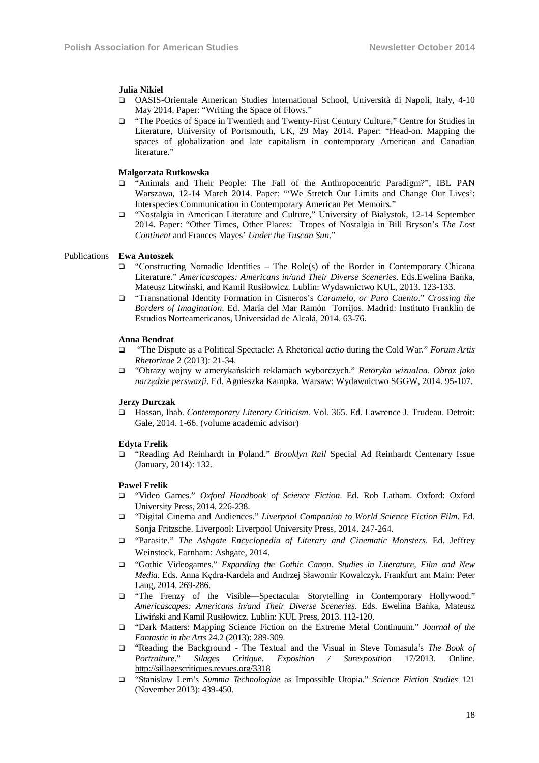**Julia Nikiel**

- OASIS-Orientale American Studies International School, Università di Napoli, Italy, 4-10 May 2014. Paper: "Writing the Space of Flows."
- "The Poetics of Space in Twentieth and Twenty-First Century Culture," Centre for Studies in Literature, University of Portsmouth, UK, 29 May 2014. Paper: "Head-on. Mapping the spaces of globalization and late capitalism in contemporary American and Canadian literature."

**Małgorzata Rutkowska**

- "Animals and Their People: The Fall of the Anthropocentric Paradigm?", IBL PAN Warszawa, 12-14 March 2014. Paper: "'We Stretch Our Limits and Change Our Lives': Interspecies Communication in Contemporary American Pet Memoirs."
- "Nostalgia in American Literature and Culture," University of Białystok, 12-14 September 2014. Paper: "Other Times, Other Places: Tropes of Nostalgia in Bill Bryson's *The Lost Continent* and Frances Mayes' *Under the Tuscan Sun*."

Publications

**Ewa Antoszek**

- "Constructing Nomadic Identities – The Role(s) of the Border in Contemporary Chicana Literature." *Americascapes: Americans in/and Their Diverse Sceneries*. Eds.Ewelina Bańka, Mateusz Litwiński, and Kamil Rusiłowicz. Lublin: Wydawnictwo KUL, 2013. 123-133.
- "Transnational Identity Formation in Cisneros's *Caramelo, or Puro Cuento*." *Crossing the Borders of Imagination*. Ed. María del Mar Ramón Torrijos. Madrid: Instituto Franklin de Estudios Norteamericanos, Universidad de Alcalá, 2014. 63-76.

**Anna Bendrat**

- "The Dispute as a Political Spectacle: A Rhetorical *actio* during the Cold War." *Forum Artis Rhetoricae* 2 (2013): 21-34.
- "Obrazy wojny w amerykańskich reklamach wyborczych." *Retoryka wizualna. Obraz jako narzędzie perswazji*. Ed. Agnieszka Kampka. Warsaw: Wydawnictwo SGGW, 2014. 95-107.

**Jerzy Durczak**

- Hassan, Ihab. *Contemporary Literary Criticism.* Vol. 365. Ed. Lawrence J. Trudeau. Detroit: Gale, 2014. 1-66. (volume academic advisor)

**Edyta Frelik**

- "Reading Ad Reinhardt in Poland." *Brooklyn Rail* Special Ad Reinhardt Centenary Issue (January, 2014): 132.

**Paweł Frelik**

- "Video Games." *Oxford Handbook of Science Fiction*. Ed. Rob Latham. Oxford: Oxford University Press, 2014. 226-238.
- "Digital Cinema and Audiences." *Liverpool Companion to World Science Fiction Film*. Ed. Sonja Fritzsche. Liverpool: Liverpool University Press, 2014. 247-264.
- "Parasite." *The Ashgate Encyclopedia of Literary and Cinematic Monsters*. Ed. Jeffrey Weinstock. Farnham: Ashgate, 2014.
- "Gothic Videogames." *Expanding the Gothic Canon. Studies in Literature, Film and New Media.* Eds. Anna Kędra-Kardela and Andrzej Sławomir Kowalczyk. Frankfurt am Main: Peter Lang, 2014. 269-286.
- "The Frenzy of the Visible—Spectacular Storytelling in Contemporary Hollywood." *Americascapes: Americans in/and Their Diverse Sceneries*. Eds. Ewelina Bańka, Mateusz Liwiński and Kamil Rusiłowicz. Lublin: KUL Press, 2013. 112-120.
- "Dark Matters: Mapping Science Fiction on the Extreme Metal Continuum." *Journal of the Fantastic in the Arts* 24.2 (2013): 289-309.
- "Reading the Background - The Textual and the Visual in Steve Tomasula's *The Book of Portraiture*." *Silages Critique. Exposition / Surexposition* 17/2013. Online. http://sillagescritiques.revues.org/3318
- "Stanisław Lem's *Summa Technologiae* as Impossible Utopia." *Science Fiction Studies* 121 (November 2013): 439-450.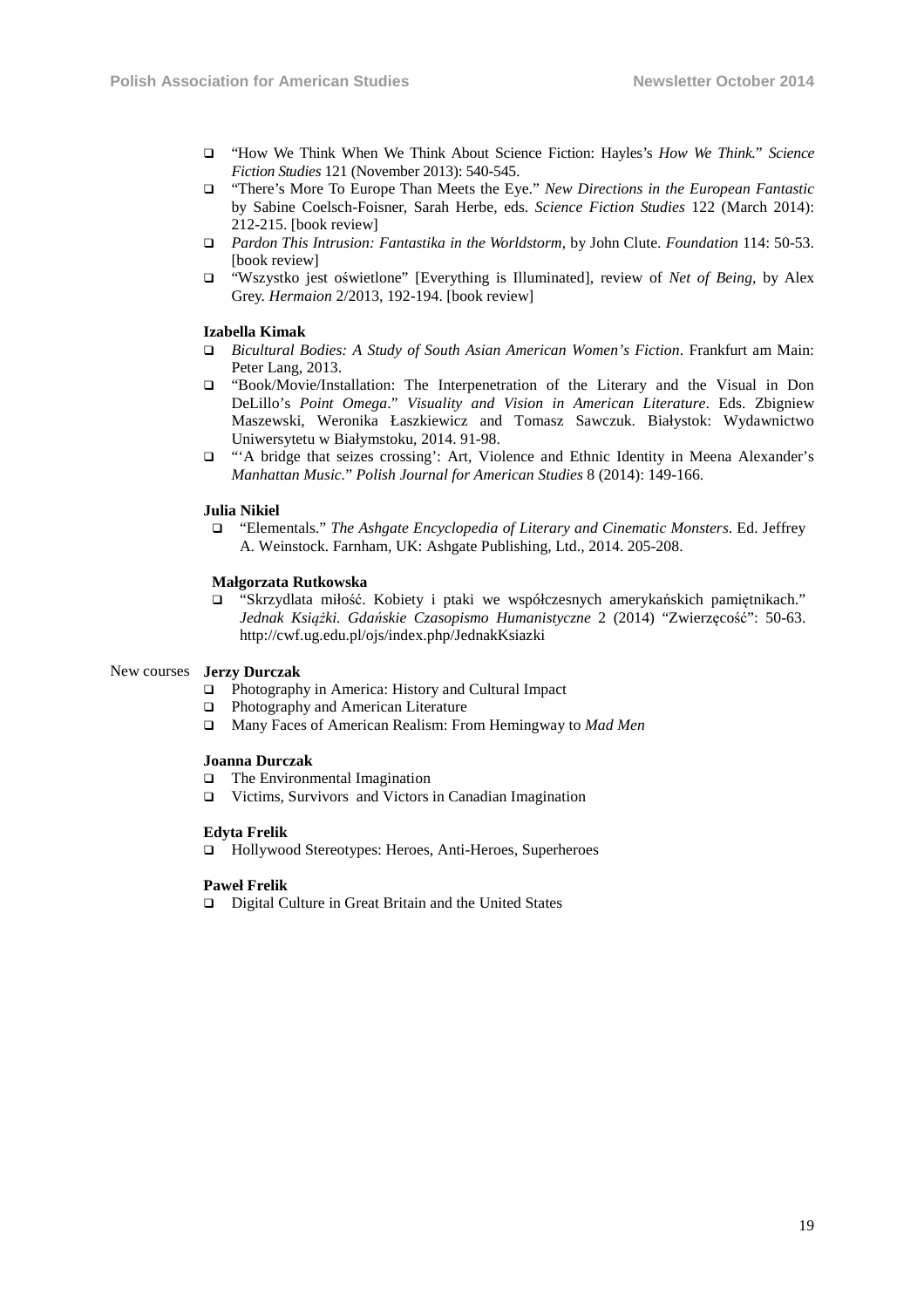- “How We Think When We Think About Science Fiction: Hayles’s *How We Think.*” *Science Fiction Studies* 121 (November 2013): 540-545.
- “There’s More To Europe Than Meets the Eye.” *New Directions in the European Fantastic* by Sabine Coelsch-Foisner, Sarah Herbe, eds. *Science Fiction Studies* 122 (March 2014): 212-215. [book review]
- *Pardon This Intrusion: Fantastika in the Worldstorm*, by John Clute. *Foundation* 114: 50-53. [book review]
- “Wszystko jest oświetlone” [Everything is Illuminated], review of *Net of Being*, by Alex Grey. *Hermaion* 2/2013, 192-194. [book review]

**Izabella Kimak**

- *Bicultural Bodies: A Study of South Asian American Women’s Fiction*. Frankfurt am Main: Peter Lang, 2013.
- “Book/Movie/Installation: The Interpenetration of the Literary and the Visual in Don DeLillo’s *Point Omega*.” *Visuality and Vision in American Literature*. Eds. Zbigniew Maszewski, Weronika Łaszkiewicz and Tomasz Sawczuk. Białystok: Wydawnictwo Uniwersytetu w Białymstoku, 2014. 91-98.
- “‘A bridge that seizes crossing’: Art, Violence and Ethnic Identity in Meena Alexander’s *Manhattan Music*.” *Polish Journal for American Studies* 8 (2014): 149-166.

**Julia Nikiel**

- “Elementals.” *The Ashgate Encyclopedia of Literary and Cinematic Monsters*. Ed. Jeffrey A. Weinstock. Farnham, UK: Ashgate Publishing, Ltd., 2014. 205-208.

**Małgorzata Rutkowska**

- “Skrzydlata miłość. Kobiety i ptaki we współczesnych amerykańskich pamiętnikach.” *Jednak Książki. Gdańskie Czasopismo Humanistyczne* 2 (2014) “Zwierzęcość”: 50-63. http://cwf.ug.edu.pl/ojs/index.php/JednakKsiazki

New courses

**Jerzy Durczak**

- Photography in America: History and Cultural Impact
- Photography and American Literature
- Many Faces of American Realism: From Hemingway to *Mad Men*

**Joanna Durczak**

- The Environmental Imagination
- Victims, Survivors and Victors in Canadian Imagination

**Edyta Frelik**

- Hollywood Stereotypes: Heroes, Anti-Heroes, Superheroes

**Paweł Frelik**

- Digital Culture in Great Britain and the United States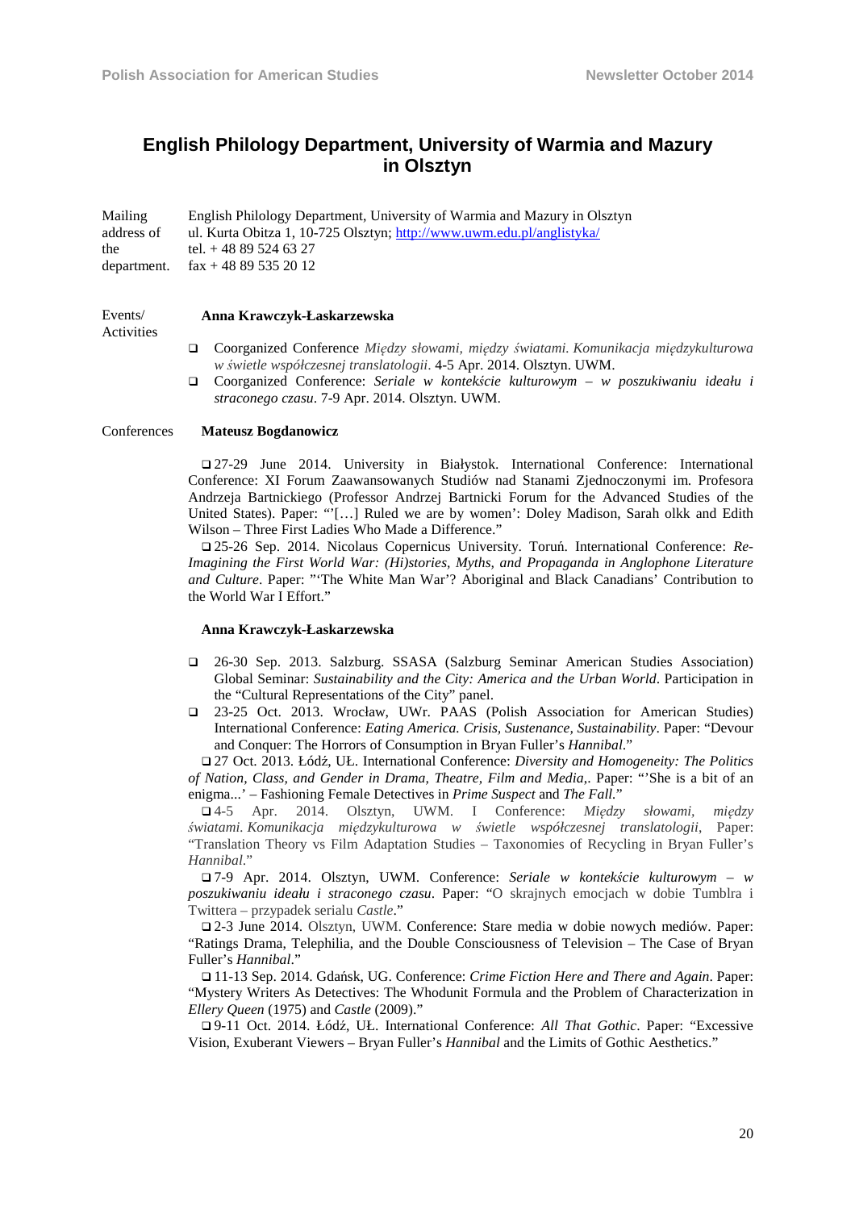## English Philology Department, University of Warmia and Mazury in Olsztyn

Mailing address of the department.

English Philology Department, University of Warmia and Mazury in Olsztyn
ul. Kurta Obitza 1, 10-725 Olsztyn; http://www.uwm.edu.pl/anglistyka/
tel. + 48 89 524 63 27
fax + 48 89 535 20 12

Events/ Activities

**Anna Krawczyk-Łaskarzewska**

- Coorganized Conference *Między słowami, między światami. Komunikacja międzykulturowa w świetle współczesnej translatologii*. 4-5 Apr. 2014. Olsztyn. UWM.
- Coorganized Conference: *Seriale w kontekście kulturowym – w poszukiwaniu ideału i straconego czasu*. 7-9 Apr. 2014. Olsztyn. UWM.

Conferences

**Mateusz Bogdanowicz**

- 27-29 June 2014. University in Białystok. International Conference: International Conference: XI Forum Zaawansowanych Studiów nad Stanami Zjednoczonymi im. Profesora Andrzeja Bartnickiego (Professor Andrzej Bartnicki Forum for the Advanced Studies of the United States). Paper: "'[…] Ruled we are by women': Doley Madison, Sarah olkk and Edith Wilson – Three First Ladies Who Made a Difference."
- 25-26 Sep. 2014. Nicolaus Copernicus University. Toruń. International Conference: *Re-Imagining the First World War: (Hi)stories, Myths, and Propaganda in Anglophone Literature and Culture*. Paper: "'The White Man War'? Aboriginal and Black Canadians' Contribution to the World War I Effort."

**Anna Krawczyk-Łaskarzewska**

- 26-30 Sep. 2013. Salzburg. SSASA (Salzburg Seminar American Studies Association) Global Seminar: *Sustainability and the City: America and the Urban World*. Participation in the "Cultural Representations of the City" panel.
- 23-25 Oct. 2013. Wrocław, UWr. PAAS (Polish Association for American Studies) International Conference: *Eating America. Crisis, Sustenance, Sustainability*. Paper: "Devour and Conquer: The Horrors of Consumption in Bryan Fuller's *Hannibal*."
- 27 Oct. 2013. Łódź, UŁ. International Conference: *Diversity and Homogeneity: The Politics of Nation, Class, and Gender in Drama, Theatre, Film and Media*,. Paper: "'She is a bit of an enigma...' – Fashioning Female Detectives in *Prime Suspect* and *The Fall*."
- 4-5 Apr. 2014. Olsztyn, UWM. I Conference: *Między słowami, między światami. Komunikacja międzykulturowa w świetle współczesnej translatologii*, Paper: "Translation Theory vs Film Adaptation Studies – Taxonomies of Recycling in Bryan Fuller's *Hannibal*."
- 7-9 Apr. 2014. Olsztyn, UWM. Conference: *Seriale w kontekście kulturowym – w poszukiwaniu ideału i straconego czasu*. Paper: "O skrajnych emocjach w dobie Tumblra i Twittera – przypadek serialu *Castle*."
- 2-3 June 2014. Olsztyn, UWM. Conference: Stare media w dobie nowych mediów. Paper: "Ratings Drama, Telephilia, and the Double Consciousness of Television – The Case of Bryan Fuller's *Hannibal*."
- 11-13 Sep. 2014. Gdańsk, UG. Conference: *Crime Fiction Here and There and Again*. Paper: "Mystery Writers As Detectives: The Whodunit Formula and the Problem of Characterization in *Ellery Queen* (1975) and *Castle* (2009)."
- 9-11 Oct. 2014. Łódź, UŁ. International Conference: *All That Gothic*. Paper: "Excessive Vision, Exuberant Viewers – Bryan Fuller's *Hannibal* and the Limits of Gothic Aesthetics."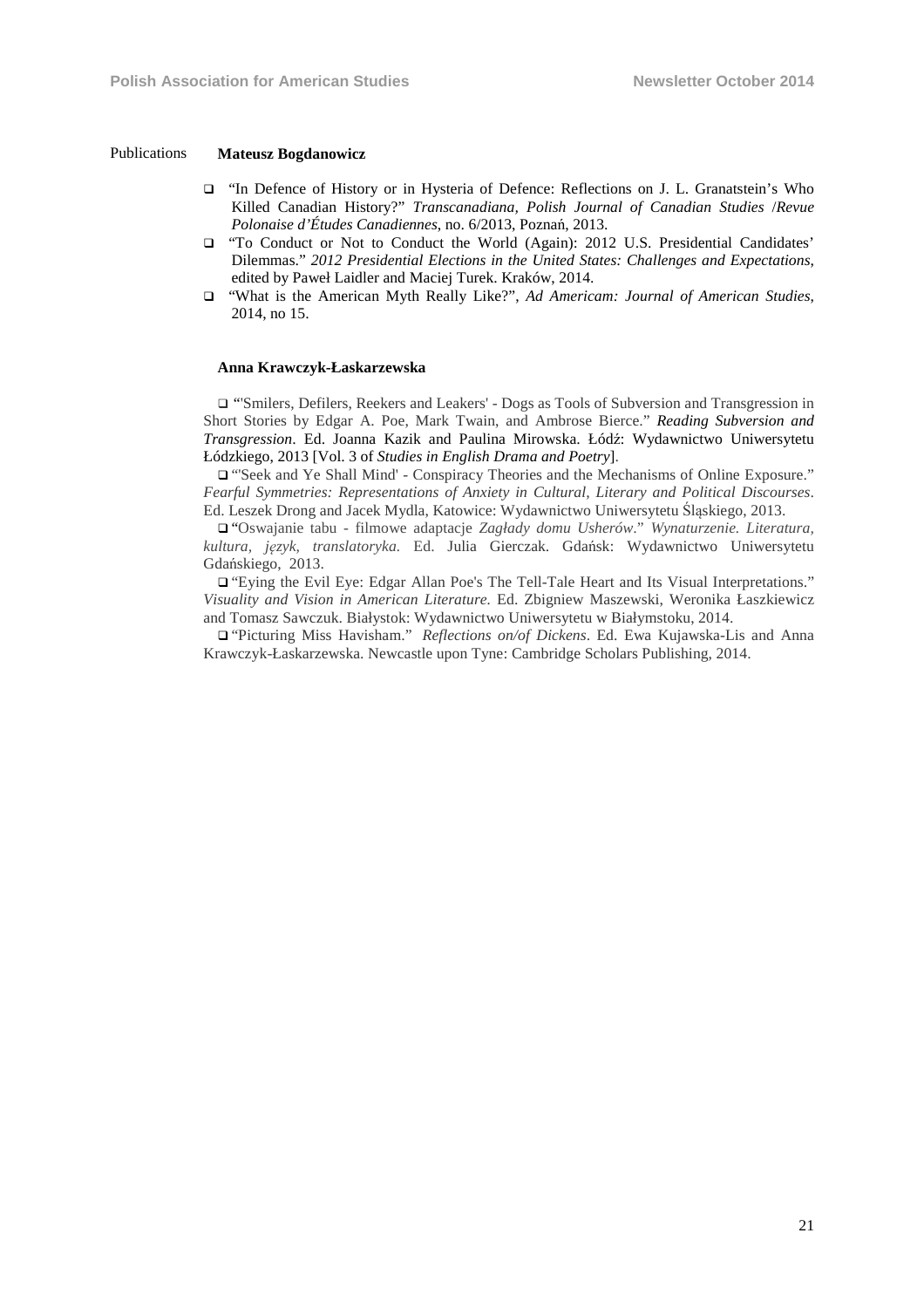Publications **Mateusz Bogdanowicz**

- "In Defence of History or in Hysteria of Defence: Reflections on J. L. Granatstein's Who Killed Canadian History?" *Transcanadiana, Polish Journal of Canadian Studies* /*Revue Polonaise d'Études Canadiennes*, no. 6/2013, Poznań, 2013.
- "To Conduct or Not to Conduct the World (Again): 2012 U.S. Presidential Candidates' Dilemmas." *2012 Presidential Elections in the United States: Challenges and Expectations*, edited by Paweł Laidler and Maciej Turek. Kraków, 2014.
- "What is the American Myth Really Like?", *Ad Americam: Journal of American Studies*, 2014, no 15.

**Anna Krawczyk-Łaskarzewska**

- "'Smilers, Defilers, Reekers and Leakers' - Dogs as Tools of Subversion and Transgression in Short Stories by Edgar A. Poe, Mark Twain, and Ambrose Bierce." *Reading Subversion and Transgression*. Ed. Joanna Kazik and Paulina Mirowska. Łódź: Wydawnictwo Uniwersytetu Łódzkiego, 2013 [Vol. 3 of *Studies in English Drama and Poetry*].
- "'Seek and Ye Shall Mind' - Conspiracy Theories and the Mechanisms of Online Exposure." *Fearful Symmetries: Representations of Anxiety in Cultural, Literary and Political Discourses*. Ed. Leszek Drong and Jacek Mydla, Katowice: Wydawnictwo Uniwersytetu Śląskiego, 2013.
- "Oswajanie tabu - filmowe adaptacje *Zagłady domu Usherów*." *Wynaturzenie. Literatura, kultura, język, translatoryka.* Ed. Julia Gierczak. Gdańsk: Wydawnictwo Uniwersytetu Gdańskiego, 2013.
- "Eying the Evil Eye: Edgar Allan Poe's The Tell-Tale Heart and Its Visual Interpretations." *Visuality and Vision in American Literature.* Ed. Zbigniew Maszewski, Weronika Łaszkiewicz and Tomasz Sawczuk. Białystok: Wydawnictwo Uniwersytetu w Białymstoku, 2014.
- "Picturing Miss Havisham." *Reflections on/of Dickens*. Ed. Ewa Kujawska-Lis and Anna Krawczyk-Łaskarzewska. Newcastle upon Tyne: Cambridge Scholars Publishing, 2014.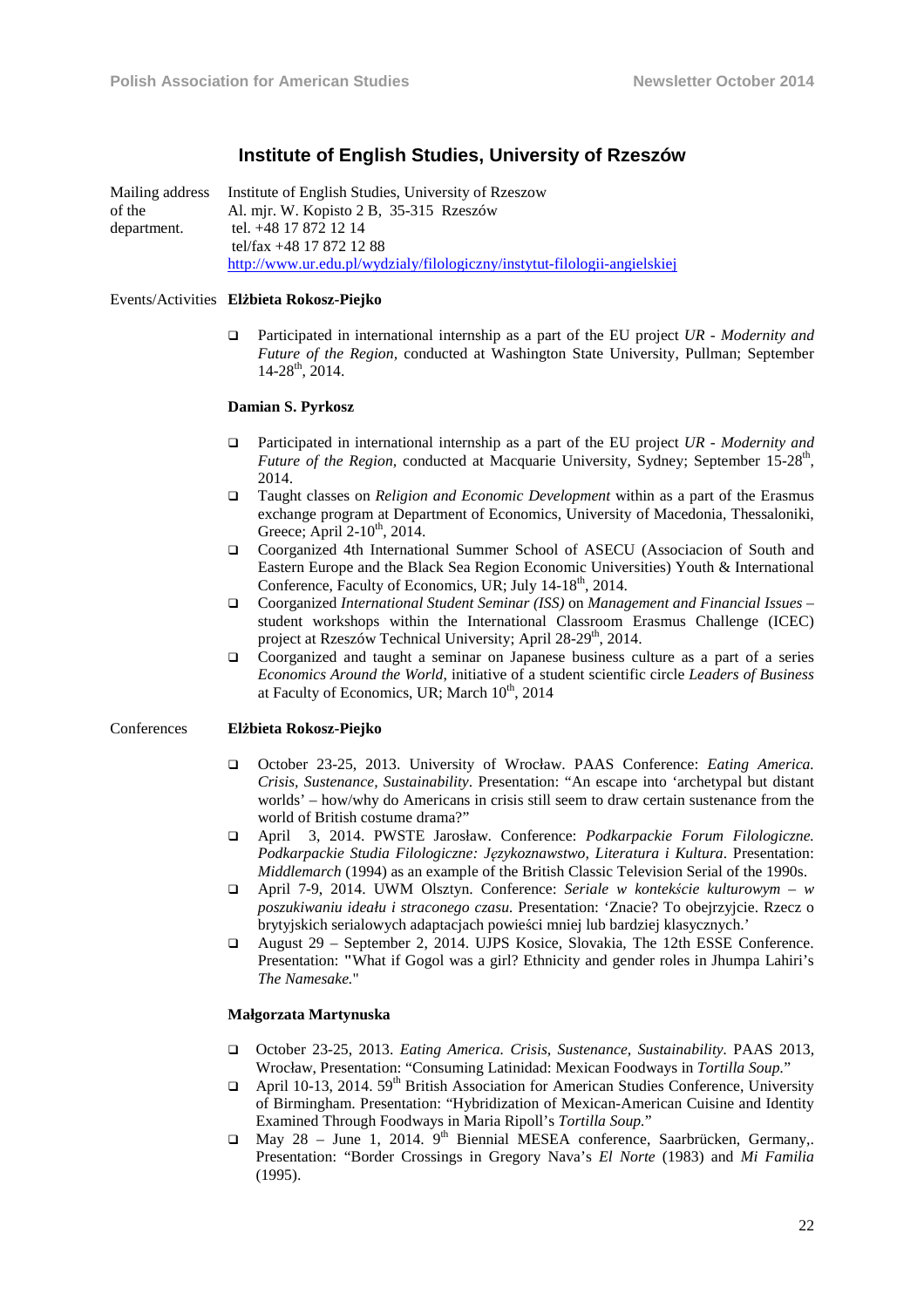## Institute of English Studies, University of Rzeszów

Mailing address of the department.

Institute of English Studies, University of Rzeszow
Al. mjr. W. Kopisto 2 B, 35-315 Rzeszów
tel. +48 17 872 12 14
tel/fax +48 17 872 12 88
http://www.ur.edu.pl/wydzialy/filologiczny/instytut-filologii-angielskiej

Events/Activities

**Elżbieta Rokosz-Piejko**

- Participated in international internship as a part of the EU project *UR - Modernity and Future of the Region*, conducted at Washington State University, Pullman; September 14-28th, 2014.

**Damian S. Pyrkosz**

- Participated in international internship as a part of the EU project *UR - Modernity and Future of the Region*, conducted at Macquarie University, Sydney; September 15-28th, 2014.
- Taught classes on *Religion and Economic Development* within as a part of the Erasmus exchange program at Department of Economics, University of Macedonia, Thessaloniki, Greece; April 2-10th, 2014.
- Coorganized 4th International Summer School of ASECU (Associacion of South and Eastern Europe and the Black Sea Region Economic Universities) Youth & International Conference, Faculty of Economics, UR; July 14-18th, 2014.
- Coorganized *International Student Seminar (ISS)* on *Management and Financial Issues* – student workshops within the International Classroom Erasmus Challenge (ICEC) project at Rzeszów Technical University; April 28-29th, 2014.
- Coorganized and taught a seminar on Japanese business culture as a part of a series *Economics Around the World*, initiative of a student scientific circle *Leaders of Business* at Faculty of Economics, UR; March 10th, 2014

Conferences

**Elżbieta Rokosz-Piejko**

- October 23-25, 2013. University of Wrocław. PAAS Conference: *Eating America. Crisis, Sustenance, Sustainability*. Presentation: "An escape into 'archetypal but distant worlds' – how/why do Americans in crisis still seem to draw certain sustenance from the world of British costume drama?"
- April 3, 2014. PWSTE Jarosław. Conference: *Podkarpackie Forum Filologiczne. Podkarpackie Studia Filologiczne: Językoznawstwo, Literatura i Kultura*. Presentation: *Middlemarch* (1994) as an example of the British Classic Television Serial of the 1990s.
- April 7-9, 2014. UWM Olsztyn. Conference: *Seriale w kontekście kulturowym – w poszukiwaniu ideału i straconego czasu.* Presentation: 'Znacie? To obejrzycie. Rzecz o brytyjskich serialowych adaptacjach powieści mniej lub bardziej klasycznych.'
- August 29 – September 2, 2014. UJPS Kosice, Slovakia, The 12th ESSE Conference. Presentation: "What if Gogol was a girl? Ethnicity and gender roles in Jhumpa Lahiri's *The Namesake.*"

**Małgorzata Martynuska**

- October 23-25, 2013. *Eating America. Crisis, Sustenance, Sustainability.* PAAS 2013, Wrocław, Presentation: "Consuming Latinidad: Mexican Foodways in *Tortilla Soup.*"
- April 10-13, 2014. 59th British Association for American Studies Conference, University of Birmingham. Presentation: "Hybridization of Mexican-American Cuisine and Identity Examined Through Foodways in Maria Ripoll's *Tortilla Soup.*"
- May 28 – June 1, 2014. 9th Biennial MESEA conference, Saarbrücken, Germany,. Presentation: "Border Crossings in Gregory Nava's *El Norte* (1983) and *Mi Familia* (1995).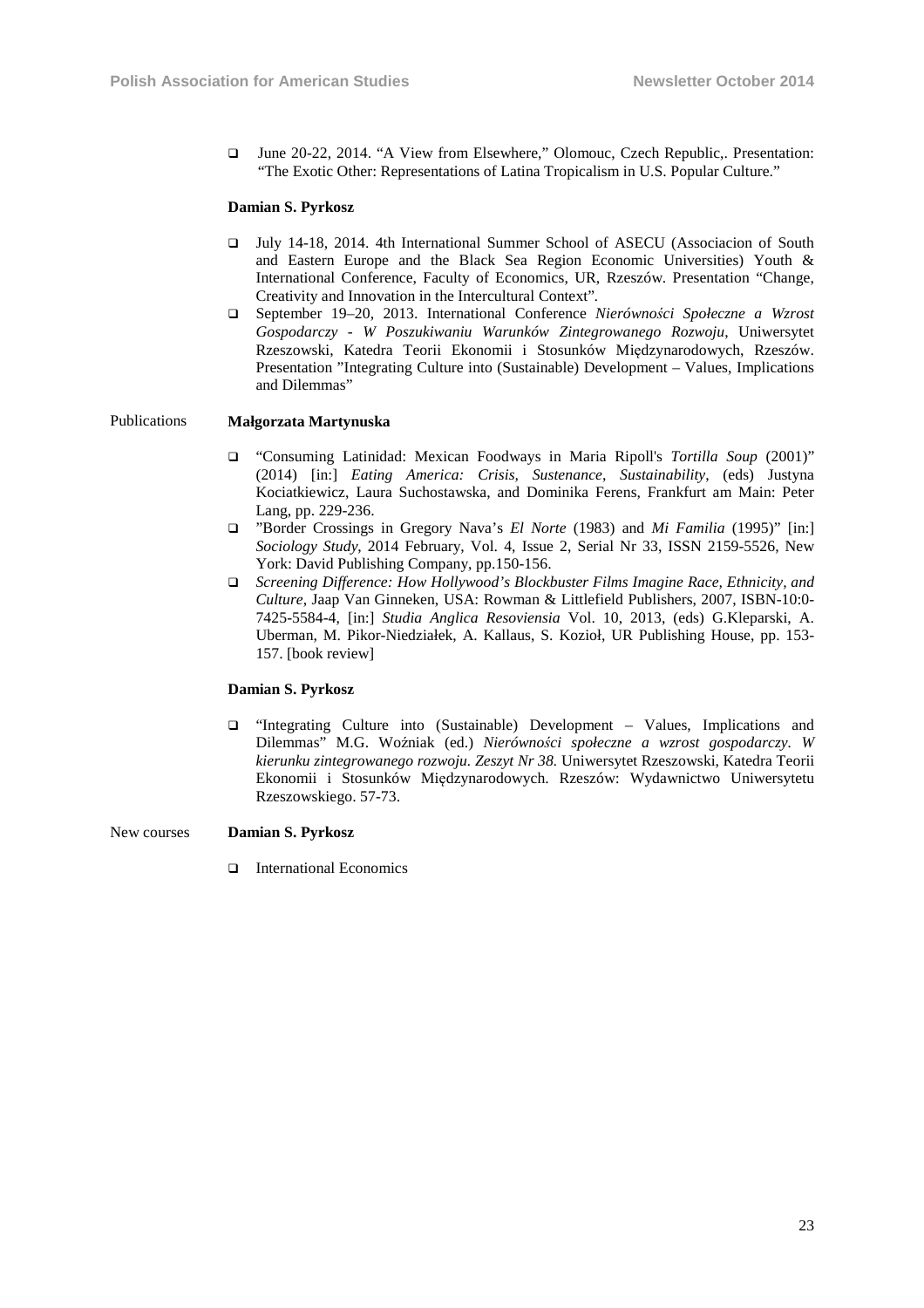- June 20-22, 2014. "A View from Elsewhere," Olomouc, Czech Republic,. Presentation: "The Exotic Other: Representations of Latina Tropicalism in U.S. Popular Culture."

**Damian S. Pyrkosz**

- July 14-18, 2014. 4th International Summer School of ASECU (Associacion of South and Eastern Europe and the Black Sea Region Economic Universities) Youth & International Conference, Faculty of Economics, UR, Rzeszów. Presentation "Change, Creativity and Innovation in the Intercultural Context".
- September 19–20, 2013. International Conference *Nierówności Społeczne a Wzrost Gospodarczy - W Poszukiwaniu Warunków Zintegrowanego Rozwoju*, Uniwersytet Rzeszowski, Katedra Teorii Ekonomii i Stosunków Międzynarodowych, Rzeszów. Presentation "Integrating Culture into (Sustainable) Development – Values, Implications and Dilemmas"

Publications

**Małgorzata Martynuska**

- "Consuming Latinidad: Mexican Foodways in Maria Ripoll's *Tortilla Soup* (2001)" (2014) [in:] *Eating America: Crisis, Sustenance, Sustainability*, (eds) Justyna Kociatkiewicz, Laura Suchostawska, and Dominika Ferens, Frankfurt am Main: Peter Lang, pp. 229-236.
- "Border Crossings in Gregory Nava's *El Norte* (1983) and *Mi Familia* (1995)" [in:] *Sociology Study*, 2014 February, Vol. 4, Issue 2, Serial Nr 33, ISSN 2159-5526, New York: David Publishing Company, pp.150-156.
- *Screening Difference: How Hollywood's Blockbuster Films Imagine Race, Ethnicity, and Culture*, Jaap Van Ginneken, USA: Rowman & Littlefield Publishers, 2007, ISBN-10:0-7425-5584-4, [in:] *Studia Anglica Resoviensia* Vol. 10, 2013, (eds) G.Kleparski, A. Uberman, M. Pikor-Niedziałek, A. Kallaus, S. Kozioł, UR Publishing House, pp. 153-157. [book review]

**Damian S. Pyrkosz**

- "Integrating Culture into (Sustainable) Development – Values, Implications and Dilemmas" M.G. Woźniak (ed.) *Nierówności społeczne a wzrost gospodarczy. W kierunku zintegrowanego rozwoju. Zeszyt Nr 38.* Uniwersytet Rzeszowski, Katedra Teorii Ekonomii i Stosunków Międzynarodowych. Rzeszów: Wydawnictwo Uniwersytetu Rzeszowskiego. 57-73.

New courses

**Damian S. Pyrkosz**

- International Economics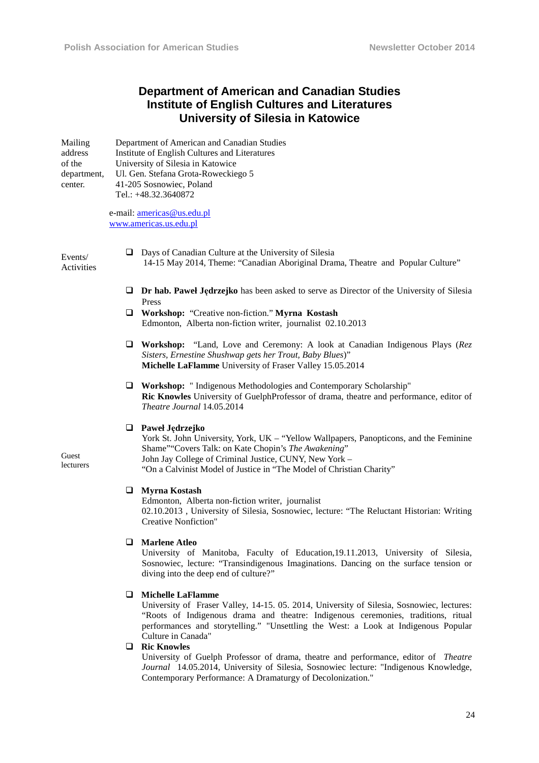# Department of American and Canadian Studies
# Institute of English Cultures and Literatures
# University of Silesia in Katowice

Mailing address of the department, center.

Department of American and Canadian Studies
Institute of English Cultures and Literatures
University of Silesia in Katowice
Ul. Gen. Stefana Grota-Roweckiego 5
41-205 Sosnowiec, Poland
Tel.: +48.32.3640872

e-mail: americas@us.edu.pl
www.americas.us.edu.pl

Events/ Activities

- Days of Canadian Culture at the University of Silesia
  14-15 May 2014, Theme: "Canadian Aboriginal Drama, Theatre and Popular Culture"

- **Dr hab. Paweł Jędrzejko** has been asked to serve as Director of the University of Silesia Press
- **Workshop:** "Creative non-fiction." **Myrna Kostash**
  Edmonton, Alberta non-fiction writer, journalist 02.10.2013

- **Workshop:** "Land, Love and Ceremony: A look at Canadian Indigenous Plays (*Rez Sisters, Ernestine Shushwap gets her Trout, Baby Blues*)"
  **Michelle LaFlamme** University of Fraser Valley 15.05.2014

- **Workshop:** " Indigenous Methodologies and Contemporary Scholarship"
  **Ric Knowles** University of GuelphProfessor of drama, theatre and performance, editor of *Theatre Journal* 14.05.2014

Guest lecturers

- **Paweł Jędrzejko**
  York St. John University, York, UK – "Yellow Wallpapers, Panopticons, and the Feminine Shame""Covers Talk: on Kate Chopin's *The Awakening*"
  John Jay College of Criminal Justice, CUNY, New York –
  "On a Calvinist Model of Justice in "The Model of Christian Charity"

- **Myrna Kostash**
  Edmonton, Alberta non-fiction writer, journalist
  02.10.2013 , University of Silesia, Sosnowiec, lecture: "The Reluctant Historian: Writing Creative Nonfiction"

- **Marlene Atleo**
  University of Manitoba, Faculty of Education,19.11.2013, University of Silesia, Sosnowiec, lecture: "Transindigenous Imaginations. Dancing on the surface tension or diving into the deep end of culture?"

- **Michelle LaFlamme**
  University of Fraser Valley, 14-15. 05. 2014, University of Silesia, Sosnowiec, lectures: "Roots of Indigenous drama and theatre: Indigenous ceremonies, traditions, ritual performances and storytelling." "Unsettling the West: a Look at Indigenous Popular Culture in Canada"
- **Ric Knowles**
  University of Guelph Professor of drama, theatre and performance, editor of *Theatre Journal* 14.05.2014, University of Silesia, Sosnowiec lecture: "Indigenous Knowledge, Contemporary Performance: A Dramaturgy of Decolonization."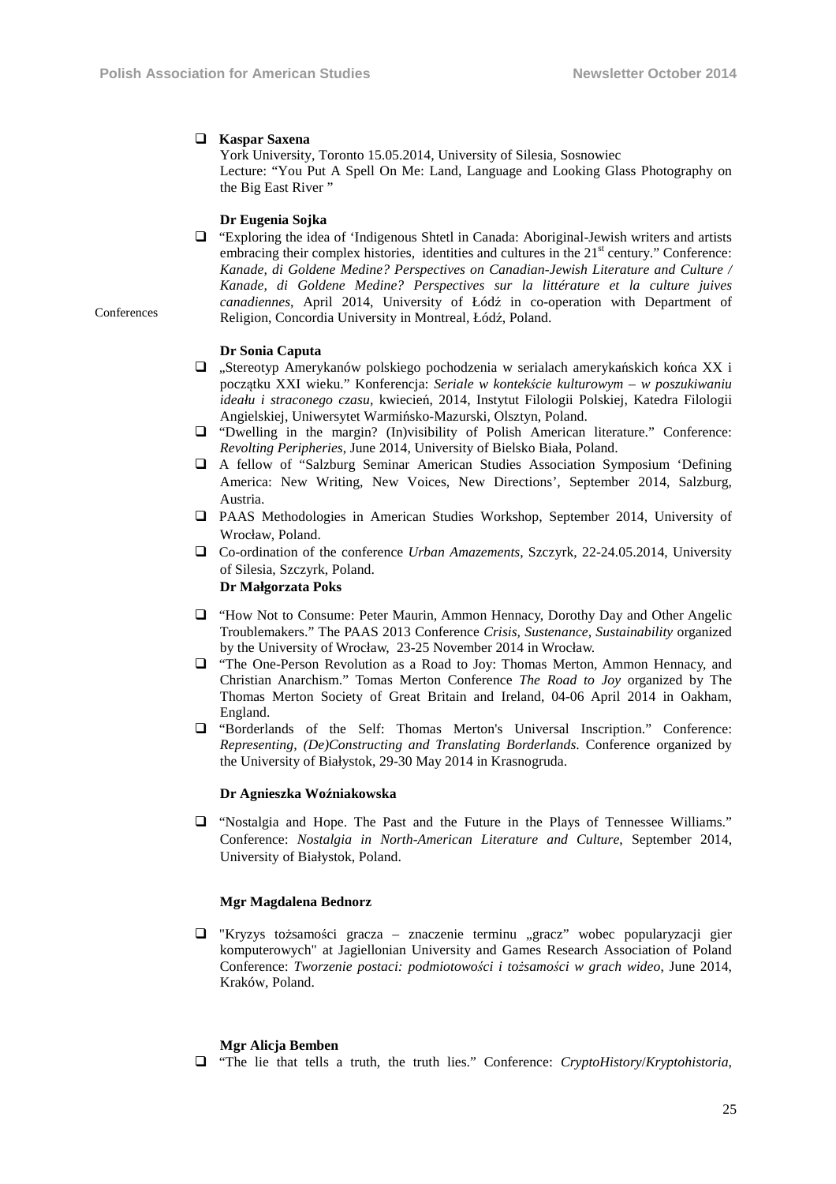- **Kaspar Saxena**
  York University, Toronto 15.05.2014, University of Silesia, Sosnowiec
  Lecture: "You Put A Spell On Me: Land, Language and Looking Glass Photography on the Big East River "

Conferences

**Dr Eugenia Sojka**

- "Exploring the idea of 'Indigenous Shtetl in Canada: Aboriginal-Jewish writers and artists embracing their complex histories, identities and cultures in the 21st century." Conference: *Kanade, di Goldene Medine? Perspectives on Canadian-Jewish Literature and Culture / Kanade, di Goldene Medine? Perspectives sur la littérature et la culture juives canadiennes*, April 2014, University of Łódź in co-operation with Department of Religion, Concordia University in Montreal, Łódź, Poland.

**Dr Sonia Caputa**

- „Stereotyp Amerykanów polskiego pochodzenia w serialach amerykańskich końca XX i początku XXI wieku." Konferencja: *Seriale w kontekście kulturowym – w poszukiwaniu ideału i straconego czasu*, kwiecień, 2014, Instytut Filologii Polskiej, Katedra Filologii Angielskiej, Uniwersytet Warmińsko-Mazurski, Olsztyn, Poland.
- "Dwelling in the margin? (In)visibility of Polish American literature." Conference: *Revolting Peripheries*, June 2014, University of Bielsko Biała, Poland.
- A fellow of "Salzburg Seminar American Studies Association Symposium 'Defining America: New Writing, New Voices, New Directions', September 2014, Salzburg, Austria.
- PAAS Methodologies in American Studies Workshop, September 2014, University of Wrocław, Poland.
- Co-ordination of the conference *Urban Amazements*, Szczyrk, 22-24.05.2014, University of Silesia, Szczyrk, Poland.

**Dr Małgorzata Poks**

- "How Not to Consume: Peter Maurin, Ammon Hennacy, Dorothy Day and Other Angelic Troublemakers." The PAAS 2013 Conference *Crisis, Sustenance, Sustainability* organized by the University of Wrocław, 23-25 November 2014 in Wrocław.
- "The One-Person Revolution as a Road to Joy: Thomas Merton, Ammon Hennacy, and Christian Anarchism." Tomas Merton Conference *The Road to Joy* organized by The Thomas Merton Society of Great Britain and Ireland, 04-06 April 2014 in Oakham, England.
- "Borderlands of the Self: Thomas Merton's Universal Inscription." Conference: *Representing, (De)Constructing and Translating Borderlands*. Conference organized by the University of Białystok, 29-30 May 2014 in Krasnogruda.

**Dr Agnieszka Woźniakowska**

- "Nostalgia and Hope. The Past and the Future in the Plays of Tennessee Williams." Conference: *Nostalgia in North-American Literature and Culture*, September 2014, University of Białystok, Poland.

**Mgr Magdalena Bednorz**

- "Kryzys tożsamości gracza – znaczenie terminu „gracz" wobec popularyzacji gier komputerowych" at Jagiellonian University and Games Research Association of Poland Conference: *Tworzenie postaci: podmiotowości i tożsamości w grach wideo*, June 2014, Kraków, Poland.

**Mgr Alicja Bemben**

- "The lie that tells a truth, the truth lies." Conference: *CryptoHistory/Kryptohistoria,*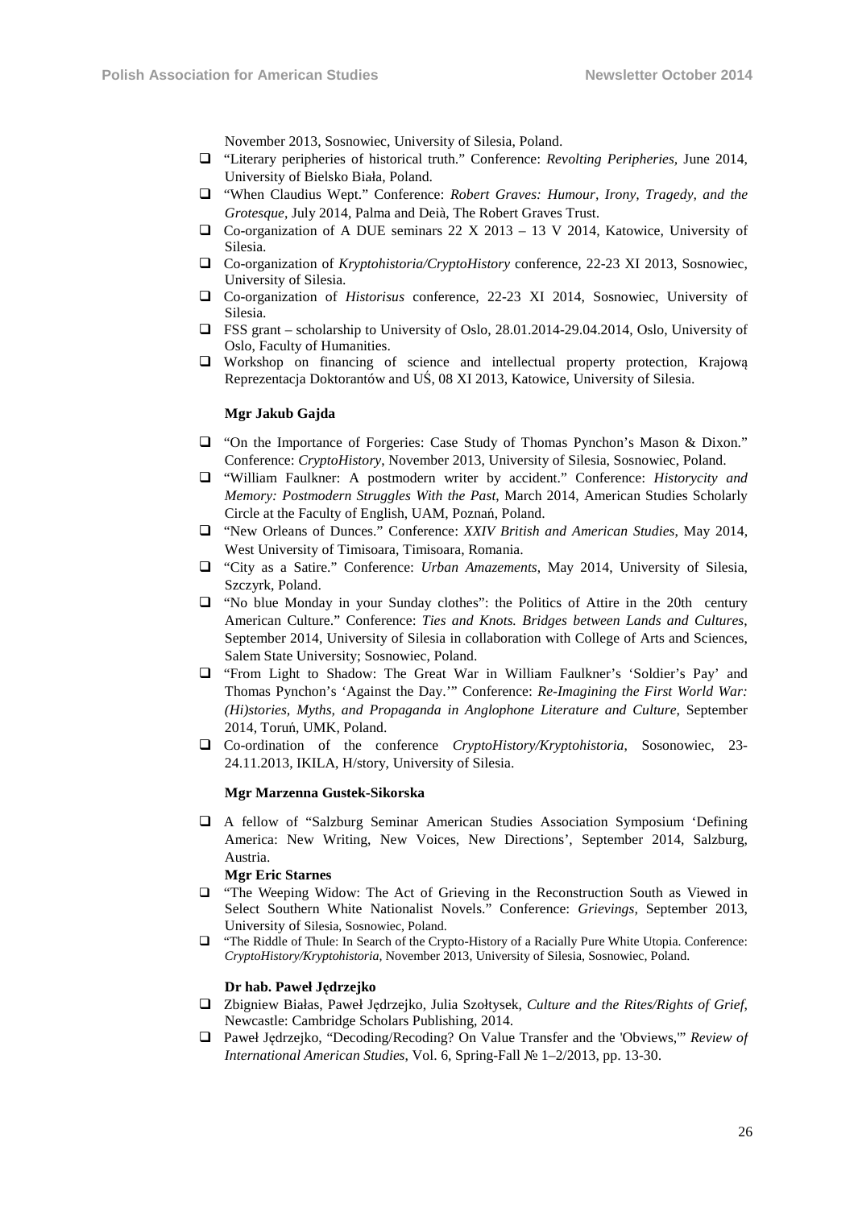November 2013, Sosnowiec, University of Silesia, Poland.

- "Literary peripheries of historical truth." Conference: *Revolting Peripheries*, June 2014, University of Bielsko Biała, Poland.
- "When Claudius Wept." Conference: *Robert Graves: Humour, Irony, Tragedy, and the Grotesque*, July 2014, Palma and Deià, The Robert Graves Trust.
- Co-organization of A DUE seminars 22 X 2013 – 13 V 2014, Katowice, University of Silesia.
- Co-organization of *Kryptohistoria/CryptoHistory* conference, 22-23 XI 2013, Sosnowiec, University of Silesia.
- Co-organization of *Historisus* conference, 22-23 XI 2014, Sosnowiec, University of Silesia.
- FSS grant – scholarship to University of Oslo, 28.01.2014-29.04.2014, Oslo, University of Oslo, Faculty of Humanities.
- Workshop on financing of science and intellectual property protection, Krajową Reprezentacja Doktorantów and UŚ, 08 XI 2013, Katowice, University of Silesia.

**Mgr Jakub Gajda**

- "On the Importance of Forgeries: Case Study of Thomas Pynchon's Mason & Dixon." Conference: *CryptoHistory*, November 2013, University of Silesia, Sosnowiec, Poland.
- "William Faulkner: A postmodern writer by accident." Conference: *Historycity and Memory: Postmodern Struggles With the Past*, March 2014, American Studies Scholarly Circle at the Faculty of English, UAM, Poznań, Poland.
- "New Orleans of Dunces." Conference: *XXIV British and American Studies*, May 2014, West University of Timisoara, Timisoara, Romania.
- "City as a Satire." Conference: *Urban Amazements*, May 2014, University of Silesia, Szczyrk, Poland.
- "No blue Monday in your Sunday clothes": the Politics of Attire in the 20th century American Culture." Conference: *Ties and Knots. Bridges between Lands and Cultures*, September 2014, University of Silesia in collaboration with College of Arts and Sciences, Salem State University; Sosnowiec, Poland.
- "From Light to Shadow: The Great War in William Faulkner's 'Soldier's Pay' and Thomas Pynchon's 'Against the Day.'" Conference: *Re-Imagining the First World War: (Hi)stories, Myths, and Propaganda in Anglophone Literature and Culture*, September 2014, Toruń, UMK, Poland.
- Co-ordination of the conference *CryptoHistory/Kryptohistoria*, Sosonowiec, 23-24.11.2013, IKILA, H/story, University of Silesia.

**Mgr Marzenna Gustek-Sikorska**

- A fellow of "Salzburg Seminar American Studies Association Symposium 'Defining America: New Writing, New Voices, New Directions', September 2014, Salzburg, Austria.

**Mgr Eric Starnes**

- "The Weeping Widow: The Act of Grieving in the Reconstruction South as Viewed in Select Southern White Nationalist Novels." Conference: *Grievings*, September 2013, University of Silesia, Sosnowiec, Poland.
- "The Riddle of Thule: In Search of the Crypto-History of a Racially Pure White Utopia. Conference: *CryptoHistory/Kryptohistoria*, November 2013, University of Silesia, Sosnowiec, Poland.

**Dr hab. Paweł Jędrzejko**

- Zbigniew Białas, Paweł Jędrzejko, Julia Szołtysek, *Culture and the Rites/Rights of Grief*, Newcastle: Cambridge Scholars Publishing, 2014.
- Paweł Jędrzejko, "Decoding/Recoding? On Value Transfer and the 'Obviews,'" *Review of International American Studies*, Vol. 6, Spring-Fall № 1–2/2013, pp. 13-30.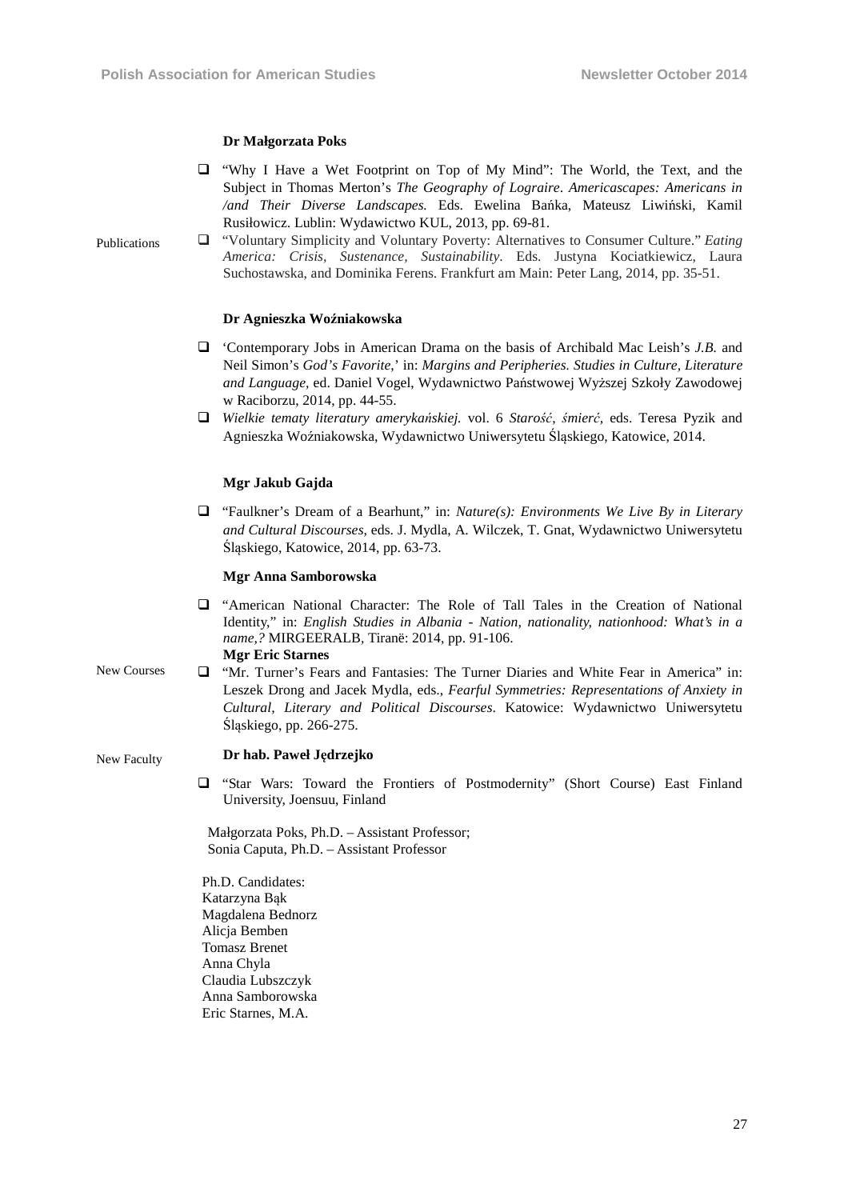Publications

**Dr Małgorzata Poks**

- "Why I Have a Wet Footprint on Top of My Mind": The World, the Text, and the Subject in Thomas Merton's *The Geography of Lograire*. *Americascapes: Americans in /and Their Diverse Landscapes.* Eds. Ewelina Bańka, Mateusz Liwiński, Kamil Rusiłowicz. Lublin: Wydawictwo KUL, 2013, pp. 69-81.
- "Voluntary Simplicity and Voluntary Poverty: Alternatives to Consumer Culture." *Eating America: Crisis, Sustenance, Sustainability*. Eds. Justyna Kociatkiewicz, Laura Suchostawska, and Dominika Ferens. Frankfurt am Main: Peter Lang, 2014, pp. 35-51.

**Dr Agnieszka Woźniakowska**

- 'Contemporary Jobs in American Drama on the basis of Archibald Mac Leish's *J.B.* and Neil Simon's *God's Favorite*,' in: *Margins and Peripheries. Studies in Culture, Literature and Language*, ed. Daniel Vogel, Wydawnictwo Państwowej Wyższej Szkoły Zawodowej w Raciborzu, 2014, pp. 44-55.
- *Wielkie tematy literatury amerykańskiej.* vol. 6 *Starość, śmierć*, eds. Teresa Pyzik and Agnieszka Woźniakowska, Wydawnictwo Uniwersytetu Śląskiego, Katowice, 2014.

**Mgr Jakub Gajda**

- "Faulkner's Dream of a Bearhunt," in: *Nature(s): Environments We Live By in Literary and Cultural Discourses*, eds. J. Mydla, A. Wilczek, T. Gnat, Wydawnictwo Uniwersytetu Śląskiego, Katowice, 2014, pp. 63-73.

**Mgr Anna Samborowska**

- "American National Character: The Role of Tall Tales in the Creation of National Identity," in: *English Studies in Albania - Nation, nationality, nationhood: What's in a name,?* MIRGEERALB, Tiranë: 2014, pp. 91-106.

**Mgr Eric Starnes**

- "Mr. Turner's Fears and Fantasies: The Turner Diaries and White Fear in America" in: Leszek Drong and Jacek Mydla, eds., *Fearful Symmetries: Representations of Anxiety in Cultural, Literary and Political Discourses*. Katowice: Wydawnictwo Uniwersytetu Śląskiego, pp. 266-275.

New Courses

**Dr hab. Paweł Jędrzejko**

- "Star Wars: Toward the Frontiers of Postmodernity" (Short Course) East Finland University, Joensuu, Finland

New Faculty

Małgorzata Poks, Ph.D. – Assistant Professor;
Sonia Caputa, Ph.D. – Assistant Professor

Ph.D. Candidates:
Katarzyna Bąk
Magdalena Bednorz
Alicja Bemben
Tomasz Brenet
Anna Chyla
Claudia Lubszczyk
Anna Samborowska
Eric Starnes, M.A.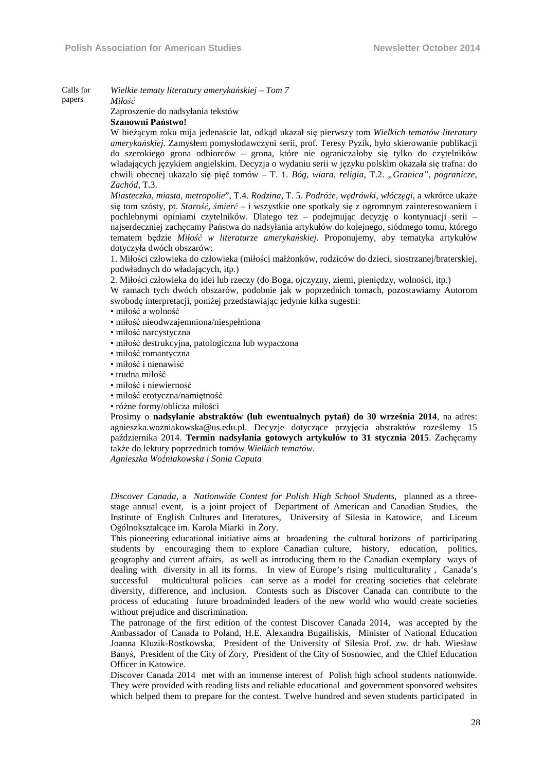Calls for papers

*Wielkie tematy literatury amerykańskiej – Tom 7*
*Miłość*
Zaproszenie do nadsyłania tekstów

**Szanowni Państwo!**

W bieżącym roku mija jedenaście lat, odkąd ukazał się pierwszy tom *Wielkich tematów literatury amerykańskiej*. Zamysłem pomysłodawczyni serii, prof. Teresy Pyzik, było skierowanie publikacji do szerokiego grona odbiorców – grona, które nie ograniczałoby się tylko do czytelników władających językiem angielskim. Decyzja o wydaniu serii w języku polskim okazała się trafna: do chwili obecnej ukazało się pięć tomów – T. 1. *Bóg, wiara, religia*, T.2. *„Granica", pogranicze, Zachód*, T.3. *Miasteczka, miasta, metropolie*", T.4. *Rodzina*, T. 5. *Podróże, wędrówki, włóczęgi*, a wkrótce ukaże się tom szósty, pt. *Starość, śmierć* – i wszystkie one spotkały się z ogromnym zainteresowaniem i pochlebnymi opiniami czytelników. Dlatego też – podejmując decyzję o kontynuacji serii – najserdeczniej zachęcamy Państwa do nadsyłania artykułów do kolejnego, siódmego tomu, którego tematem będzie *Miłość w literaturze amerykańskiej*. Proponujemy, aby tematyka artykułów dotyczyła dwóch obszarów:

1. Miłości człowieka do człowieka (miłości małżonków, rodziców do dzieci, siostrzanej/braterskiej, podwładnych do władających, itp.)
2. Miłości człowieka do idei lub rzeczy (do Boga, ojczyzny, ziemi, pieniędzy, wolności, itp.)

W ramach tych dwóch obszarów, podobnie jak w poprzednich tomach, pozostawiamy Autorom swobodę interpretacji, poniżej przedstawiając jedynie kilka sugestii:

- miłość a wolność
- miłość nieodwzajemniona/niespełniona
- miłość narcystyczna
- miłość destrukcyjna, patologiczna lub wypaczona
- miłość romantyczna
- miłość i nienawiść
- trudna miłość
- miłość i niewierność
- miłość erotyczna/namiętność
- różne formy/oblicza miłości

Prosimy o **nadsyłanie abstraktów (lub ewentualnych pytań) do 30 września 2014**, na adres: agnieszka.wozniakowska@us.edu.pl. Decyzje dotyczące przyjęcia abstraktów roześlemy 15 października 2014. **Termin nadsyłania gotowych artykułów to 31 stycznia 2015**. Zachęcamy także do lektury poprzednich tomów *Wielkich tematów*.

*Agnieszka Woźniakowska i Sonia Caputa*

*Discover Canada*, a *Nationwide Contest for Polish High School Students*, planned as a three-stage annual event, is a joint project of Department of American and Canadian Studies, the Institute of English Cultures and literatures, University of Silesia in Katowice, and Liceum Ogólnokształcące im. Karola Miarki in Żory.

This pioneering educational initiative aims at broadening the cultural horizons of participating students by encouraging them to explore Canadian culture, history, education, politics, geography and current affairs, as well as introducing them to the Canadian exemplary ways of dealing with diversity in all its forms. In view of Europe's rising multiculturality , Canada's successful multicultural policies can serve as a model for creating societies that celebrate diversity, difference, and inclusion. Contests such as Discover Canada can contribute to the process of educating future broadminded leaders of the new world who would create societies without prejudice and discrimination.

The patronage of the first edition of the contest Discover Canada 2014, was accepted by the Ambassador of Canada to Poland, H.E. Alexandra Bugailiskis, Minister of National Education Joanna Kluzik-Rostkowska, President of the University of Silesia Prof. zw. dr hab. Wiesław Banyś, President of the City of Żory, President of the City of Sosnowiec, and the Chief Education Officer in Katowice.

Discover Canada 2014 met with an immense interest of Polish high school students nationwide. They were provided with reading lists and reliable educational and government sponsored websites which helped them to prepare for the contest. Twelve hundred and seven students participated in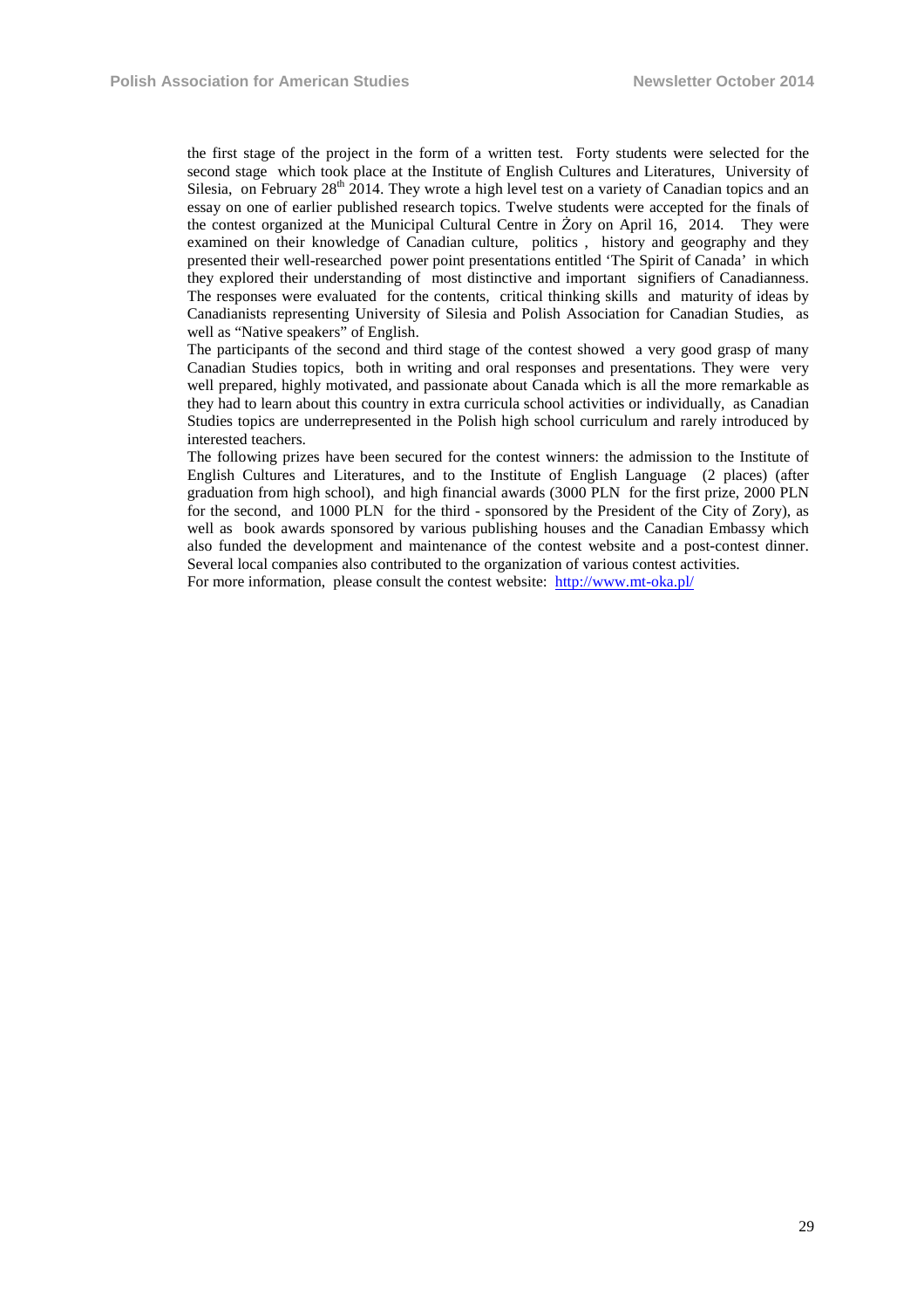the first stage of the project in the form of a written test. Forty students were selected for the second stage which took place at the Institute of English Cultures and Literatures, University of Silesia, on February 28th 2014. They wrote a high level test on a variety of Canadian topics and an essay on one of earlier published research topics. Twelve students were accepted for the finals of the contest organized at the Municipal Cultural Centre in Żory on April 16, 2014. They were examined on their knowledge of Canadian culture, politics , history and geography and they presented their well-researched power point presentations entitled 'The Spirit of Canada' in which they explored their understanding of most distinctive and important signifiers of Canadianness. The responses were evaluated for the contents, critical thinking skills and maturity of ideas by Canadianists representing University of Silesia and Polish Association for Canadian Studies, as well as "Native speakers" of English.

The participants of the second and third stage of the contest showed a very good grasp of many Canadian Studies topics, both in writing and oral responses and presentations. They were very well prepared, highly motivated, and passionate about Canada which is all the more remarkable as they had to learn about this country in extra curricula school activities or individually, as Canadian Studies topics are underrepresented in the Polish high school curriculum and rarely introduced by interested teachers.

The following prizes have been secured for the contest winners: the admission to the Institute of English Cultures and Literatures, and to the Institute of English Language (2 places) (after graduation from high school), and high financial awards (3000 PLN for the first prize, 2000 PLN for the second, and 1000 PLN for the third - sponsored by the President of the City of Zory), as well as book awards sponsored by various publishing houses and the Canadian Embassy which also funded the development and maintenance of the contest website and a post-contest dinner. Several local companies also contributed to the organization of various contest activities.

For more information, please consult the contest website: http://www.mt-oka.pl/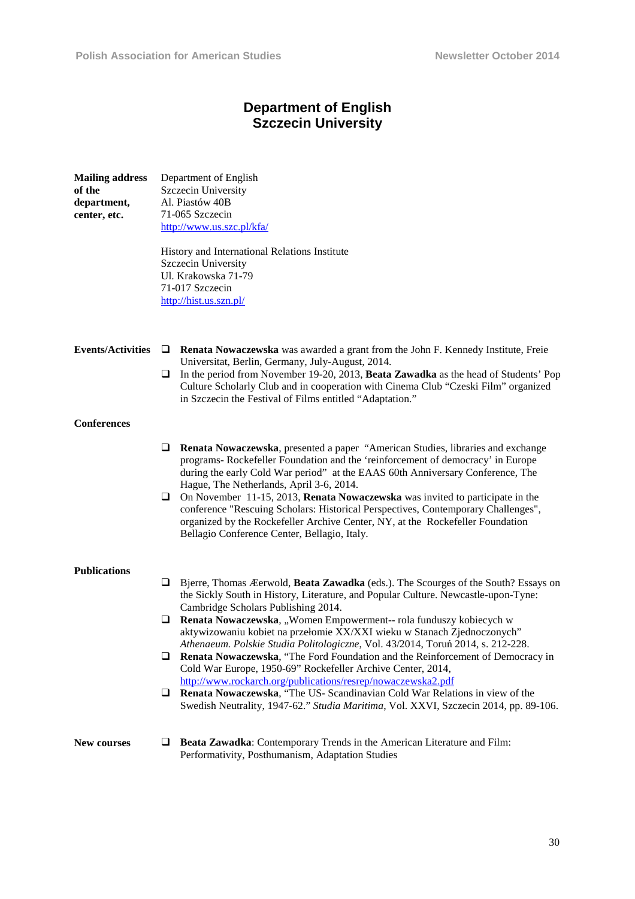# Department of English
# Szczecin University

**Mailing address of the department, center, etc.**

Department of English
Szczecin University
Al. Piastów 40B
71-065 Szczecin
http://www.us.szc.pl/kfa/

History and International Relations Institute
Szczecin University
Ul. Krakowska 71-79
71-017 Szczecin
http://hist.us.szn.pl/

**Events/Activities**

- **Renata Nowaczewska** was awarded a grant from the John F. Kennedy Institute, Freie Universitat, Berlin, Germany, July-August, 2014.
- In the period from November 19-20, 2013, **Beata Zawadka** as the head of Students' Pop Culture Scholarly Club and in cooperation with Cinema Club "Czeski Film" organized in Szczecin the Festival of Films entitled "Adaptation."

**Conferences**

- **Renata Nowaczewska**, presented a paper "American Studies, libraries and exchange programs- Rockefeller Foundation and the 'reinforcement of democracy' in Europe during the early Cold War period" at the EAAS 60th Anniversary Conference, The Hague, The Netherlands, April 3-6, 2014.
- On November 11-15, 2013, **Renata Nowaczewska** was invited to participate in the conference "Rescuing Scholars: Historical Perspectives, Contemporary Challenges", organized by the Rockefeller Archive Center, NY, at the Rockefeller Foundation Bellagio Conference Center, Bellagio, Italy.

**Publications**

- Bjerre, Thomas Ærwold, **Beata Zawadka** (eds.). The Scourges of the South? Essays on the Sickly South in History, Literature, and Popular Culture. Newcastle-upon-Tyne: Cambridge Scholars Publishing 2014.
- **Renata Nowaczewska**, „Women Empowerment-- rola funduszy kobiecych w aktywizowaniu kobiet na przełomie XX/XXI wieku w Stanach Zjednoczonych" *Athenaeum. Polskie Studia Politologiczne,* Vol. 43/2014, Toruń 2014, s. 212-228.
- **Renata Nowaczewska**, "The Ford Foundation and the Reinforcement of Democracy in Cold War Europe, 1950-69" Rockefeller Archive Center, 2014, http://www.rockarch.org/publications/resrep/nowaczewska2.pdf
- **Renata Nowaczewska**, "The US- Scandinavian Cold War Relations in view of the Swedish Neutrality, 1947-62." *Studia Maritima*, Vol. XXVI, Szczecin 2014, pp. 89-106.

**New courses**

- **Beata Zawadka**: Contemporary Trends in the American Literature and Film: Performativity, Posthumanism, Adaptation Studies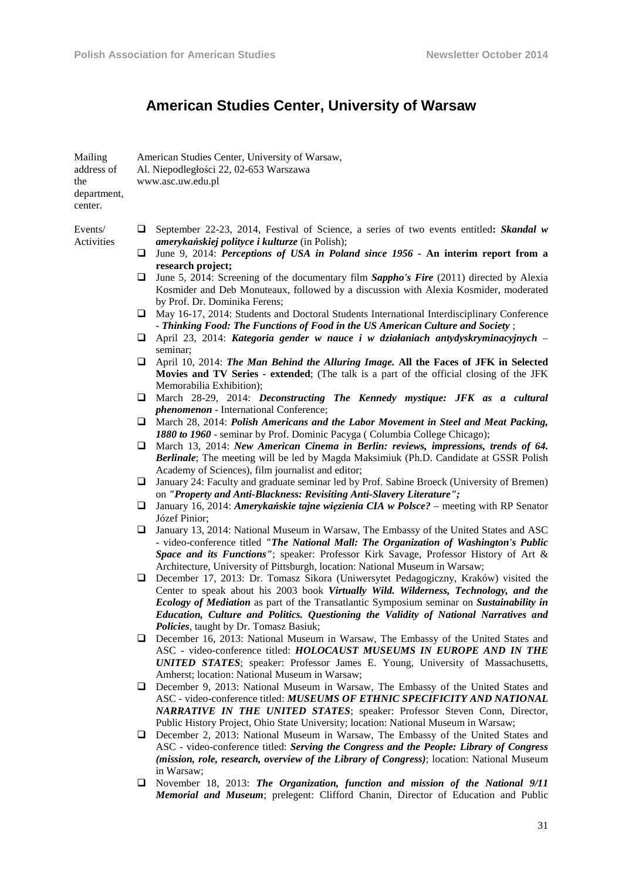## American Studies Center, University of Warsaw

**Mailing address of the department, center.**
American Studies Center, University of Warsaw,
Al. Niepodległości 22, 02-653 Warszawa
www.asc.uw.edu.pl

**Events/ Activities**

- September 22-23, 2014, Festival of Science, a series of two events entitled**: *Skandal w amerykańskiej polityce i kulturze*** (in Polish);
- June 9, 2014: ***Perceptions of USA in Poland since 1956* - An interim report from a research project;**
- June 5, 2014: Screening of the documentary film ***Sappho's Fire*** (2011) directed by Alexia Kosmider and Deb Monuteaux, followed by a discussion with Alexia Kosmider, moderated by Prof. Dr. Dominika Ferens;
- May 16-17, 2014: Students and Doctoral Students International Interdisciplinary Conference - ***Thinking Food: The Functions of Food in the US American Culture and Society*** ;
- April 23, 2014: ***Kategoria gender w nauce i w działaniach antydyskryminacyjnych*** – seminar;
- April 10, 2014: ***The Man Behind the Alluring Image.* All the Faces of JFK in Selected Movies and TV Series - extended**; (The talk is a part of the official closing of the JFK Memorabilia Exhibition);
- March 28-29, 2014: ***Deconstructing The Kennedy mystique: JFK as a cultural phenomenon*** - International Conference;
- March 28, 2014: ***Polish Americans and the Labor Movement in Steel and Meat Packing, 1880 to 1960*** - seminar by Prof. Dominic Pacyga ( Columbia College Chicago);
- March 13, 2014: ***New American Cinema in Berlin: reviews, impressions, trends of 64. Berlinale***; The meeting will be led by Magda Maksimiuk (Ph.D. Candidate at GSSR Polish Academy of Sciences), film journalist and editor;
- January 24: Faculty and graduate seminar led by Prof. Sabine Broeck (University of Bremen) on ***"Property and Anti-Blackness: Revisiting Anti-Slavery Literature";***
- January 16, 2014: ***Amerykańskie tajne więzienia CIA w Polsce?*** – meeting with RP Senator Józef Pinior;
- January 13, 2014: National Museum in Warsaw, The Embassy of the United States and ASC - video-conference titled ***"The National Mall: The Organization of Washington's Public Space and its Functions"***; speaker: Professor Kirk Savage, Professor History of Art & Architecture, University of Pittsburgh, location: National Museum in Warsaw;
- December 17, 2013: Dr. Tomasz Sikora (Uniwersytet Pedagogiczny, Kraków) visited the Center to speak about his 2003 book ***Virtually Wild. Wilderness, Technology, and the Ecology of Mediation*** as part of the Transatlantic Symposium seminar on ***Sustainability in Education, Culture and Politics. Questioning the Validity of National Narratives and Policies***, taught by Dr. Tomasz Basiuk;
- December 16, 2013: National Museum in Warsaw, The Embassy of the United States and ASC - video-conference titled: ***HOLOCAUST MUSEUMS IN EUROPE AND IN THE UNITED STATES***; speaker: Professor James E. Young, University of Massachusetts, Amherst; location: National Museum in Warsaw;
- December 9, 2013: National Museum in Warsaw, The Embassy of the United States and ASC - video-conference titled: ***MUSEUMS OF ETHNIC SPECIFICITY AND NATIONAL NARRATIVE IN THE UNITED STATES***; speaker: Professor Steven Conn, Director, Public History Project, Ohio State University; location: National Museum in Warsaw;
- December 2, 2013: National Museum in Warsaw, The Embassy of the United States and ASC - video-conference titled: ***Serving the Congress and the People: Library of Congress (mission, role, research, overview of the Library of Congress)***; location: National Museum in Warsaw;
- November 18, 2013: ***The Organization, function and mission of the National 9/11 Memorial and Museum***; prelegent: Clifford Chanin, Director of Education and Public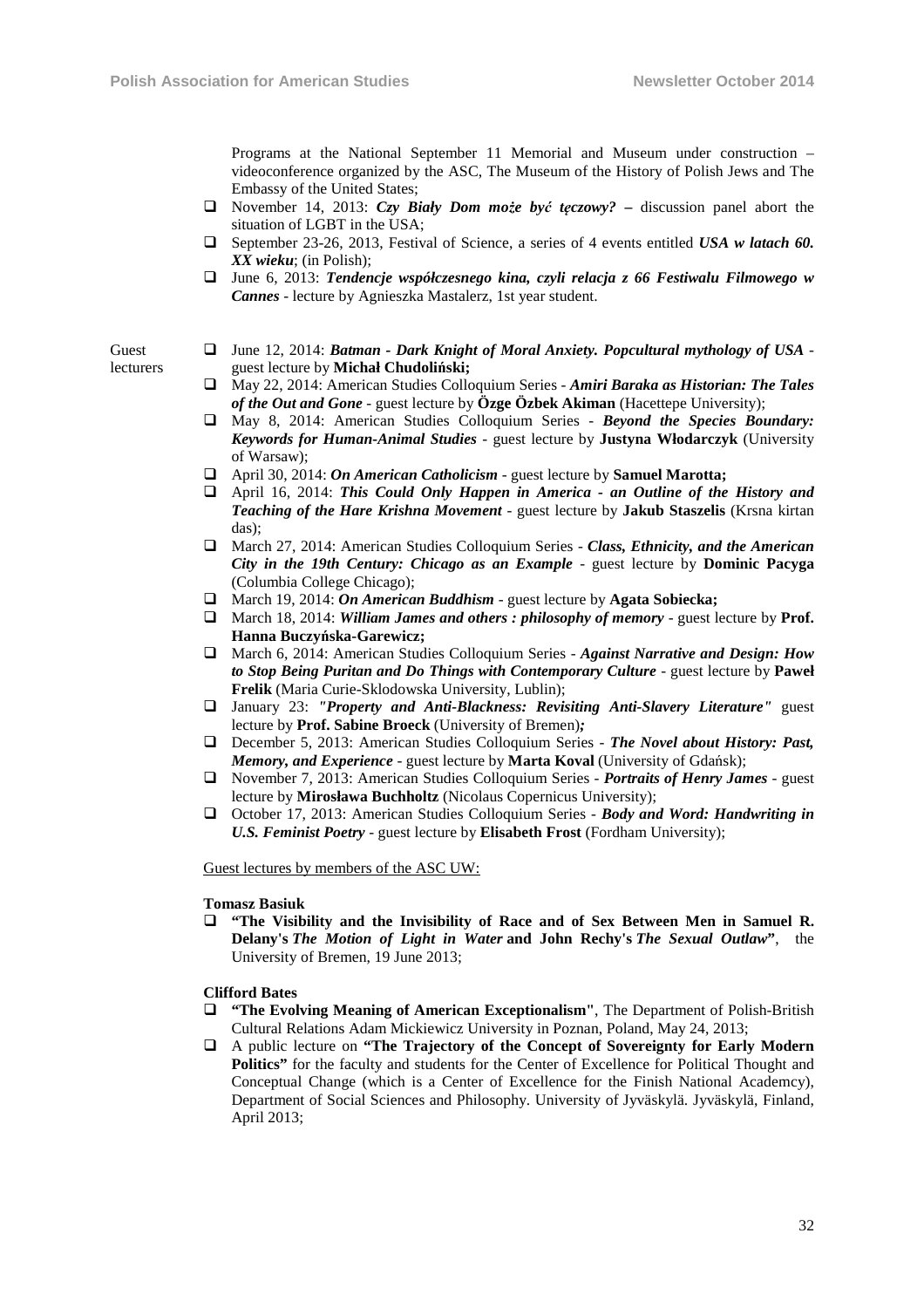Programs at the National September 11 Memorial and Museum under construction – videoconference organized by the ASC, The Museum of the History of Polish Jews and The Embassy of the United States;

- November 14, 2013: ***Czy Biały Dom może być tęczowy?* –** discussion panel abort the situation of LGBT in the USA;
- September 23-26, 2013, Festival of Science, a series of 4 events entitled ***USA w latach 60. XX wieku***; (in Polish);
- June 6, 2013: ***Tendencje współczesnego kina, czyli relacja z 66 Festiwalu Filmowego w Cannes*** - lecture by Agnieszka Mastalerz, 1st year student.

Guest lecturers

- June 12, 2014: ***Batman - Dark Knight of Moral Anxiety. Popcultural mythology of USA*** - guest lecture by **Michał Chudoliński;**
- May 22, 2014: American Studies Colloquium Series - ***Amiri Baraka as Historian: The Tales of the Out and Gone*** - guest lecture by **Özge Özbek Akiman** (Hacettepe University);
- May 8, 2014: American Studies Colloquium Series - ***Beyond the Species Boundary: Keywords for Human-Animal Studies*** - guest lecture by **Justyna Włodarczyk** (University of Warsaw);
- April 30, 2014: ***On American Catholicism*** - guest lecture by **Samuel Marotta;**
- April 16, 2014: ***This Could Only Happen in America - an Outline of the History and Teaching of the Hare Krishna Movement*** - guest lecture by **Jakub Staszelis** (Krsna kirtan das);
- March 27, 2014: American Studies Colloquium Series - ***Class, Ethnicity, and the American City in the 19th Century: Chicago as an Example*** - guest lecture by **Dominic Pacyga** (Columbia College Chicago);
- March 19, 2014: ***On American Buddhism*** - guest lecture by **Agata Sobiecka;**
- March 18, 2014: ***William James and others : philosophy of memory*** - guest lecture by **Prof. Hanna Buczyńska-Garewicz;**
- March 6, 2014: American Studies Colloquium Series - ***Against Narrative and Design: How to Stop Being Puritan and Do Things with Contemporary Culture*** - guest lecture by **Paweł Frelik** (Maria Curie-Sklodowska University, Lublin);
- January 23: ***"Property and Anti-Blackness: Revisiting Anti-Slavery Literature"*** guest lecture by **Prof. Sabine Broeck** (University of Bremen)***;***
- December 5, 2013: American Studies Colloquium Series - ***The Novel about History: Past, Memory, and Experience*** - guest lecture by **Marta Koval** (University of Gdańsk);
- November 7, 2013: American Studies Colloquium Series - ***Portraits of Henry James*** - guest lecture by **Mirosława Buchholtz** (Nicolaus Copernicus University);
- October 17, 2013: American Studies Colloquium Series - ***Body and Word: Handwriting in U.S. Feminist Poetry*** - guest lecture by **Elisabeth Frost** (Fordham University);

Guest lectures by members of the ASC UW:

**Tomasz Basiuk**

- **"The Visibility and the Invisibility of Race and of Sex Between Men in Samuel R. Delany's *The Motion of Light in Water* and John Rechy's *The Sexual Outlaw*"**, the University of Bremen, 19 June 2013;

**Clifford Bates**

- **"The Evolving Meaning of American Exceptionalism"**, The Department of Polish-British Cultural Relations Adam Mickiewicz University in Poznan, Poland, May 24, 2013;
- A public lecture on **"The Trajectory of the Concept of Sovereignty for Early Modern Politics"** for the faculty and students for the Center of Excellence for Political Thought and Conceptual Change (which is a Center of Excellence for the Finish National Academcy), Department of Social Sciences and Philosophy. University of Jyväskylä. Jyväskylä, Finland, April 2013;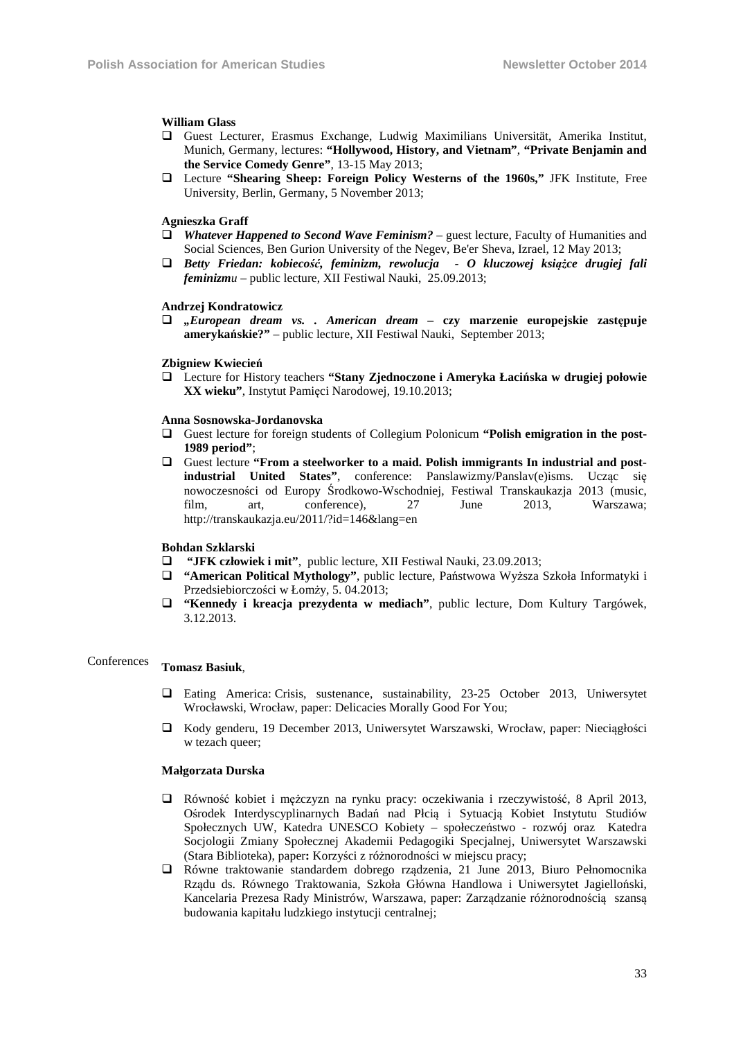**William Glass**

- Guest Lecturer, Erasmus Exchange, Ludwig Maximilians Universität, Amerika Institut, Munich, Germany, lectures: **"Hollywood, History, and Vietnam"**, **"Private Benjamin and the Service Comedy Genre"**, 13-15 May 2013;
- Lecture **"Shearing Sheep: Foreign Policy Westerns of the 1960s,"** JFK Institute, Free University, Berlin, Germany, 5 November 2013;

**Agnieszka Graff**

- ***Whatever Happened to Second Wave Feminism?*** – guest lecture, Faculty of Humanities and Social Sciences, Ben Gurion University of the Negev, Be'er Sheva, Izrael, 12 May 2013;
- ***Betty Friedan: kobiecość, feminizm, rewolucja - O kluczowej książce drugiej fali feminizm****u* – public lecture, XII Festiwal Nauki, 25.09.2013;

**Andrzej Kondratowicz**

- **„*European dream vs. . American dream* – czy marzenie europejskie zastępuje amerykańskie?"** – public lecture, XII Festiwal Nauki, September 2013;

**Zbigniew Kwiecień**

- Lecture for History teachers **"Stany Zjednoczone i Ameryka Łacińska w drugiej połowie XX wieku"**, Instytut Pamięci Narodowej, 19.10.2013;

**Anna Sosnowska-Jordanovska**

- Guest lecture for foreign students of Collegium Polonicum **"Polish emigration in the post-1989 period"**;
- Guest lecture **"From a steelworker to a maid. Polish immigrants In industrial and post-industrial United States"**, conference: Panslawizmy/Panslav(e)isms. Ucząc się nowoczesności od Europy Środkowo-Wschodniej, Festiwal Transkaukazja 2013 (music, film, art, conference), 27 June 2013, Warszawa; http://transkaukazja.eu/2011/?id=146&lang=en

**Bohdan Szklarski**

- **"JFK człowiek i mit"**, public lecture, XII Festiwal Nauki, 23.09.2013;
- **"American Political Mythology"**, public lecture, Państwowa Wyższa Szkoła Informatyki i Przedsiebiorczości w Łomży, 5. 04.2013;
- **"Kennedy i kreacja prezydenta w mediach"**, public lecture, Dom Kultury Targówek, 3.12.2013.

## Conferences

**Tomasz Basiuk**,

- Eating America: Crisis, sustenance, sustainability, 23-25 October 2013, Uniwersytet Wrocławski, Wrocław, paper: Delicacies Morally Good For You;
- Kody genderu, 19 December 2013, Uniwersytet Warszawski, Wrocław, paper: Nieciągłości w tezach queer;

**Małgorzata Durska**

- Równość kobiet i mężczyzn na rynku pracy: oczekiwania i rzeczywistość, 8 April 2013, Ośrodek Interdyscyplinarnych Badań nad Płcią i Sytuacją Kobiet Instytutu Studiów Społecznych UW, Katedra UNESCO Kobiety – społeczeństwo - rozwój oraz Katedra Socjologii Zmiany Społecznej Akademii Pedagogiki Specjalnej, Uniwersytet Warszawski (Stara Biblioteka), paper**:** Korzyści z różnorodności w miejscu pracy;
- Równe traktowanie standardem dobrego rządzenia, 21 June 2013, Biuro Pełnomocnika Rządu ds. Równego Traktowania, Szkoła Główna Handlowa i Uniwersytet Jagielloński, Kancelaria Prezesa Rady Ministrów, Warszawa, paper: Zarządzanie różnorodnością szansą budowania kapitału ludzkiego instytucji centralnej;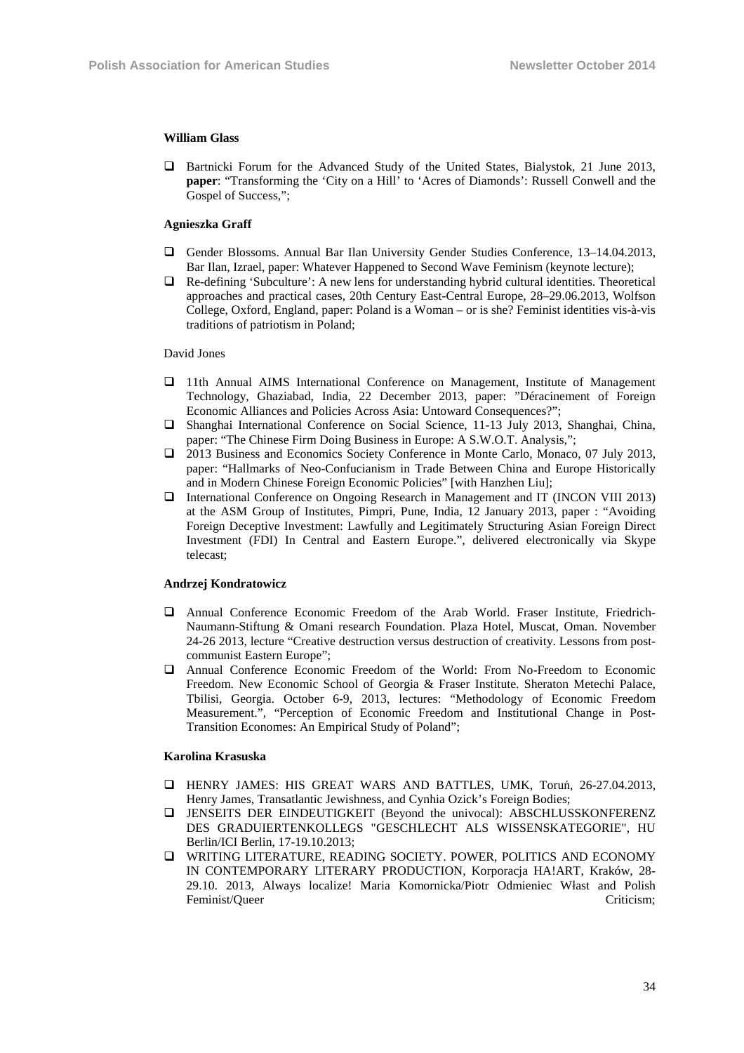**William Glass**

- Bartnicki Forum for the Advanced Study of the United States, Bialystok, 21 June 2013, **paper**: "Transforming the 'City on a Hill' to 'Acres of Diamonds': Russell Conwell and the Gospel of Success,";

**Agnieszka Graff**

- Gender Blossoms. Annual Bar Ilan University Gender Studies Conference, 13–14.04.2013, Bar Ilan, Izrael, paper: Whatever Happened to Second Wave Feminism (keynote lecture);
- Re-defining 'Subculture': A new lens for understanding hybrid cultural identities. Theoretical approaches and practical cases, 20th Century East-Central Europe, 28–29.06.2013, Wolfson College, Oxford, England, paper: Poland is a Woman – or is she? Feminist identities vis-à-vis traditions of patriotism in Poland;

David Jones

- 11th Annual AIMS International Conference on Management, Institute of Management Technology, Ghaziabad, India, 22 December 2013, paper: "Déracinement of Foreign Economic Alliances and Policies Across Asia: Untoward Consequences?";
- Shanghai International Conference on Social Science, 11-13 July 2013, Shanghai, China, paper: "The Chinese Firm Doing Business in Europe: A S.W.O.T. Analysis,";
- 2013 Business and Economics Society Conference in Monte Carlo, Monaco, 07 July 2013, paper: "Hallmarks of Neo-Confucianism in Trade Between China and Europe Historically and in Modern Chinese Foreign Economic Policies" [with Hanzhen Liu];
- International Conference on Ongoing Research in Management and IT (INCON VIII 2013) at the ASM Group of Institutes, Pimpri, Pune, India, 12 January 2013, paper : "Avoiding Foreign Deceptive Investment: Lawfully and Legitimately Structuring Asian Foreign Direct Investment (FDI) In Central and Eastern Europe.", delivered electronically via Skype telecast;

**Andrzej Kondratowicz**

- Annual Conference Economic Freedom of the Arab World. Fraser Institute, Friedrich-Naumann-Stiftung & Omani research Foundation. Plaza Hotel, Muscat, Oman. November 24-26 2013, lecture "Creative destruction versus destruction of creativity. Lessons from post-communist Eastern Europe";
- Annual Conference Economic Freedom of the World: From No-Freedom to Economic Freedom. New Economic School of Georgia & Fraser Institute. Sheraton Metechi Palace, Tbilisi, Georgia. October 6-9, 2013, lectures: "Methodology of Economic Freedom Measurement.", "Perception of Economic Freedom and Institutional Change in Post-Transition Economes: An Empirical Study of Poland";

**Karolina Krasuska**

- HENRY JAMES: HIS GREAT WARS AND BATTLES, UMK, Toruń, 26-27.04.2013, Henry James, Transatlantic Jewishness, and Cynhia Ozick's Foreign Bodies;
- JENSEITS DER EINDEUTIGKEIT (Beyond the univocal): ABSCHLUSSKONFERENZ DES GRADUIERTENKOLLEGS "GESCHLECHT ALS WISSENSKATEGORIE", HU Berlin/ICI Berlin, 17-19.10.2013;
- WRITING LITERATURE, READING SOCIETY. POWER, POLITICS AND ECONOMY IN CONTEMPORARY LITERARY PRODUCTION, Korporacja HA!ART, Kraków, 28-29.10. 2013, Always localize! Maria Komornicka/Piotr Odmieniec Włast and Polish Feminist/Queer Criticism;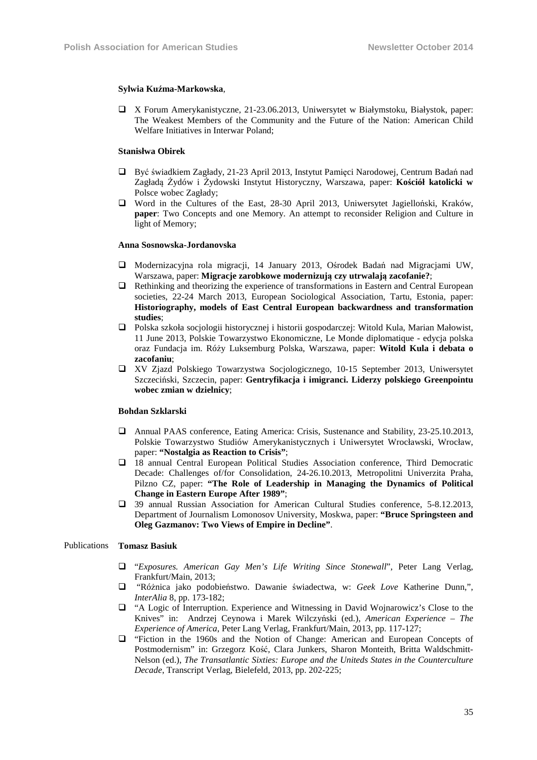**Sylwia Kuźma-Markowska**,

- X Forum Amerykanistyczne, 21-23.06.2013, Uniwersytet w Białymstoku, Białystok, paper: The Weakest Members of the Community and the Future of the Nation: American Child Welfare Initiatives in Interwar Poland;

**Stanisłwa Obirek**

- Być świadkiem Zagłady, 21-23 April 2013, Instytut Pamięci Narodowej, Centrum Badań nad Zagładą Żydów i Żydowski Instytut Historyczny, Warszawa, paper: **Kościół katolicki w** Polsce wobec Zagłady;
- Word in the Cultures of the East, 28-30 April 2013, Uniwersytet Jagielloński, Kraków, **paper**: Two Concepts and one Memory. An attempt to reconsider Religion and Culture in light of Memory;

**Anna Sosnowska-Jordanovska**

- Modernizacyjna rola migracji, 14 January 2013, Ośrodek Badań nad Migracjami UW, Warszawa, paper: **Migracje zarobkowe modernizują czy utrwalają zacofanie?**;
- Rethinking and theorizing the experience of transformations in Eastern and Central European societies, 22-24 March 2013, European Sociological Association, Tartu, Estonia, paper: **Historiography, models of East Central European backwardness and transformation studies**;
- Polska szkoła socjologii historycznej i historii gospodarczej: Witold Kula, Marian Małowist, 11 June 2013, Polskie Towarzystwo Ekonomiczne, Le Monde diplomatique - edycja polska oraz Fundacja im. Róży Luksemburg Polska, Warszawa, paper: **Witold Kula i debata o zacofaniu**;
- XV Zjazd Polskiego Towarzystwa Socjologicznego, 10-15 September 2013, Uniwersytet Szczeciński, Szczecin, paper: **Gentryfikacja i imigranci. Liderzy polskiego Greenpointu wobec zmian w dzielnicy**;

**Bohdan Szklarski**

- Annual PAAS conference, Eating America: Crisis, Sustenance and Stability, 23-25.10.2013, Polskie Towarzystwo Studiów Amerykanistycznych i Uniwersytet Wrocławski, Wrocław, paper: **"Nostalgia as Reaction to Crisis"**;
- 18 annual Central European Political Studies Association conference, Third Democratic Decade: Challenges of/for Consolidation, 24-26.10.2013, Metropolitni Univerzita Praha, Pilzno CZ, paper: **"The Role of Leadership in Managing the Dynamics of Political Change in Eastern Europe After 1989"**;
- 39 annual Russian Association for American Cultural Studies conference, 5-8.12.2013, Department of Journalism Lomonosov University, Moskwa, paper: **"Bruce Springsteen and Oleg Gazmanov: Two Views of Empire in Decline"**.

Publications **Tomasz Basiuk**

- "*Exposures. American Gay Men's Life Writing Since Stonewall*", Peter Lang Verlag, Frankfurt/Main, 2013;
- "Różnica jako podobieństwo. Dawanie świadectwa, w: *Geek Love* Katherine Dunn,", *InterAlia* 8, pp. 173-182;
- "A Logic of Interruption. Experience and Witnessing in David Wojnarowicz's Close to the Knives" in: Andrzej Ceynowa i Marek Wilczyński (ed.), *American Experience – The Experience of America*, Peter Lang Verlag, Frankfurt/Main, 2013, pp. 117-127;
- "Fiction in the 1960s and the Notion of Change: American and European Concepts of Postmodernism" in: Grzegorz Kość, Clara Junkers, Sharon Monteith, Britta Waldschmitt-Nelson (ed.), *The Transatlantic Sixties: Europe and the Uniteds States in the Counterculture Decade*, Transcript Verlag, Bielefeld, 2013, pp. 202-225;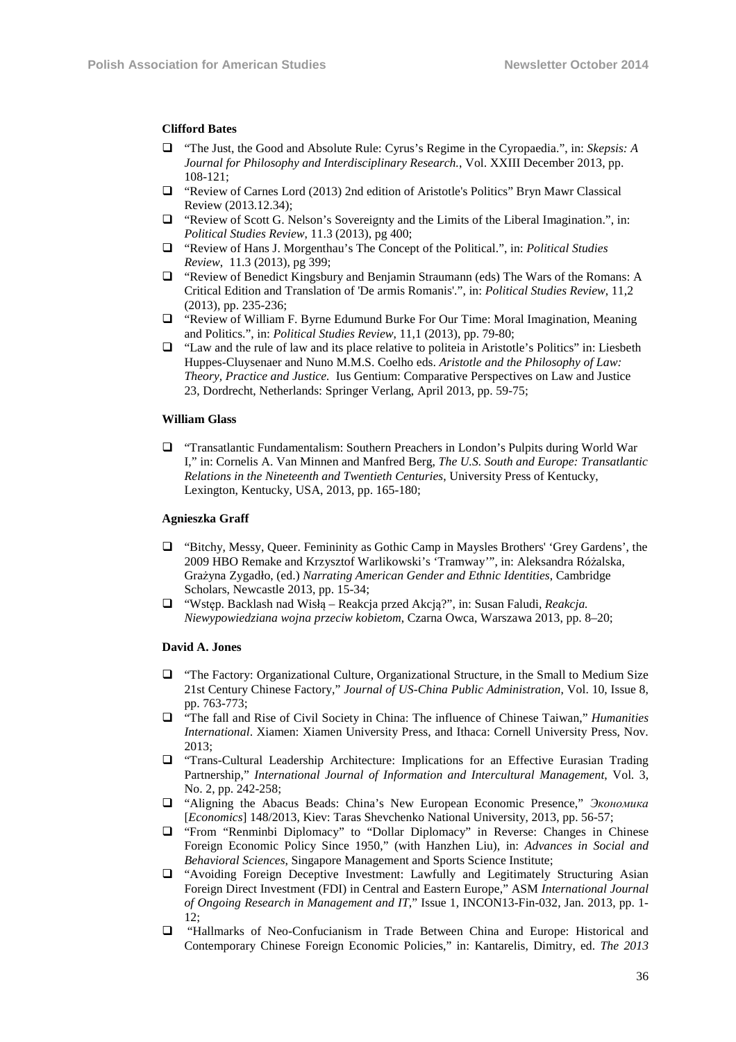**Clifford Bates**

- "The Just, the Good and Absolute Rule: Cyrus's Regime in the Cyropaedia.", in: *Skepsis: A Journal for Philosophy and Interdisciplinary Research.*, Vol. XXIII December 2013, pp. 108-121;
- "Review of Carnes Lord (2013) 2nd edition of Aristotle's Politics" Bryn Mawr Classical Review (2013.12.34);
- "Review of Scott G. Nelson's Sovereignty and the Limits of the Liberal Imagination.", in: *Political Studies Review*, 11.3 (2013), pg 400;
- "Review of Hans J. Morgenthau's The Concept of the Political.", in: *Political Studies Review*, 11.3 (2013), pg 399;
- "Review of Benedict Kingsbury and Benjamin Straumann (eds) The Wars of the Romans: A Critical Edition and Translation of 'De armis Romanis'.", in: *Political Studies Review*, 11,2 (2013), pp. 235-236;
- "Review of William F. Byrne Edumund Burke For Our Time: Moral Imagination, Meaning and Politics.", in: *Political Studies Review*, 11,1 (2013), pp. 79-80;
- "Law and the rule of law and its place relative to politeia in Aristotle's Politics" in: Liesbeth Huppes-Cluysenaer and Nuno M.M.S. Coelho eds. *Aristotle and the Philosophy of Law: Theory, Practice and Justice.* Ius Gentium: Comparative Perspectives on Law and Justice 23, Dordrecht, Netherlands: Springer Verlang, April 2013, pp. 59-75;

**William Glass**

- "Transatlantic Fundamentalism: Southern Preachers in London's Pulpits during World War I," in: Cornelis A. Van Minnen and Manfred Berg, *The U.S. South and Europe: Transatlantic Relations in the Nineteenth and Twentieth Centuries*, University Press of Kentucky, Lexington, Kentucky, USA, 2013, pp. 165-180;

**Agnieszka Graff**

- "Bitchy, Messy, Queer. Femininity as Gothic Camp in Maysles Brothers' 'Grey Gardens', the 2009 HBO Remake and Krzysztof Warlikowski's 'Tramway'", in: Aleksandra Różalska, Grażyna Zygadło, (ed.) *Narrating American Gender and Ethnic Identities*, Cambridge Scholars, Newcastle 2013, pp. 15-34;
- "Wstęp. Backlash nad Wisłą – Reakcja przed Akcją?", in: Susan Faludi, *Reakcja. Niewypowiedziana wojna przeciw kobietom*, Czarna Owca, Warszawa 2013, pp. 8–20;

**David A. Jones**

- "The Factory: Organizational Culture, Organizational Structure, in the Small to Medium Size 21st Century Chinese Factory," *Journal of US-China Public Administration*, Vol. 10, Issue 8, pp. 763-773;
- "The fall and Rise of Civil Society in China: The influence of Chinese Taiwan," *Humanities International*. Xiamen: Xiamen University Press, and Ithaca: Cornell University Press, Nov. 2013;
- "Trans-Cultural Leadership Architecture: Implications for an Effective Eurasian Trading Partnership," *International Journal of Information and Intercultural Management*, Vol. 3, No. 2, pp. 242-258;
- "Aligning the Abacus Beads: China's New European Economic Presence," *Экономика* [*Economics*] 148/2013, Kiev: Taras Shevchenko National University, 2013, pp. 56-57;
- "From "Renminbi Diplomacy" to "Dollar Diplomacy" in Reverse: Changes in Chinese Foreign Economic Policy Since 1950," (with Hanzhen Liu), in: *Advances in Social and Behavioral Sciences*, Singapore Management and Sports Science Institute;
- "Avoiding Foreign Deceptive Investment: Lawfully and Legitimately Structuring Asian Foreign Direct Investment (FDI) in Central and Eastern Europe," ASM *International Journal of Ongoing Research in Management and IT*," Issue 1, INCON13-Fin-032, Jan. 2013, pp. 1-12;
- "Hallmarks of Neo-Confucianism in Trade Between China and Europe: Historical and Contemporary Chinese Foreign Economic Policies," in: Kantarelis, Dimitry, ed. *The 2013*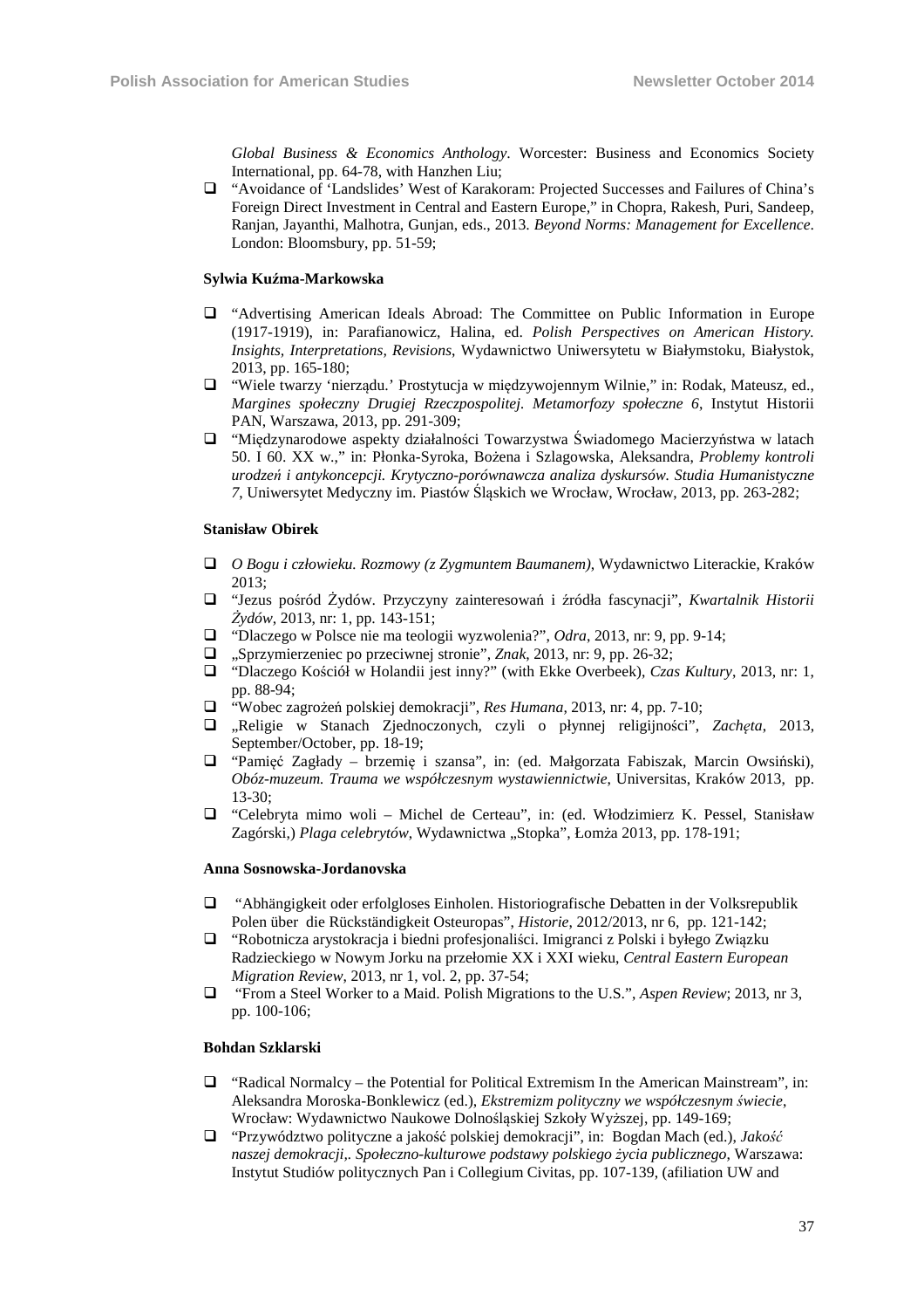*Global Business & Economics Anthology*. Worcester: Business and Economics Society International, pp. 64-78, with Hanzhen Liu;

- "Avoidance of 'Landslides' West of Karakoram: Projected Successes and Failures of China's Foreign Direct Investment in Central and Eastern Europe," in Chopra, Rakesh, Puri, Sandeep, Ranjan, Jayanthi, Malhotra, Gunjan, eds., 2013. *Beyond Norms: Management for Excellence*. London: Bloomsbury, pp. 51-59;

**Sylwia Kuźma-Markowska**

- "Advertising American Ideals Abroad: The Committee on Public Information in Europe (1917-1919), in: Parafianowicz, Halina, ed. *Polish Perspectives on American History. Insights, Interpretations, Revisions*, Wydawnictwo Uniwersytetu w Białymstoku, Białystok, 2013, pp. 165-180;
- "Wiele twarzy 'nierządu.' Prostytucja w międzywojennym Wilnie," in: Rodak, Mateusz, ed., *Margines społeczny Drugiej Rzeczpospolitej. Metamorfozy społeczne 6*, Instytut Historii PAN, Warszawa, 2013, pp. 291-309;
- "Międzynarodowe aspekty działalności Towarzystwa Świadomego Macierzyństwa w latach 50. I 60. XX w.," in: Płonka-Syroka, Bożena i Szlagowska, Aleksandra, *Problemy kontroli urodzeń i antykoncepcji. Krytyczno-porównawcza analiza dyskursów. Studia Humanistyczne 7*, Uniwersytet Medyczny im. Piastów Śląskich we Wrocław, Wrocław, 2013, pp. 263-282;

**Stanisław Obirek**

- *O Bogu i człowieku. Rozmowy (z Zygmuntem Baumanem)*, Wydawnictwo Literackie, Kraków 2013;
- "Jezus pośród Żydów. Przyczyny zainteresowań i źródła fascynacji", *Kwartalnik Historii Żydów*, 2013, nr: 1, pp. 143-151;
- "Dlaczego w Polsce nie ma teologii wyzwolenia?", *Odra*, 2013, nr: 9, pp. 9-14;
- „Sprzymierzeniec po przeciwnej stronie", *Znak*, 2013, nr: 9, pp. 26-32;
- "Dlaczego Kościół w Holandii jest inny?" (with Ekke Overbeek), *Czas Kultury*, 2013, nr: 1, pp. 88-94;
- "Wobec zagrożeń polskiej demokracji", *Res Humana*, 2013, nr: 4, pp. 7-10;
- „Religie w Stanach Zjednoczonych, czyli o płynnej religijności", *Zachęta*, 2013, September/October, pp. 18-19;
- "Pamięć Zagłady – brzemię i szansa", in: (ed. Małgorzata Fabiszak, Marcin Owsiński), *Obóz-muzeum. Trauma we współczesnym wystawiennictwie*, Universitas, Kraków 2013, pp. 13-30;
- "Celebryta mimo woli – Michel de Certeau", in: (ed. Włodzimierz K. Pessel, Stanisław Zagórski,) *Plaga celebrytów*, Wydawnictwa „Stopka", Łomża 2013, pp. 178-191;

**Anna Sosnowska-Jordanovska**

- "Abhängigkeit oder erfolgloses Einholen. Historiografische Debatten in der Volksrepublik Polen über die Rückständigkeit Osteuropas", *Historie*, 2012/2013, nr 6, pp. 121-142;
- "Robotnicza arystokracja i biedni profesjonaliści. Imigranci z Polski i byłego Związku Radzieckiego w Nowym Jorku na przełomie XX i XXI wieku, *Central Eastern European Migration Review*, 2013, nr 1, vol. 2, pp. 37-54;
- "From a Steel Worker to a Maid. Polish Migrations to the U.S.", *Aspen Review*; 2013, nr 3, pp. 100-106;

**Bohdan Szklarski**

- "Radical Normalcy – the Potential for Political Extremism In the American Mainstream", in: Aleksandra Moroska-Bonklewicz (ed.), *Ekstremizm polityczny we współczesnym świecie*, Wrocław: Wydawnictwo Naukowe Dolnośląskiej Szkoły Wyższej, pp. 149-169;
- "Przywództwo polityczne a jakość polskiej demokracji", in: Bogdan Mach (ed.), *Jakość naszej demokracji,. Społeczno-kulturowe podstawy polskiego życia publicznego*, Warszawa: Instytut Studiów politycznych Pan i Collegium Civitas, pp. 107-139, (afiliation UW and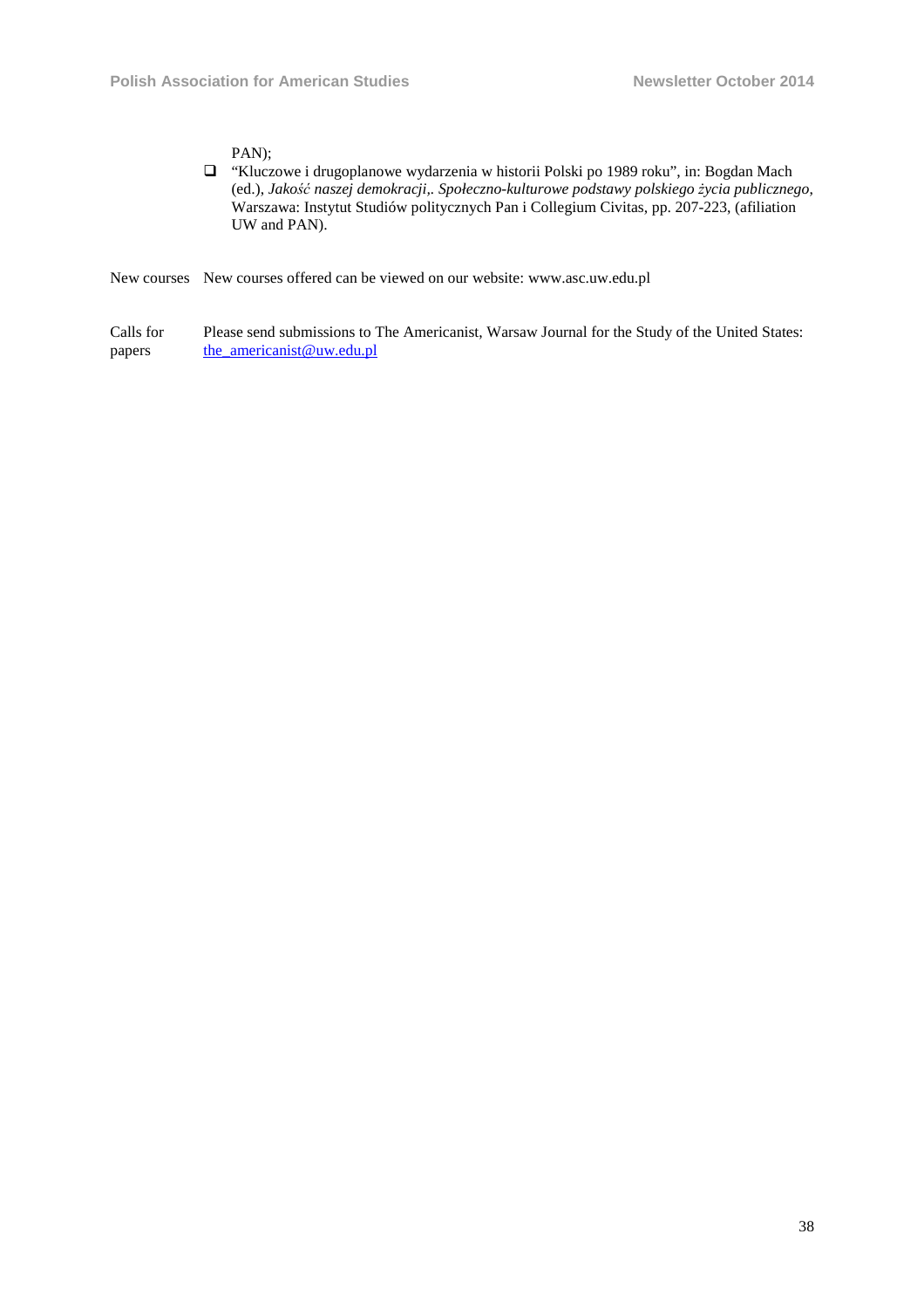PAN);

- "Kluczowe i drugoplanowe wydarzenia w historii Polski po 1989 roku", in: Bogdan Mach (ed.), *Jakość naszej demokracji,. Społeczno-kulturowe podstawy polskiego życia publicznego*, Warszawa: Instytut Studiów politycznych Pan i Collegium Civitas, pp. 207-223, (afiliation UW and PAN).

New courses New courses offered can be viewed on our website: www.asc.uw.edu.pl

Calls for papers Please send submissions to The Americanist, Warsaw Journal for the Study of the United States: the_americanist@uw.edu.pl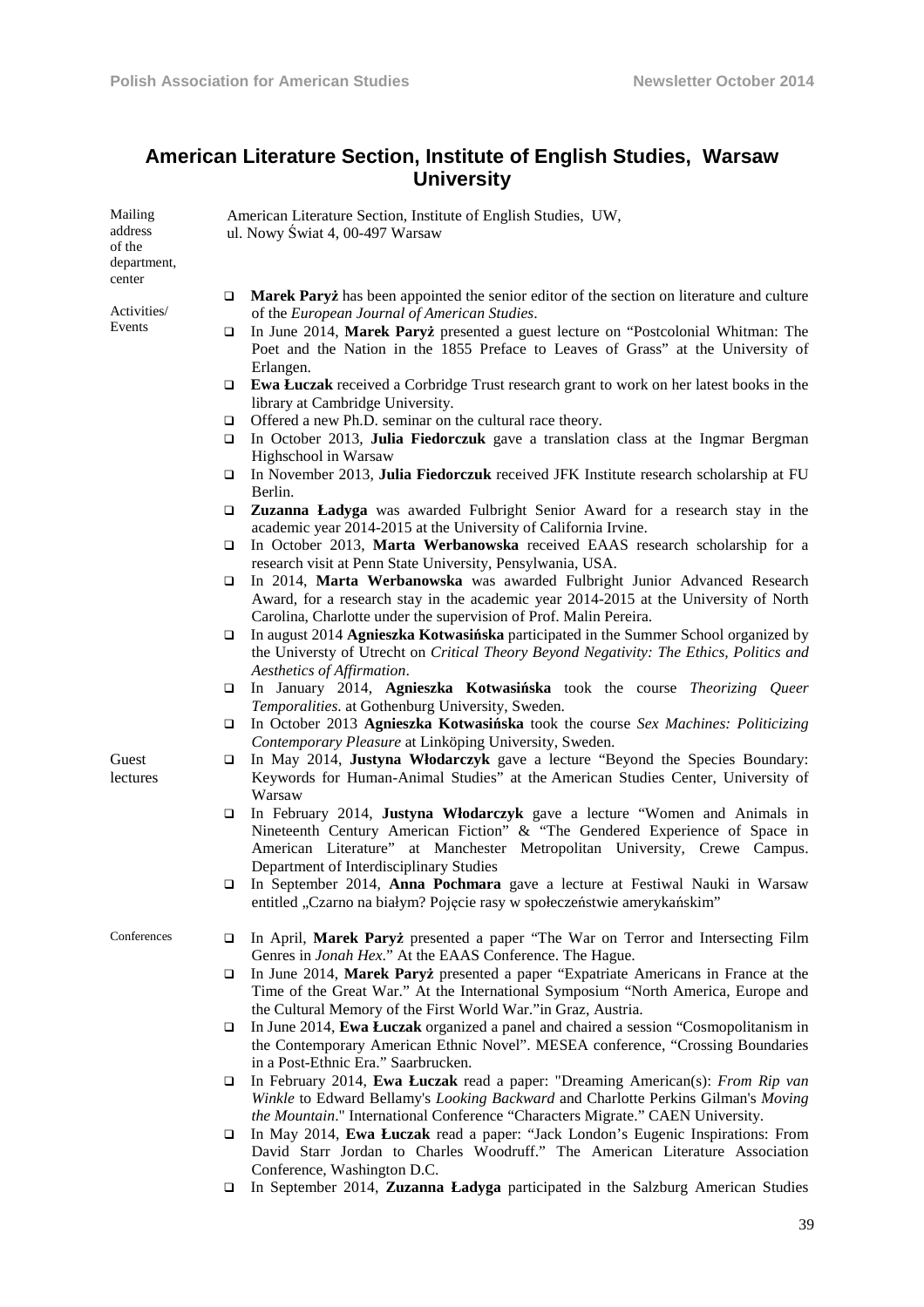## American Literature Section, Institute of English Studies, Warsaw University

**Mailing address of the department, center**

American Literature Section, Institute of English Studies, UW,
ul. Nowy Świat 4, 00-497 Warsaw

**Activities/ Events**

- **Marek Paryż** has been appointed the senior editor of the section on literature and culture of the *European Journal of American Studies*.
- In June 2014, **Marek Paryż** presented a guest lecture on "Postcolonial Whitman: The Poet and the Nation in the 1855 Preface to Leaves of Grass" at the University of Erlangen.
- **Ewa Łuczak** received a Corbridge Trust research grant to work on her latest books in the library at Cambridge University.
- Offered a new Ph.D. seminar on the cultural race theory.
- In October 2013, **Julia Fiedorczuk** gave a translation class at the Ingmar Bergman Highschool in Warsaw
- In November 2013, **Julia Fiedorczuk** received JFK Institute research scholarship at FU Berlin.
- **Zuzanna Ładyga** was awarded Fulbright Senior Award for a research stay in the academic year 2014-2015 at the University of California Irvine.
- In October 2013, **Marta Werbanowska** received EAAS research scholarship for a research visit at Penn State University, Pensylwania, USA.
- In 2014, **Marta Werbanowska** was awarded Fulbright Junior Advanced Research Award, for a research stay in the academic year 2014-2015 at the University of North Carolina, Charlotte under the supervision of Prof. Malin Pereira.
- In august 2014 **Agnieszka Kotwasińska** participated in the Summer School organized by the Universty of Utrecht on *Critical Theory Beyond Negativity: The Ethics, Politics and Aesthetics of Affirmation*.
- In January 2014, **Agnieszka Kotwasińska** took the course *Theorizing Queer Temporalities*. at Gothenburg University, Sweden.
- In October 2013 **Agnieszka Kotwasińska** took the course *Sex Machines: Politicizing Contemporary Pleasure* at Linköping University, Sweden.

**Guest lectures**

- In May 2014, **Justyna Włodarczyk** gave a lecture "Beyond the Species Boundary: Keywords for Human-Animal Studies" at the American Studies Center, University of Warsaw
- In February 2014, **Justyna Włodarczyk** gave a lecture "Women and Animals in Nineteenth Century American Fiction" & "The Gendered Experience of Space in American Literature" at Manchester Metropolitan University, Crewe Campus. Department of Interdisciplinary Studies
- In September 2014, **Anna Pochmara** gave a lecture at Festiwal Nauki in Warsaw entitled „Czarno na białym? Pojęcie rasy w społeczeństwie amerykańskim"

**Conferences**

- In April, **Marek Paryż** presented a paper "The War on Terror and Intersecting Film Genres in *Jonah Hex*." At the EAAS Conference. The Hague.
- In June 2014, **Marek Paryż** presented a paper "Expatriate Americans in France at the Time of the Great War." At the International Symposium "North America, Europe and the Cultural Memory of the First World War."in Graz, Austria.
- In June 2014, **Ewa Łuczak** organized a panel and chaired a session "Cosmopolitanism in the Contemporary American Ethnic Novel". MESEA conference, "Crossing Boundaries in a Post-Ethnic Era." Saarbrucken.
- In February 2014, **Ewa Łuczak** read a paper: "Dreaming American(s): *From Rip van Winkle* to Edward Bellamy's *Looking Backward* and Charlotte Perkins Gilman's *Moving the Mountain*." International Conference "Characters Migrate." CAEN University.
- In May 2014, **Ewa Łuczak** read a paper: "Jack London's Eugenic Inspirations: From David Starr Jordan to Charles Woodruff." The American Literature Association Conference, Washington D.C.
- In September 2014, **Zuzanna Ładyga** participated in the Salzburg American Studies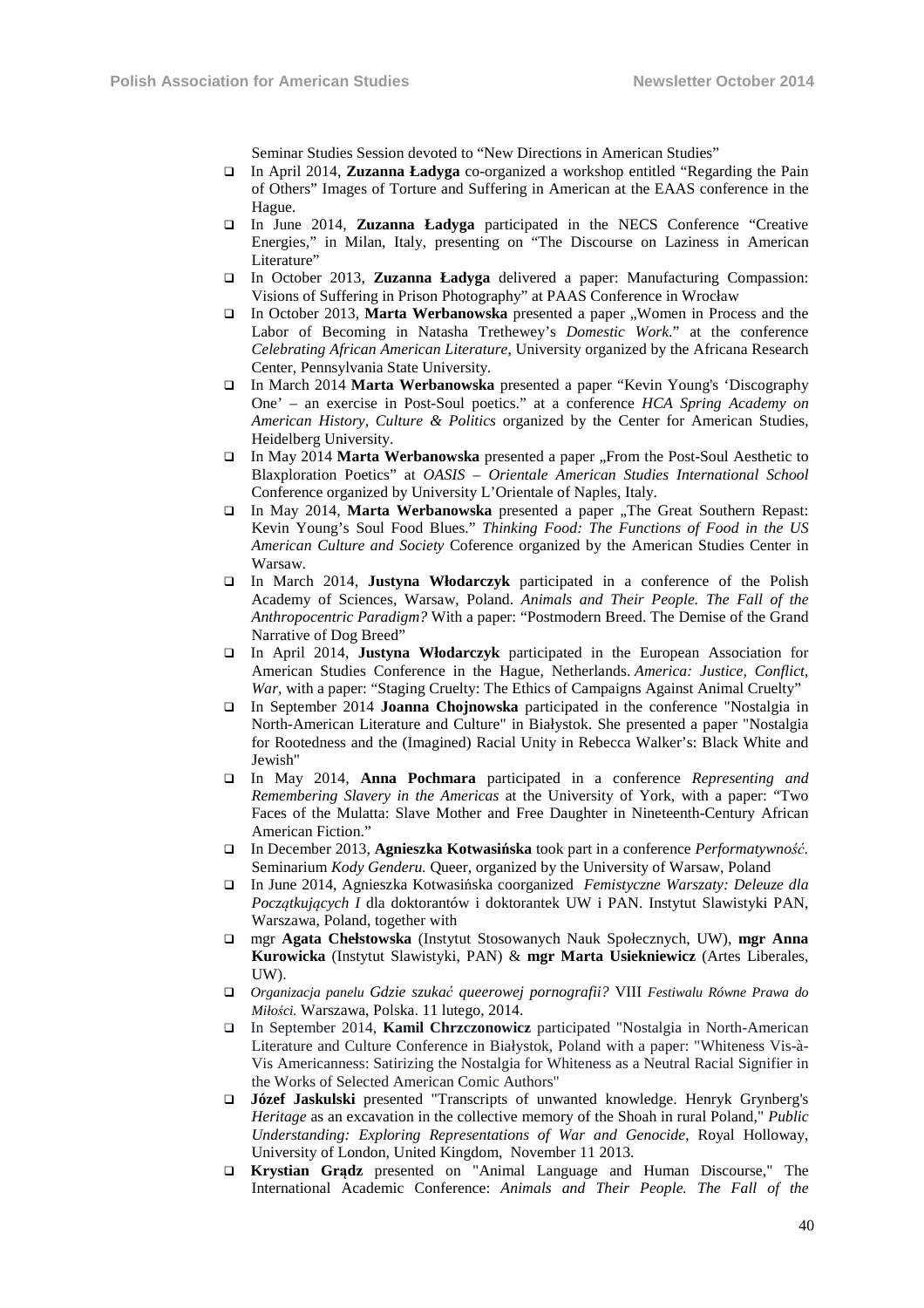Seminar Studies Session devoted to "New Directions in American Studies"

- In April 2014, **Zuzanna Ładyga** co-organized a workshop entitled "Regarding the Pain of Others" Images of Torture and Suffering in American at the EAAS conference in the Hague.
- In June 2014, **Zuzanna Ładyga** participated in the NECS Conference "Creative Energies," in Milan, Italy, presenting on "The Discourse on Laziness in American Literature"
- In October 2013, **Zuzanna Ładyga** delivered a paper: Manufacturing Compassion: Visions of Suffering in Prison Photography" at PAAS Conference in Wrocław
- In October 2013, **Marta Werbanowska** presented a paper „Women in Process and the Labor of Becoming in Natasha Trethewey's *Domestic Work*." at the conference *Celebrating African American Literature*, University organized by the Africana Research Center, Pennsylvania State University.
- In March 2014 **Marta Werbanowska** presented a paper "Kevin Young's 'Discography One' – an exercise in Post-Soul poetics." at a conference *HCA Spring Academy on American History, Culture & Politics* organized by the Center for American Studies, Heidelberg University.
- In May 2014 **Marta Werbanowska** presented a paper „From the Post-Soul Aesthetic to Blaxploration Poetics" at *OASIS – Orientale American Studies International School* Conference organized by University L'Orientale of Naples, Italy.
- In May 2014, **Marta Werbanowska** presented a paper „The Great Southern Repast: Kevin Young's Soul Food Blues." *Thinking Food: The Functions of Food in the US American Culture and Society* Coference organized by the American Studies Center in Warsaw.
- In March 2014, **Justyna Włodarczyk** participated in a conference of the Polish Academy of Sciences, Warsaw, Poland. *Animals and Their People. The Fall of the Anthropocentric Paradigm?* With a paper: "Postmodern Breed. The Demise of the Grand Narrative of Dog Breed"
- In April 2014, **Justyna Włodarczyk** participated in the European Association for American Studies Conference in the Hague, Netherlands. *America: Justice, Conflict, War*, with a paper: "Staging Cruelty: The Ethics of Campaigns Against Animal Cruelty"
- In September 2014 **Joanna Chojnowska** participated in the conference "Nostalgia in North-American Literature and Culture" in Białystok. She presented a paper "Nostalgia for Rootedness and the (Imagined) Racial Unity in Rebecca Walker's: Black White and Jewish"
- In May 2014, **Anna Pochmara** participated in a conference *Representing and Remembering Slavery in the Americas* at the University of York, with a paper: "Two Faces of the Mulatta: Slave Mother and Free Daughter in Nineteenth-Century African American Fiction."
- In December 2013, **Agnieszka Kotwasińska** took part in a conference *Performatywność.* Seminarium *Kody Genderu.* Queer, organized by the University of Warsaw, Poland
- In June 2014, Agnieszka Kotwasińska coorganized *Femistyczne Warszaty: Deleuze dla Początkujących I* dla doktorantów i doktorantek UW i PAN. Instytut Slawistyki PAN, Warszawa, Poland, together with
- mgr **Agata Chełstowska** (Instytut Stosowanych Nauk Społecznych, UW), **mgr Anna Kurowicka** (Instytut Slawistyki, PAN) & **mgr Marta Usiekniewicz** (Artes Liberales, UW).
- *Organizacja panelu Gdzie szukać queerowej pornografii?* VIII *Festiwalu Równe Prawa do Miłości.* Warszawa, Polska. 11 lutego, 2014.
- In September 2014, **Kamil Chrzczonowicz** participated "Nostalgia in North-American Literature and Culture Conference in Białystok, Poland with a paper: "Whiteness Vis-à-Vis Americanness: Satirizing the Nostalgia for Whiteness as a Neutral Racial Signifier in the Works of Selected American Comic Authors"
- **Józef Jaskulski** presented "Transcripts of unwanted knowledge. Henryk Grynberg's *Heritage* as an excavation in the collective memory of the Shoah in rural Poland," *Public Understanding: Exploring Representations of War and Genocide*, Royal Holloway, University of London, United Kingdom, November 11 2013.
- **Krystian Grądz** presented on "Animal Language and Human Discourse," The International Academic Conference: *Animals and Their People. The Fall of the*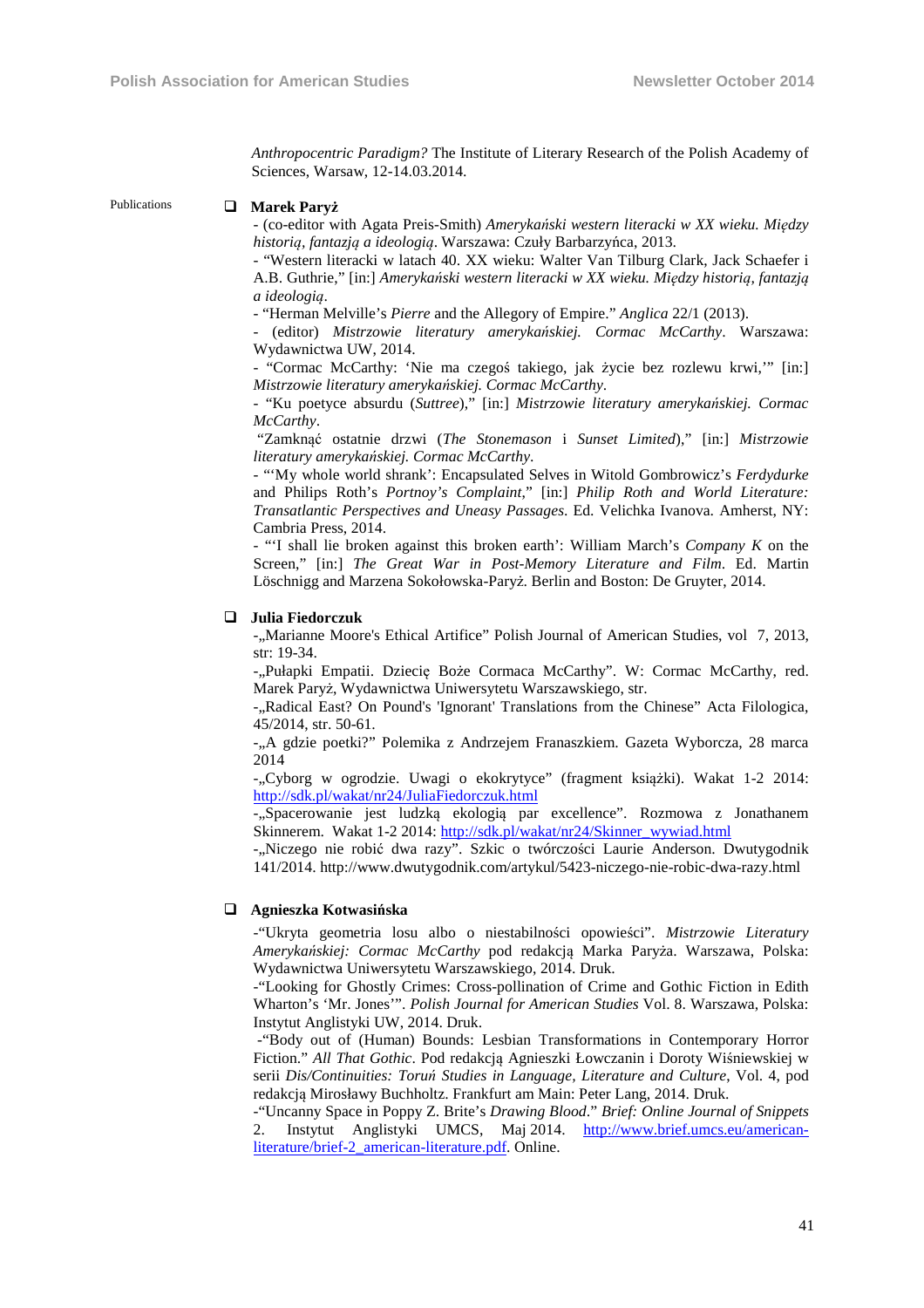*Anthropocentric Paradigm?* The Institute of Literary Research of the Polish Academy of Sciences, Warsaw, 12-14.03.2014.

Publications

- **Marek Paryż**

  - (co-editor with Agata Preis-Smith) *Amerykański western literacki w XX wieku. Między historią, fantazją a ideologią*. Warszawa: Czuły Barbarzyńca, 2013.
  - "Western literacki w latach 40. XX wieku: Walter Van Tilburg Clark, Jack Schaefer i A.B. Guthrie," [in:] *Amerykański western literacki w XX wieku. Między historią, fantazją a ideologią*.
  - "Herman Melville's *Pierre* and the Allegory of Empire." *Anglica* 22/1 (2013).
  - (editor) *Mistrzowie literatury amerykańskiej. Cormac McCarthy*. Warszawa: Wydawnictwa UW, 2014.
  - "Cormac McCarthy: 'Nie ma czegoś takiego, jak życie bez rozlewu krwi,'" [in:] *Mistrzowie literatury amerykańskiej. Cormac McCarthy*.
  - "Ku poetyce absurdu (*Suttree*)," [in:] *Mistrzowie literatury amerykańskiej. Cormac McCarthy*.
  "Zamknąć ostatnie drzwi (*The Stonemason* i *Sunset Limited*)," [in:] *Mistrzowie literatury amerykańskiej. Cormac McCarthy*.
  - "'My whole world shrank': Encapsulated Selves in Witold Gombrowicz's *Ferdydurke* and Philips Roth's *Portnoy's Complaint*," [in:] *Philip Roth and World Literature: Transatlantic Perspectives and Uneasy Passages*. Ed. Velichka Ivanova. Amherst, NY: Cambria Press, 2014.
  - "'I shall lie broken against this broken earth': William March's *Company K* on the Screen," [in:] *The Great War in Post-Memory Literature and Film*. Ed. Martin Löschnigg and Marzena Sokołowska-Paryż. Berlin and Boston: De Gruyter, 2014.

- **Julia Fiedorczuk**

  -„Marianne Moore's Ethical Artifice" Polish Journal of American Studies, vol 7, 2013, str: 19-34.
  -„Pułapki Empatii. Dziecię Boże Cormaca McCarthy". W: Cormac McCarthy, red. Marek Paryż, Wydawnictwa Uniwersytetu Warszawskiego, str.
  -„Radical East? On Pound's 'Ignorant' Translations from the Chinese" Acta Filologica, 45/2014, str. 50-61.
  -„A gdzie poetki?" Polemika z Andrzejem Franaszkiem. Gazeta Wyborcza, 28 marca 2014
  -„Cyborg w ogrodzie. Uwagi o ekokrytyce" (fragment książki). Wakat 1-2 2014: http://sdk.pl/wakat/nr24/JuliaFiedorczuk.html
  -„Spacerowanie jest ludzką ekologią par excellence". Rozmowa z Jonathanem Skinnerem. Wakat 1-2 2014: http://sdk.pl/wakat/nr24/Skinner_wywiad.html
  -„Niczego nie robić dwa razy". Szkic o twórczości Laurie Anderson. Dwutygodnik 141/2014. http://www.dwutygodnik.com/artykul/5423-niczego-nie-robic-dwa-razy.html

- **Agnieszka Kotwasińska**

  -"Ukryta geometria losu albo o niestabilności opowieści". *Mistrzowie Literatury Amerykańskiej: Cormac McCarthy* pod redakcją Marka Paryża. Warszawa, Polska: Wydawnictwa Uniwersytetu Warszawskiego, 2014. Druk.
  -"Looking for Ghostly Crimes: Cross-pollination of Crime and Gothic Fiction in Edith Wharton's 'Mr. Jones'". *Polish Journal for American Studies* Vol. 8. Warszawa, Polska: Instytut Anglistyki UW, 2014. Druk.
  -"Body out of (Human) Bounds: Lesbian Transformations in Contemporary Horror Fiction." *All That Gothic*. Pod redakcją Agnieszki Łowczanin i Doroty Wiśniewskiej w serii *Dis/Continuities: Toruń Studies in Language, Literature and Culture*, Vol. 4, pod redakcją Mirosławy Buchholtz. Frankfurt am Main: Peter Lang, 2014. Druk.
  -"Uncanny Space in Poppy Z. Brite's *Drawing Blood*." *Brief: Online Journal of Snippets* 2. Instytut Anglistyki UMCS, Maj 2014. http://www.brief.umcs.eu/american-literature/brief-2_american-literature.pdf. Online.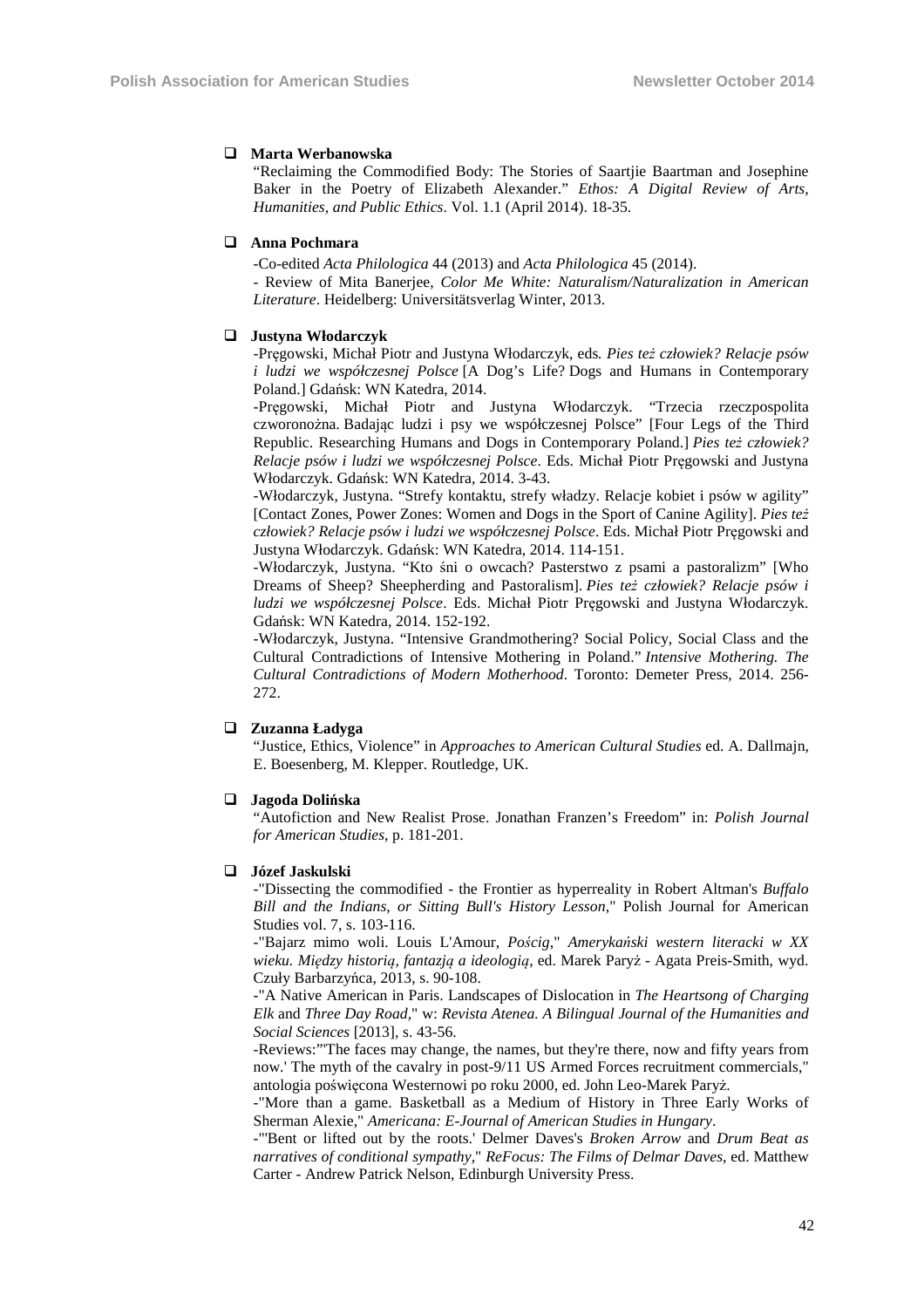- **Marta Werbanowska**

  "Reclaiming the Commodified Body: The Stories of Saartjie Baartman and Josephine Baker in the Poetry of Elizabeth Alexander." *Ethos: A Digital Review of Arts, Humanities, and Public Ethics*. Vol. 1.1 (April 2014). 18-35.

- **Anna Pochmara**

  -Co-edited *Acta Philologica* 44 (2013) and *Acta Philologica* 45 (2014).

  - Review of Mita Banerjee, *Color Me White: Naturalism/Naturalization in American Literature*. Heidelberg: Universitätsverlag Winter, 2013.

- **Justyna Włodarczyk**

  -Pręgowski, Michał Piotr and Justyna Włodarczyk, eds. *Pies też człowiek? Relacje psów i ludzi we współczesnej Polsce* [A Dog's Life? Dogs and Humans in Contemporary Poland.] Gdańsk: WN Katedra, 2014.

  -Pręgowski, Michał Piotr and Justyna Włodarczyk. "Trzecia rzeczpospolita czworonożna. Badając ludzi i psy we współczesnej Polsce" [Four Legs of the Third Republic. Researching Humans and Dogs in Contemporary Poland.] *Pies też człowiek? Relacje psów i ludzi we współczesnej Polsce*. Eds. Michał Piotr Pręgowski and Justyna Włodarczyk. Gdańsk: WN Katedra, 2014. 3-43.

  -Włodarczyk, Justyna. "Strefy kontaktu, strefy władzy. Relacje kobiet i psów w agility" [Contact Zones, Power Zones: Women and Dogs in the Sport of Canine Agility]. *Pies też człowiek? Relacje psów i ludzi we współczesnej Polsce*. Eds. Michał Piotr Pręgowski and Justyna Włodarczyk. Gdańsk: WN Katedra, 2014. 114-151.

  -Włodarczyk, Justyna. "Kto śni o owcach? Pasterstwo z psami a pastoralizm" [Who Dreams of Sheep? Sheepherding and Pastoralism]. *Pies też człowiek? Relacje psów i ludzi we współczesnej Polsce*. Eds. Michał Piotr Pręgowski and Justyna Włodarczyk. Gdańsk: WN Katedra, 2014. 152-192.

  -Włodarczyk, Justyna. "Intensive Grandmothering? Social Policy, Social Class and the Cultural Contradictions of Intensive Mothering in Poland." *Intensive Mothering. The Cultural Contradictions of Modern Motherhood*. Toronto: Demeter Press, 2014. 256-272.

- **Zuzanna Ładyga**

  "Justice, Ethics, Violence" in *Approaches to American Cultural Studies* ed. A. Dallmajn, E. Boesenberg, M. Klepper. Routledge, UK.

- **Jagoda Dolińska**

  "Autofiction and New Realist Prose. Jonathan Franzen's Freedom" in: *Polish Journal for American Studies*, p. 181-201.

- **Józef Jaskulski**

  -"Dissecting the commodified - the Frontier as hyperreality in Robert Altman's *Buffalo Bill and the Indians, or Sitting Bull's History Lesson*," Polish Journal for American Studies vol. 7, s. 103-116.

  -"Bajarz mimo woli. Louis L'Amour, *Pościg*," *Amerykański western literacki w XX wieku. Między historią, fantazją a ideologią*, ed. Marek Paryż - Agata Preis-Smith, wyd. Czuły Barbarzyńca, 2013, s. 90-108.

  -"A Native American in Paris. Landscapes of Dislocation in *The Heartsong of Charging Elk* and *Three Day Road*," w: *Revista Atenea. A Bilingual Journal of the Humanities and Social Sciences* [2013], s. 43-56.

  -Reviews:"'The faces may change, the names, but they're there, now and fifty years from now.' The myth of the cavalry in post-9/11 US Armed Forces recruitment commercials," antologia poświęcona Westernowi po roku 2000, ed. John Leo-Marek Paryż.

  -"More than a game. Basketball as a Medium of History in Three Early Works of Sherman Alexie," *Americana: E-Journal of American Studies in Hungary*.

  -"'Bent or lifted out by the roots.' Delmer Daves's *Broken Arrow* and *Drum Beat as narratives of conditional sympathy*," *ReFocus: The Films of Delmar Daves*, ed. Matthew Carter - Andrew Patrick Nelson, Edinburgh University Press.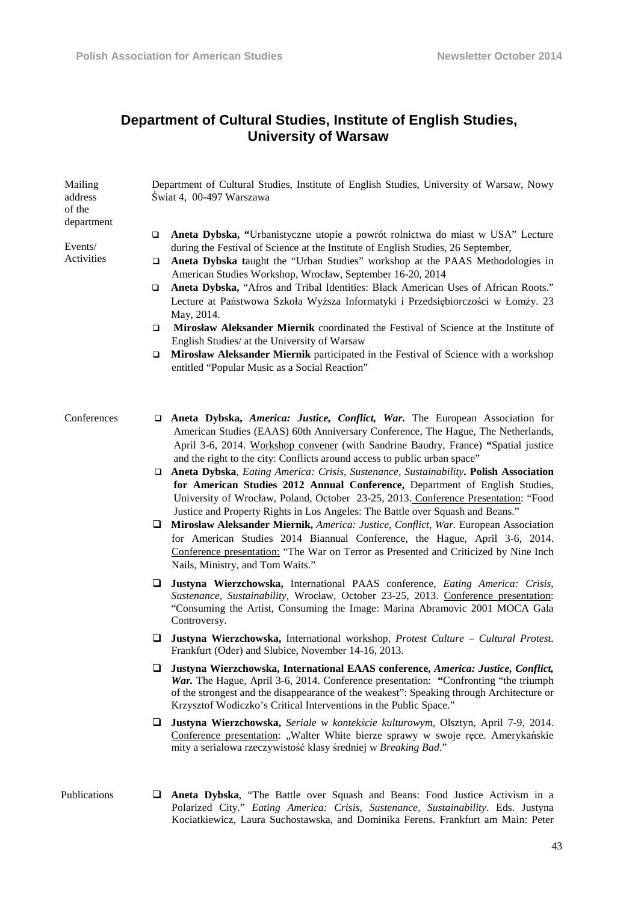## Department of Cultural Studies, Institute of English Studies, University of Warsaw

**Mailing address of the department**

Department of Cultural Studies, Institute of English Studies, University of Warsaw, Nowy Świat 4, 00-497 Warszawa

**Events/ Activities**

- **Aneta Dybska, "**Urbanistyczne utopie a powrót rolnictwa do miast w USA" Lecture during the Festival of Science at the Institute of English Studies, 26 September,
- **Aneta Dybska t**aught the "Urban Studies" workshop at the PAAS Methodologies in American Studies Workshop, Wrocław, September 16-20, 2014
- **Aneta Dybska,** "Afros and Tribal Identities: Black American Uses of African Roots." Lecture at Państwowa Szkoła Wyższa Informatyki i Przedsiębiorczości w Łomży. 23 May, 2014.
- **Mirosław Aleksander Miernik** coordinated the Festival of Science at the Institute of English Studies/ at the University of Warsaw
- **Mirosław Aleksander Miernik** participated in the Festival of Science with a workshop entitled "Popular Music as a Social Reaction"

**Conferences**

- **Aneta Dybska,** ***America: Justice, Conflict, War.*** The European Association for American Studies (EAAS) 60th Anniversary Conference, The Hague, The Netherlands, April 3-6, 2014. Workshop convener (with Sandrine Baudry, France) **"**Spatial justice and the right to the city: Conflicts around access to public urban space"
- **Aneta Dybska**, *Eating America: Crisis, Sustenance, Sustainability***. Polish Association for American Studies 2012 Annual Conference,** Department of English Studies, University of Wrocław, Poland, October 23-25, 2013. Conference Presentation: "Food Justice and Property Rights in Los Angeles: The Battle over Squash and Beans."
- **Mirosław Aleksander Miernik,** *America: Justice, Conflict, War.* European Association for American Studies 2014 Biannual Conference, the Hague, April 3-6, 2014. Conference presentation: "The War on Terror as Presented and Criticized by Nine Inch Nails, Ministry, and Tom Waits."
- **Justyna Wierzchowska,** International PAAS conference, *Eating America: Crisis, Sustenance, Sustainability,* Wrocław, October 23-25, 2013. Conference presentation: "Consuming the Artist, Consuming the Image: Marina Abramovic 2001 MOCA Gala Controversy.
- **Justyna Wierzchowska,** International workshop, *Protest Culture – Cultural Protest.* Frankfurt (Oder) and Slubice, November 14-16, 2013.
- **Justyna Wierzchowska, International EAAS conference,** ***America: Justice, Conflict, War.*** The Hague, April 3-6, 2014. Conference presentation: **"**Confronting "the triumph of the strongest and the disappearance of the weakest": Speaking through Architecture or Krzysztof Wodiczko's Critical Interventions in the Public Space."
- **Justyna Wierzchowska,** *Seriale w kontekście kulturowym,* Olsztyn, April 7-9, 2014. Conference presentation: „Walter White bierze sprawy w swoje ręce. Amerykańskie mity a serialowa rzeczywistość klasy średniej w *Breaking Bad*."

**Publications**

- **Aneta Dybska**, "The Battle over Squash and Beans: Food Justice Activism in a Polarized City." *Eating America: Crisis, Sustenance, Sustainability*. Eds. Justyna Kociatkiewicz, Laura Suchostawska, and Dominika Ferens. Frankfurt am Main: Peter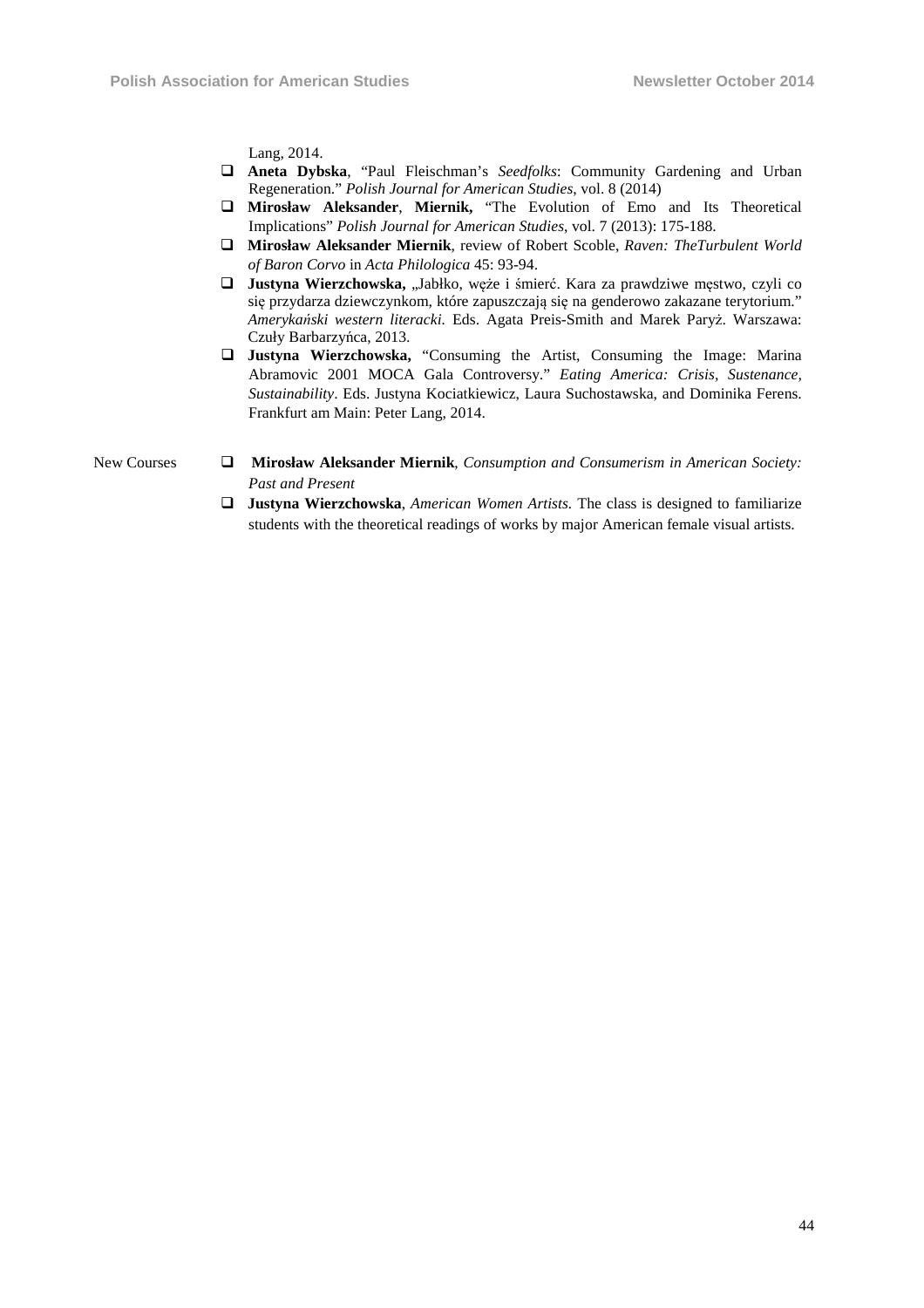Lang, 2014.

- **Aneta Dybska**, "Paul Fleischman's *Seedfolks*: Community Gardening and Urban Regeneration." *Polish Journal for American Studies*, vol. 8 (2014)
- **Mirosław Aleksander**, **Miernik,** "The Evolution of Emo and Its Theoretical Implications" *Polish Journal for American Studies*, vol. 7 (2013): 175-188.
- **Mirosław Aleksander Miernik**, review of Robert Scoble, *Raven: TheTurbulent World of Baron Corvo* in *Acta Philologica* 45: 93-94.
- **Justyna Wierzchowska,** „Jabłko, węże i śmierć. Kara za prawdziwe męstwo, czyli co się przydarza dziewczynkom, które zapuszczają się na genderowo zakazane terytorium." *Amerykański western literacki.* Eds. Agata Preis-Smith and Marek Paryż. Warszawa: Czuły Barbarzyńca, 2013.
- **Justyna Wierzchowska,** "Consuming the Artist, Consuming the Image: Marina Abramovic 2001 MOCA Gala Controversy." *Eating America: Crisis, Sustenance, Sustainability*. Eds. Justyna Kociatkiewicz, Laura Suchostawska, and Dominika Ferens. Frankfurt am Main: Peter Lang, 2014.

New Courses

- **Mirosław Aleksander Miernik**, *Consumption and Consumerism in American Society: Past and Present*
- **Justyna Wierzchowska**, *American Women Artists.* The class is designed to familiarize students with the theoretical readings of works by major American female visual artists.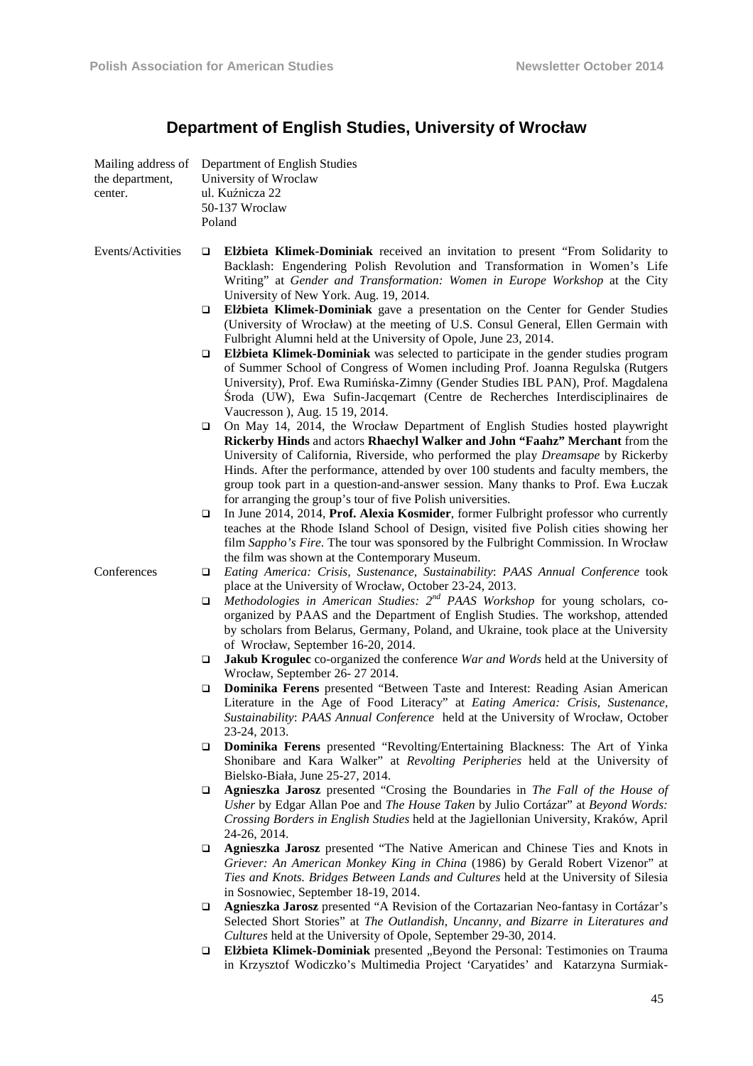## Department of English Studies, University of Wrocław

**Mailing address of the department, center.**

Department of English Studies
University of Wroclaw
ul. Kuźnicza 22
50-137 Wroclaw
Poland

**Events/Activities**

- **Elżbieta Klimek-Dominiak** received an invitation to present "From Solidarity to Backlash: Engendering Polish Revolution and Transformation in Women's Life Writing" at *Gender and Transformation: Women in Europe Workshop* at the City University of New York. Aug. 19, 2014.
- **Elżbieta Klimek-Dominiak** gave a presentation on the Center for Gender Studies (University of Wrocław) at the meeting of U.S. Consul General, Ellen Germain with Fulbright Alumni held at the University of Opole, June 23, 2014.
- **Elżbieta Klimek-Dominiak** was selected to participate in the gender studies program of Summer School of Congress of Women including Prof. Joanna Regulska (Rutgers University), Prof. Ewa Rumińska-Zimny (Gender Studies IBL PAN), Prof. Magdalena Środa (UW), Ewa Sufin-Jacqemart (Centre de Recherches Interdisciplinaires de Vaucresson ), Aug. 15 19, 2014.
- On May 14, 2014, the Wrocław Department of English Studies hosted playwright **Rickerby Hinds** and actors **Rhaechyl Walker and John "Faahz" Merchant** from the University of California, Riverside, who performed the play *Dreamsape* by Rickerby Hinds. After the performance, attended by over 100 students and faculty members, the group took part in a question-and-answer session. Many thanks to Prof. Ewa Łuczak for arranging the group's tour of five Polish universities.
- In June 2014, 2014, **Prof. Alexia Kosmider**, former Fulbright professor who currently teaches at the Rhode Island School of Design, visited five Polish cities showing her film *Sappho's Fire*. The tour was sponsored by the Fulbright Commission. In Wrocław the film was shown at the Contemporary Museum.

**Conferences**

- *Eating America: Crisis, Sustenance, Sustainability*: *PAAS Annual Conference* took place at the University of Wrocław, October 23-24, 2013.
- *Methodologies in American Studies: 2nd PAAS Workshop* for young scholars, co-organized by PAAS and the Department of English Studies. The workshop, attended by scholars from Belarus, Germany, Poland, and Ukraine, took place at the University of Wrocław, September 16-20, 2014.
- **Jakub Krogulec** co-organized the conference *War and Words* held at the University of Wrocław, September 26- 27 2014.
- **Dominika Ferens** presented "Between Taste and Interest: Reading Asian American Literature in the Age of Food Literacy" at *Eating America: Crisis, Sustenance, Sustainability*: *PAAS Annual Conference* held at the University of Wrocław, October 23-24, 2013.
- **Dominika Ferens** presented "Revolting/Entertaining Blackness: The Art of Yinka Shonibare and Kara Walker" at *Revolting Peripheries* held at the University of Bielsko-Biała, June 25-27, 2014.
- **Agnieszka Jarosz** presented "Crosing the Boundaries in *The Fall of the House of Usher* by Edgar Allan Poe and *The House Taken* by Julio Cortázar" at *Beyond Words: Crossing Borders in English Studies* held at the Jagiellonian University, Kraków, April 24-26, 2014.
- **Agnieszka Jarosz** presented "The Native American and Chinese Ties and Knots in *Griever: An American Monkey King in China* (1986) by Gerald Robert Vizenor" at *Ties and Knots. Bridges Between Lands and Cultures* held at the University of Silesia in Sosnowiec, September 18-19, 2014.
- **Agnieszka Jarosz** presented "A Revision of the Cortazarian Neo-fantasy in Cortázar's Selected Short Stories" at *The Outlandish, Uncanny, and Bizarre in Literatures and Cultures* held at the University of Opole, September 29-30, 2014.
- **Elżbieta Klimek-Dominiak** presented „Beyond the Personal: Testimonies on Trauma in Krzysztof Wodiczko's Multimedia Project 'Caryatides' and Katarzyna Surmiak-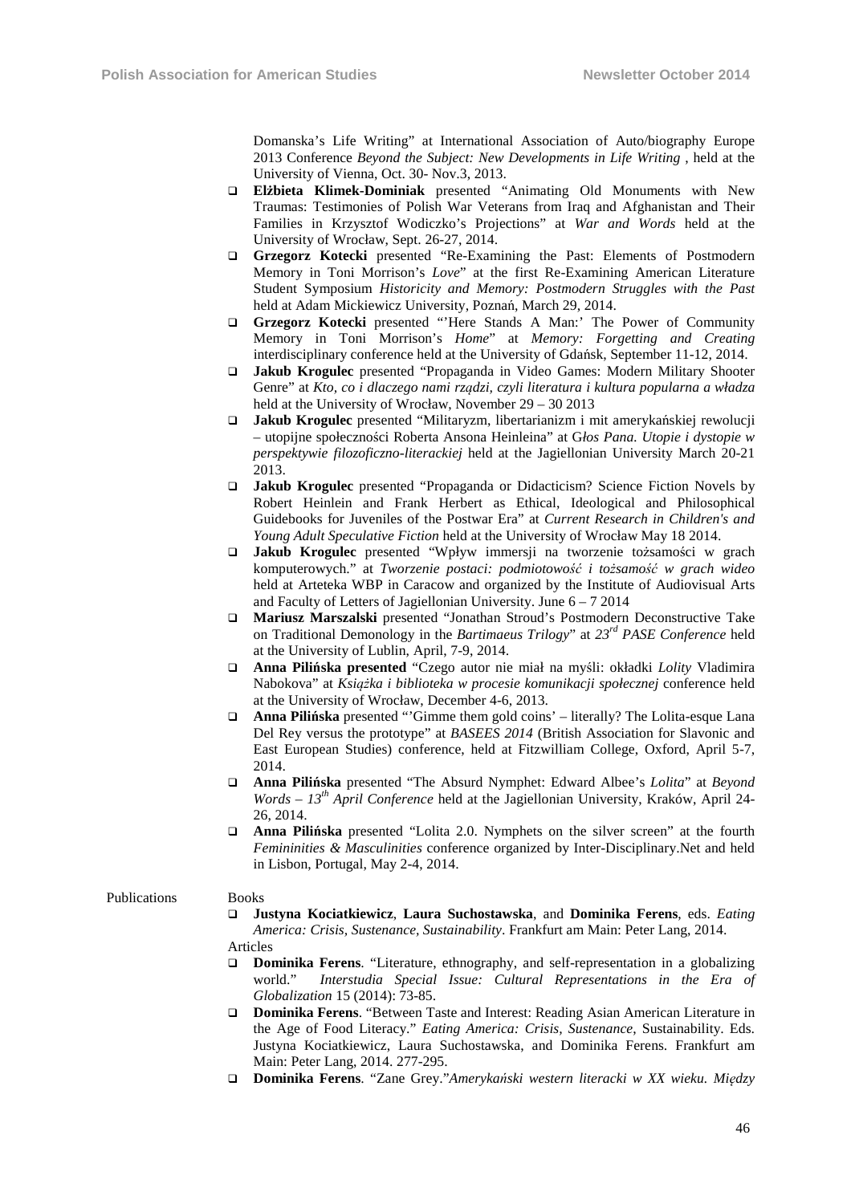Domanska's Life Writing" at International Association of Auto/biography Europe 2013 Conference *Beyond the Subject: New Developments in Life Writing* , held at the University of Vienna, Oct. 30- Nov.3, 2013.

- **Elżbieta Klimek-Dominiak** presented "Animating Old Monuments with New Traumas: Testimonies of Polish War Veterans from Iraq and Afghanistan and Their Families in Krzysztof Wodiczko's Projections" at *War and Words* held at the University of Wrocław, Sept. 26-27, 2014.
- **Grzegorz Kotecki** presented "Re-Examining the Past: Elements of Postmodern Memory in Toni Morrison's *Love*" at the first Re-Examining American Literature Student Symposium *Historicity and Memory: Postmodern Struggles with the Past* held at Adam Mickiewicz University, Poznań, March 29, 2014.
- **Grzegorz Kotecki** presented "'Here Stands A Man:' The Power of Community Memory in Toni Morrison's *Home*" at *Memory: Forgetting and Creating* interdisciplinary conference held at the University of Gdańsk, September 11-12, 2014.
- **Jakub Krogulec** presented "Propaganda in Video Games: Modern Military Shooter Genre" at *Kto, co i dlaczego nami rządzi, czyli literatura i kultura popularna a władza* held at the University of Wrocław, November 29 – 30 2013
- **Jakub Krogulec** presented "Militaryzm, libertarianizm i mit amerykańskiej rewolucji – utopijne społeczności Roberta Ansona Heinleina" at G*łos Pana. Utopie i dystopie w perspektywie filozoficzno-literackiej* held at the Jagiellonian University March 20-21 2013.
- **Jakub Krogulec** presented "Propaganda or Didacticism? Science Fiction Novels by Robert Heinlein and Frank Herbert as Ethical, Ideological and Philosophical Guidebooks for Juveniles of the Postwar Era" at *Current Research in Children's and Young Adult Speculative Fiction* held at the University of Wrocław May 18 2014.
- **Jakub Krogulec** presented "Wpływ immersji na tworzenie tożsamości w grach komputerowych." at *Tworzenie postaci: podmiotowość i tożsamość w grach wideo* held at Arteteka WBP in Caracow and organized by the Institute of Audiovisual Arts and Faculty of Letters of Jagiellonian University. June 6 – 7 2014
- **Mariusz Marszalski** presented "Jonathan Stroud's Postmodern Deconstructive Take on Traditional Demonology in the *Bartimaeus Trilogy*" at *23rd PASE Conference* held at the University of Lublin, April, 7-9, 2014.
- **Anna Pilińska presented** "Czego autor nie miał na myśli: okładki *Lolity* Vladimira Nabokova" at *Książka i biblioteka w procesie komunikacji społecznej* conference held at the University of Wrocław, December 4-6, 2013.
- **Anna Pilińska** presented "'Gimme them gold coins' – literally? The Lolita-esque Lana Del Rey versus the prototype" at *BASEES 2014* (British Association for Slavonic and East European Studies) conference, held at Fitzwilliam College, Oxford, April 5-7, 2014.
- **Anna Pilińska** presented "The Absurd Nymphet: Edward Albee's *Lolita*" at *Beyond Words – 13th April Conference* held at the Jagiellonian University, Kraków, April 24-26, 2014.
- **Anna Pilińska** presented "Lolita 2.0. Nymphets on the silver screen" at the fourth *Femininities & Masculinities* conference organized by Inter-Disciplinary.Net and held in Lisbon, Portugal, May 2-4, 2014.

Publications

Books

- **Justyna Kociatkiewicz**, **Laura Suchostawska**, and **Dominika Ferens**, eds. *Eating America: Crisis, Sustenance, Sustainability*. Frankfurt am Main: Peter Lang, 2014.

Articles

- **Dominika Ferens**. "Literature, ethnography, and self-representation in a globalizing world." *Interstudia Special Issue: Cultural Representations in the Era of Globalization* 15 (2014): 73-85.
- **Dominika Ferens**. "Between Taste and Interest: Reading Asian American Literature in the Age of Food Literacy." *Eating America: Crisis, Sustenance*, Sustainability. Eds. Justyna Kociatkiewicz, Laura Suchostawska, and Dominika Ferens. Frankfurt am Main: Peter Lang, 2014. 277-295.
- **Dominika Ferens**. "Zane Grey."*Amerykański western literacki w XX wieku. Między*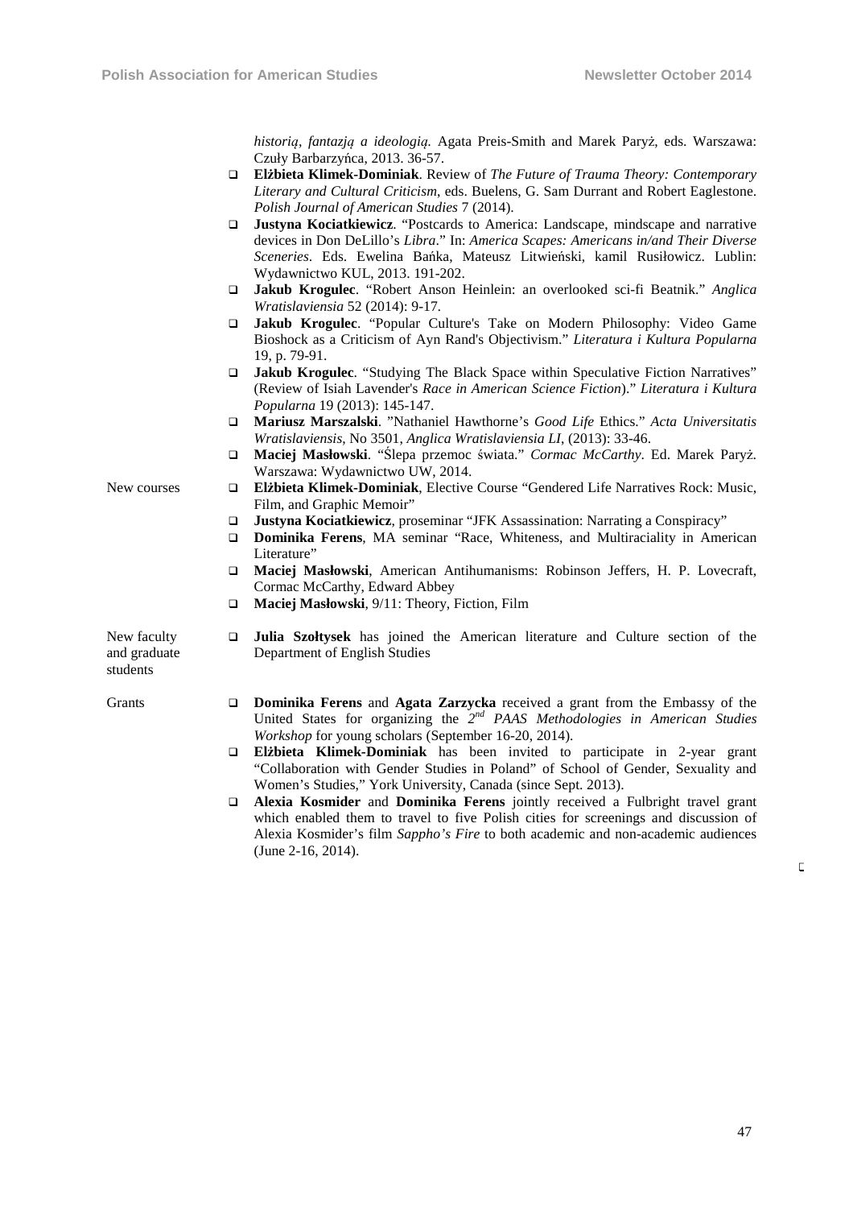*historią, fantazją a ideologią.* Agata Preis-Smith and Marek Paryż, eds. Warszawa: Czuły Barbarzyńca, 2013. 36-57.

- **Elżbieta Klimek-Dominiak**. Review of *The Future of Trauma Theory: Contemporary Literary and Cultural Criticism*, eds. Buelens, G. Sam Durrant and Robert Eaglestone. *Polish Journal of American Studies* 7 (2014).
- **Justyna Kociatkiewicz**. "Postcards to America: Landscape, mindscape and narrative devices in Don DeLillo's *Libra*." In: *America Scapes: Americans in/and Their Diverse Sceneries*. Eds. Ewelina Bańka, Mateusz Litwieński, kamil Rusiłowicz. Lublin: Wydawnictwo KUL, 2013. 191-202.
- **Jakub Krogulec**. "Robert Anson Heinlein: an overlooked sci-fi Beatnik." *Anglica Wratislaviensia* 52 (2014): 9-17.
- **Jakub Krogulec**. "Popular Culture's Take on Modern Philosophy: Video Game Bioshock as a Criticism of Ayn Rand's Objectivism." *Literatura i Kultura Popularna* 19, p. 79-91.
- **Jakub Krogulec**. "Studying The Black Space within Speculative Fiction Narratives" (Review of Isiah Lavender's *Race in American Science Fiction*)." *Literatura i Kultura Popularna* 19 (2013): 145-147.
- **Mariusz Marszalski**. "Nathaniel Hawthorne's *Good Life* Ethics." *Acta Universitatis Wratislaviensis*, No 3501, *Anglica Wratislaviensia LI*, (2013): 33-46.
- **Maciej Masłowski**. "Ślepa przemoc świata." *Cormac McCarthy*. Ed. Marek Paryż. Warszawa: Wydawnictwo UW, 2014.

New courses

- **Elżbieta Klimek-Dominiak**, Elective Course "Gendered Life Narratives Rock: Music, Film, and Graphic Memoir"
- **Justyna Kociatkiewicz**, proseminar "JFK Assassination: Narrating a Conspiracy"
- **Dominika Ferens**, MA seminar "Race, Whiteness, and Multiraciality in American Literature"
- **Maciej Masłowski**, American Antihumanisms: Robinson Jeffers, H. P. Lovecraft, Cormac McCarthy, Edward Abbey
- **Maciej Masłowski**, 9/11: Theory, Fiction, Film

New faculty and graduate students

- **Julia Szołtysek** has joined the American literature and Culture section of the Department of English Studies

Grants

- **Dominika Ferens** and **Agata Zarzycka** received a grant from the Embassy of the United States for organizing the *2nd PAAS Methodologies in American Studies Workshop* for young scholars (September 16-20, 2014).
- **Elżbieta Klimek-Dominiak** has been invited to participate in 2-year grant "Collaboration with Gender Studies in Poland" of School of Gender, Sexuality and Women's Studies," York University, Canada (since Sept. 2013).
- **Alexia Kosmider** and **Dominika Ferens** jointly received a Fulbright travel grant which enabled them to travel to five Polish cities for screenings and discussion of Alexia Kosmider's film *Sappho's Fire* to both academic and non-academic audiences (June 2-16, 2014).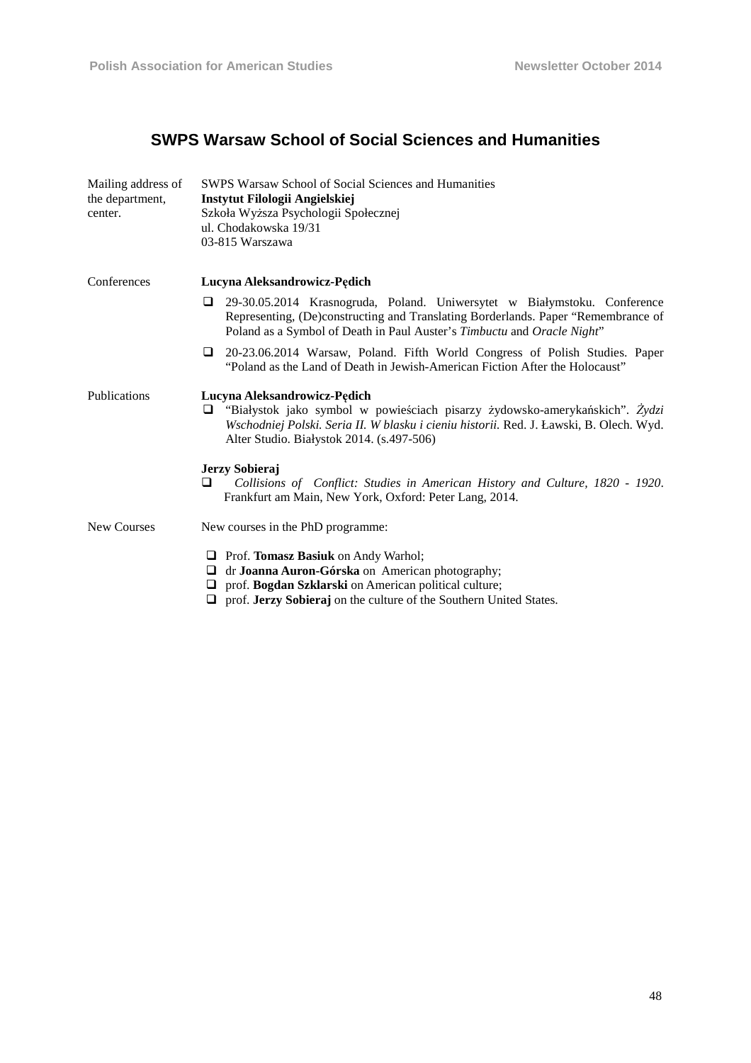## SWPS Warsaw School of Social Sciences and Humanities

**Mailing address of the department, center.**

SWPS Warsaw School of Social Sciences and Humanities
**Instytut Filologii Angielskiej**
Szkoła Wyższa Psychologii Społecznej
ul. Chodakowska 19/31
03-815 Warszawa

**Conferences**

**Lucyna Aleksandrowicz-Pędich**

- 29-30.05.2014 Krasnogruda, Poland. Uniwersytet w Białymstoku. Conference Representing, (De)constructing and Translating Borderlands. Paper "Remembrance of Poland as a Symbol of Death in Paul Auster's *Timbuctu* and *Oracle Night*"
- 20-23.06.2014 Warsaw, Poland. Fifth World Congress of Polish Studies. Paper "Poland as the Land of Death in Jewish-American Fiction After the Holocaust"

**Publications**

**Lucyna Aleksandrowicz-Pędich**

- "Białystok jako symbol w powieściach pisarzy żydowsko-amerykańskich". *Żydzi Wschodniej Polski. Seria II. W blasku i cieniu historii.* Red. J. Ławski, B. Olech. Wyd. Alter Studio. Białystok 2014. (s.497-506)

**Jerzy Sobieraj**

- *Collisions of Conflict: Studies in American History and Culture, 1820 - 1920*. Frankfurt am Main, New York, Oxford: Peter Lang, 2014.

**New Courses**

New courses in the PhD programme:

- Prof. **Tomasz Basiuk** on Andy Warhol;
- dr **Joanna Auron-Górska** on American photography;
- prof. **Bogdan Szklarski** on American political culture;
- prof. **Jerzy Sobieraj** on the culture of the Southern United States.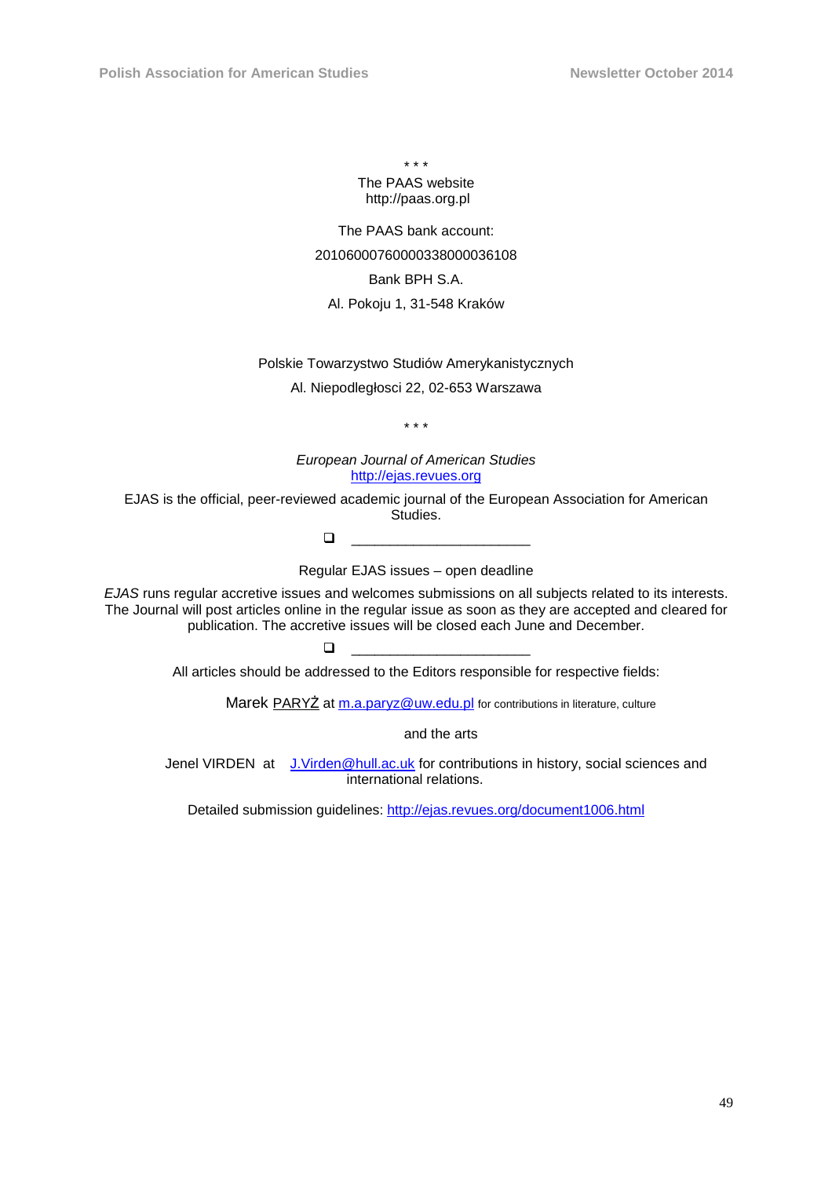\* \* \*

The PAAS website
http://paas.org.pl

The PAAS bank account:

20106000760000338000036108

Bank BPH S.A.

Al. Pokoju 1, 31-548 Kraków

Polskie Towarzystwo Studiów Amerykanistycznych

Al. Niepodległosci 22, 02-653 Warszawa

\* \* \*

*European Journal of American Studies*
http://ejas.revues.org

EJAS is the official, peer-reviewed academic journal of the European Association for American Studies.

❑ ______________________

Regular EJAS issues – open deadline

*EJAS* runs regular accretive issues and welcomes submissions on all subjects related to its interests. The Journal will post articles online in the regular issue as soon as they are accepted and cleared for publication. The accretive issues will be closed each June and December.

❑ ______________________

All articles should be addressed to the Editors responsible for respective fields:

Marek PARYŻ at m.a.paryz@uw.edu.pl for contributions in literature, culture and the arts

Jenel VIRDEN at J.Virden@hull.ac.uk for contributions in history, social sciences and international relations.

Detailed submission guidelines: http://ejas.revues.org/document1006.html